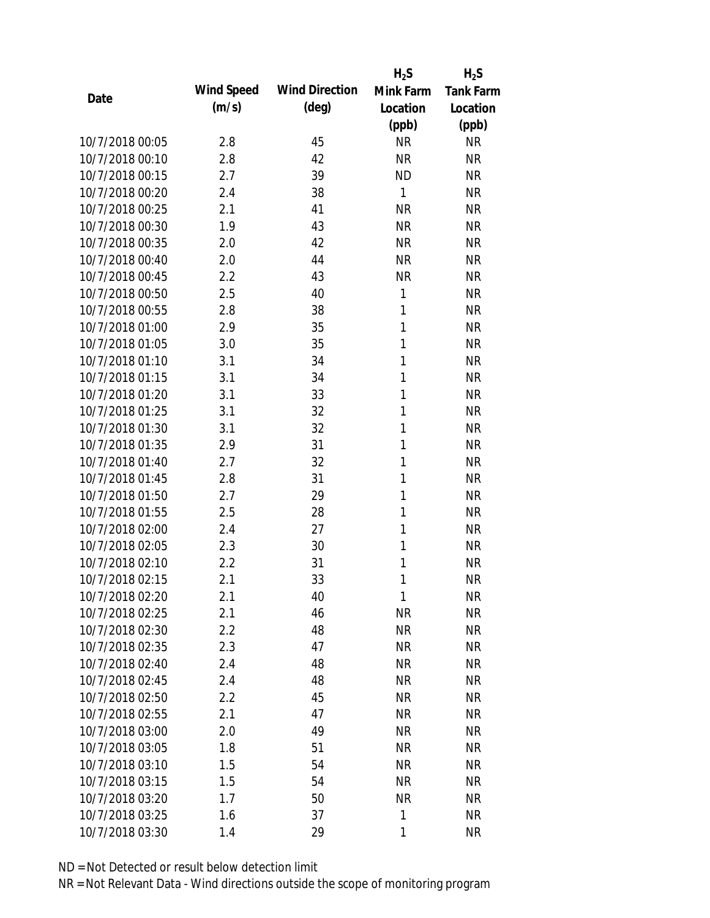| Date | Wind Speed (m/s) | Wind Direction (deg) | $H_2S$ Mink Farm Location (ppb) | $H_2S$ Tank Farm Location (ppb) |
|---|---|---|---|---|
| 10/7/2018 00:05 | 2.8 | 45 | NR | NR |
| 10/7/2018 00:10 | 2.8 | 42 | NR | NR |
| 10/7/2018 00:15 | 2.7 | 39 | ND | NR |
| 10/7/2018 00:20 | 2.4 | 38 | 1 | NR |
| 10/7/2018 00:25 | 2.1 | 41 | NR | NR |
| 10/7/2018 00:30 | 1.9 | 43 | NR | NR |
| 10/7/2018 00:35 | 2.0 | 42 | NR | NR |
| 10/7/2018 00:40 | 2.0 | 44 | NR | NR |
| 10/7/2018 00:45 | 2.2 | 43 | NR | NR |
| 10/7/2018 00:50 | 2.5 | 40 | 1 | NR |
| 10/7/2018 00:55 | 2.8 | 38 | 1 | NR |
| 10/7/2018 01:00 | 2.9 | 35 | 1 | NR |
| 10/7/2018 01:05 | 3.0 | 35 | 1 | NR |
| 10/7/2018 01:10 | 3.1 | 34 | 1 | NR |
| 10/7/2018 01:15 | 3.1 | 34 | 1 | NR |
| 10/7/2018 01:20 | 3.1 | 33 | 1 | NR |
| 10/7/2018 01:25 | 3.1 | 32 | 1 | NR |
| 10/7/2018 01:30 | 3.1 | 32 | 1 | NR |
| 10/7/2018 01:35 | 2.9 | 31 | 1 | NR |
| 10/7/2018 01:40 | 2.7 | 32 | 1 | NR |
| 10/7/2018 01:45 | 2.8 | 31 | 1 | NR |
| 10/7/2018 01:50 | 2.7 | 29 | 1 | NR |
| 10/7/2018 01:55 | 2.5 | 28 | 1 | NR |
| 10/7/2018 02:00 | 2.4 | 27 | 1 | NR |
| 10/7/2018 02:05 | 2.3 | 30 | 1 | NR |
| 10/7/2018 02:10 | 2.2 | 31 | 1 | NR |
| 10/7/2018 02:15 | 2.1 | 33 | 1 | NR |
| 10/7/2018 02:20 | 2.1 | 40 | 1 | NR |
| 10/7/2018 02:25 | 2.1 | 46 | NR | NR |
| 10/7/2018 02:30 | 2.2 | 48 | NR | NR |
| 10/7/2018 02:35 | 2.3 | 47 | NR | NR |
| 10/7/2018 02:40 | 2.4 | 48 | NR | NR |
| 10/7/2018 02:45 | 2.4 | 48 | NR | NR |
| 10/7/2018 02:50 | 2.2 | 45 | NR | NR |
| 10/7/2018 02:55 | 2.1 | 47 | NR | NR |
| 10/7/2018 03:00 | 2.0 | 49 | NR | NR |
| 10/7/2018 03:05 | 1.8 | 51 | NR | NR |
| 10/7/2018 03:10 | 1.5 | 54 | NR | NR |
| 10/7/2018 03:15 | 1.5 | 54 | NR | NR |
| 10/7/2018 03:20 | 1.7 | 50 | NR | NR |
| 10/7/2018 03:25 | 1.6 | 37 | 1 | NR |
| 10/7/2018 03:30 | 1.4 | 29 | 1 | NR |

ND = Not Detected or result below detection limit

NR = Not Relevant Data - Wind directions outside the scope of monitoring program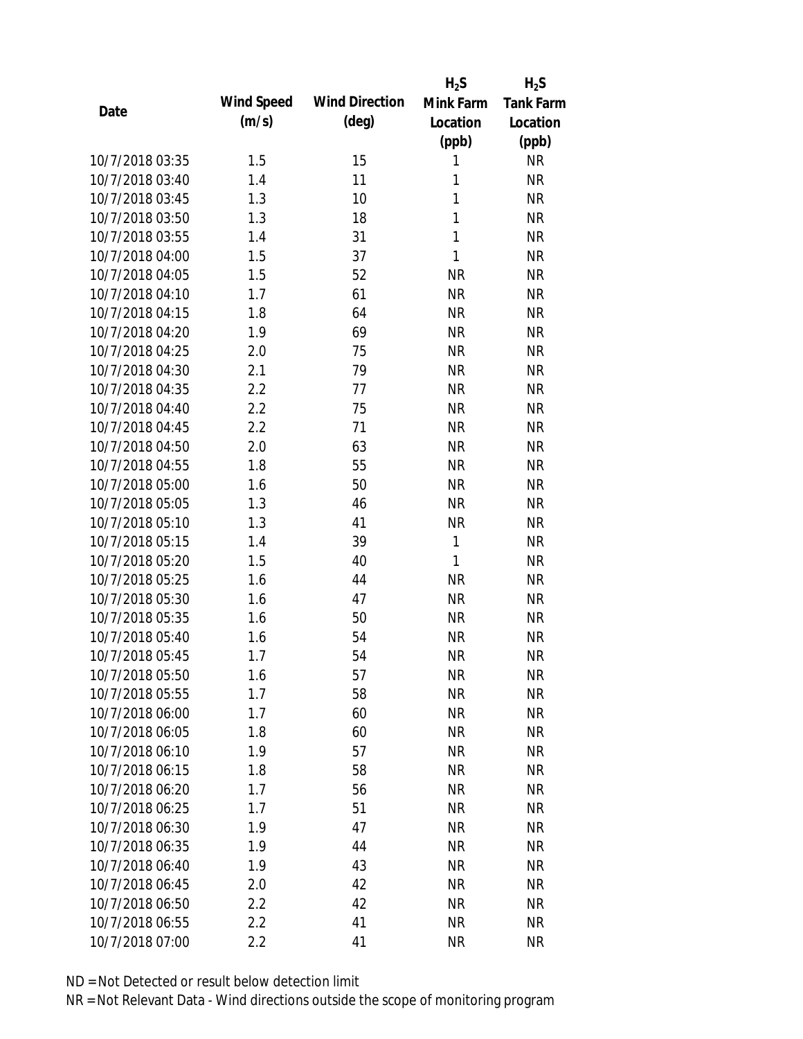| Date | Wind Speed (m/s) | Wind Direction (deg) | $H_2S$ Mink Farm Location (ppb) | $H_2S$ Tank Farm Location (ppb) |
|---|---|---|---|---|
| 10/7/2018 03:35 | 1.5 | 15 | 1 | NR |
| 10/7/2018 03:40 | 1.4 | 11 | 1 | NR |
| 10/7/2018 03:45 | 1.3 | 10 | 1 | NR |
| 10/7/2018 03:50 | 1.3 | 18 | 1 | NR |
| 10/7/2018 03:55 | 1.4 | 31 | 1 | NR |
| 10/7/2018 04:00 | 1.5 | 37 | 1 | NR |
| 10/7/2018 04:05 | 1.5 | 52 | NR | NR |
| 10/7/2018 04:10 | 1.7 | 61 | NR | NR |
| 10/7/2018 04:15 | 1.8 | 64 | NR | NR |
| 10/7/2018 04:20 | 1.9 | 69 | NR | NR |
| 10/7/2018 04:25 | 2.0 | 75 | NR | NR |
| 10/7/2018 04:30 | 2.1 | 79 | NR | NR |
| 10/7/2018 04:35 | 2.2 | 77 | NR | NR |
| 10/7/2018 04:40 | 2.2 | 75 | NR | NR |
| 10/7/2018 04:45 | 2.2 | 71 | NR | NR |
| 10/7/2018 04:50 | 2.0 | 63 | NR | NR |
| 10/7/2018 04:55 | 1.8 | 55 | NR | NR |
| 10/7/2018 05:00 | 1.6 | 50 | NR | NR |
| 10/7/2018 05:05 | 1.3 | 46 | NR | NR |
| 10/7/2018 05:10 | 1.3 | 41 | NR | NR |
| 10/7/2018 05:15 | 1.4 | 39 | 1 | NR |
| 10/7/2018 05:20 | 1.5 | 40 | 1 | NR |
| 10/7/2018 05:25 | 1.6 | 44 | NR | NR |
| 10/7/2018 05:30 | 1.6 | 47 | NR | NR |
| 10/7/2018 05:35 | 1.6 | 50 | NR | NR |
| 10/7/2018 05:40 | 1.6 | 54 | NR | NR |
| 10/7/2018 05:45 | 1.7 | 54 | NR | NR |
| 10/7/2018 05:50 | 1.6 | 57 | NR | NR |
| 10/7/2018 05:55 | 1.7 | 58 | NR | NR |
| 10/7/2018 06:00 | 1.7 | 60 | NR | NR |
| 10/7/2018 06:05 | 1.8 | 60 | NR | NR |
| 10/7/2018 06:10 | 1.9 | 57 | NR | NR |
| 10/7/2018 06:15 | 1.8 | 58 | NR | NR |
| 10/7/2018 06:20 | 1.7 | 56 | NR | NR |
| 10/7/2018 06:25 | 1.7 | 51 | NR | NR |
| 10/7/2018 06:30 | 1.9 | 47 | NR | NR |
| 10/7/2018 06:35 | 1.9 | 44 | NR | NR |
| 10/7/2018 06:40 | 1.9 | 43 | NR | NR |
| 10/7/2018 06:45 | 2.0 | 42 | NR | NR |
| 10/7/2018 06:50 | 2.2 | 42 | NR | NR |
| 10/7/2018 06:55 | 2.2 | 41 | NR | NR |
| 10/7/2018 07:00 | 2.2 | 41 | NR | NR |

ND = Not Detected or result below detection limit

NR = Not Relevant Data - Wind directions outside the scope of monitoring program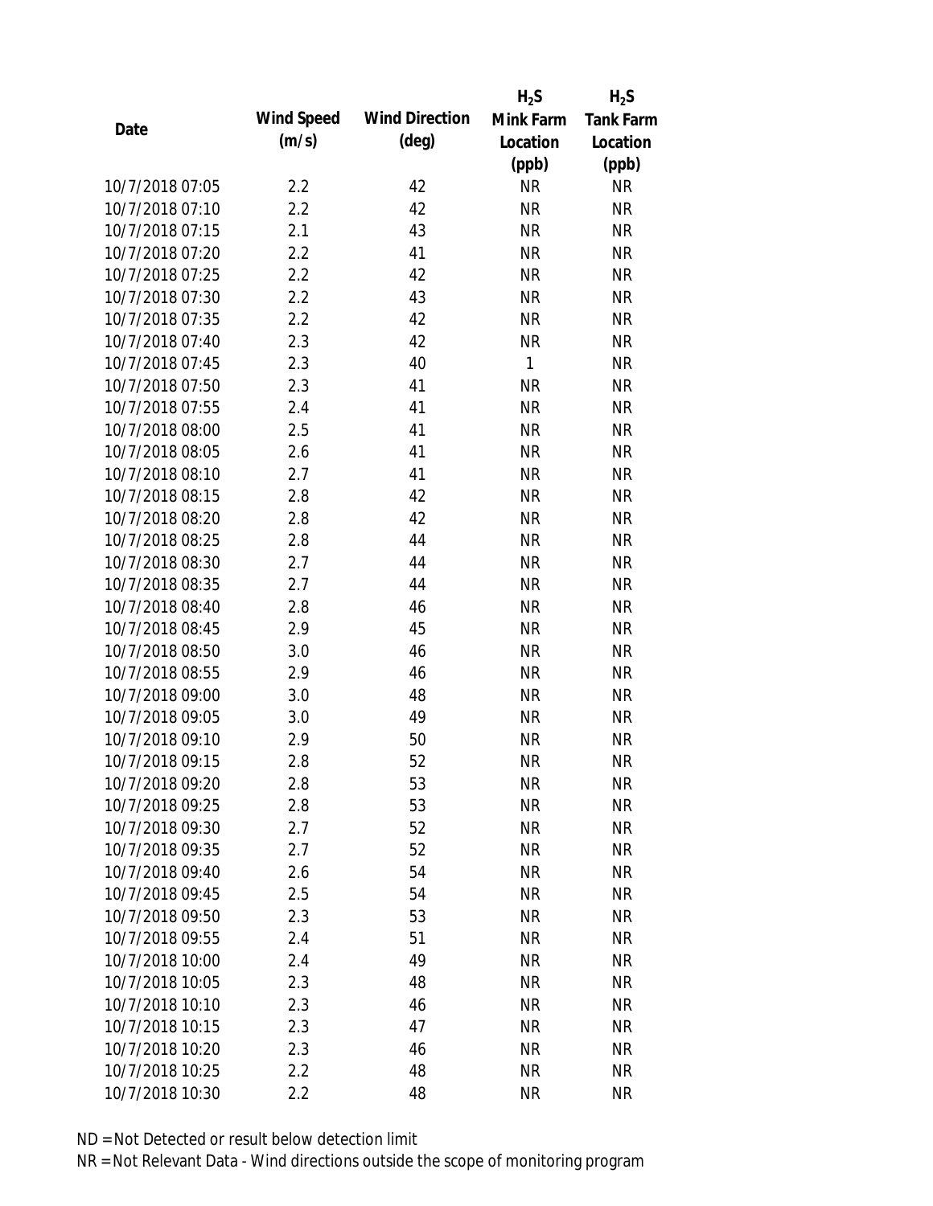| Date | Wind Speed (m/s) | Wind Direction (deg) | $H_2S$ Mink Farm Location (ppb) | $H_2S$ Tank Farm Location (ppb) |
|---|---|---|---|---|
| 10/7/2018 07:05 | 2.2 | 42 | NR | NR |
| 10/7/2018 07:10 | 2.2 | 42 | NR | NR |
| 10/7/2018 07:15 | 2.1 | 43 | NR | NR |
| 10/7/2018 07:20 | 2.2 | 41 | NR | NR |
| 10/7/2018 07:25 | 2.2 | 42 | NR | NR |
| 10/7/2018 07:30 | 2.2 | 43 | NR | NR |
| 10/7/2018 07:35 | 2.2 | 42 | NR | NR |
| 10/7/2018 07:40 | 2.3 | 42 | NR | NR |
| 10/7/2018 07:45 | 2.3 | 40 | 1 | NR |
| 10/7/2018 07:50 | 2.3 | 41 | NR | NR |
| 10/7/2018 07:55 | 2.4 | 41 | NR | NR |
| 10/7/2018 08:00 | 2.5 | 41 | NR | NR |
| 10/7/2018 08:05 | 2.6 | 41 | NR | NR |
| 10/7/2018 08:10 | 2.7 | 41 | NR | NR |
| 10/7/2018 08:15 | 2.8 | 42 | NR | NR |
| 10/7/2018 08:20 | 2.8 | 42 | NR | NR |
| 10/7/2018 08:25 | 2.8 | 44 | NR | NR |
| 10/7/2018 08:30 | 2.7 | 44 | NR | NR |
| 10/7/2018 08:35 | 2.7 | 44 | NR | NR |
| 10/7/2018 08:40 | 2.8 | 46 | NR | NR |
| 10/7/2018 08:45 | 2.9 | 45 | NR | NR |
| 10/7/2018 08:50 | 3.0 | 46 | NR | NR |
| 10/7/2018 08:55 | 2.9 | 46 | NR | NR |
| 10/7/2018 09:00 | 3.0 | 48 | NR | NR |
| 10/7/2018 09:05 | 3.0 | 49 | NR | NR |
| 10/7/2018 09:10 | 2.9 | 50 | NR | NR |
| 10/7/2018 09:15 | 2.8 | 52 | NR | NR |
| 10/7/2018 09:20 | 2.8 | 53 | NR | NR |
| 10/7/2018 09:25 | 2.8 | 53 | NR | NR |
| 10/7/2018 09:30 | 2.7 | 52 | NR | NR |
| 10/7/2018 09:35 | 2.7 | 52 | NR | NR |
| 10/7/2018 09:40 | 2.6 | 54 | NR | NR |
| 10/7/2018 09:45 | 2.5 | 54 | NR | NR |
| 10/7/2018 09:50 | 2.3 | 53 | NR | NR |
| 10/7/2018 09:55 | 2.4 | 51 | NR | NR |
| 10/7/2018 10:00 | 2.4 | 49 | NR | NR |
| 10/7/2018 10:05 | 2.3 | 48 | NR | NR |
| 10/7/2018 10:10 | 2.3 | 46 | NR | NR |
| 10/7/2018 10:15 | 2.3 | 47 | NR | NR |
| 10/7/2018 10:20 | 2.3 | 46 | NR | NR |
| 10/7/2018 10:25 | 2.2 | 48 | NR | NR |
| 10/7/2018 10:30 | 2.2 | 48 | NR | NR |

ND = Not Detected or result below detection limit

NR = Not Relevant Data - Wind directions outside the scope of monitoring program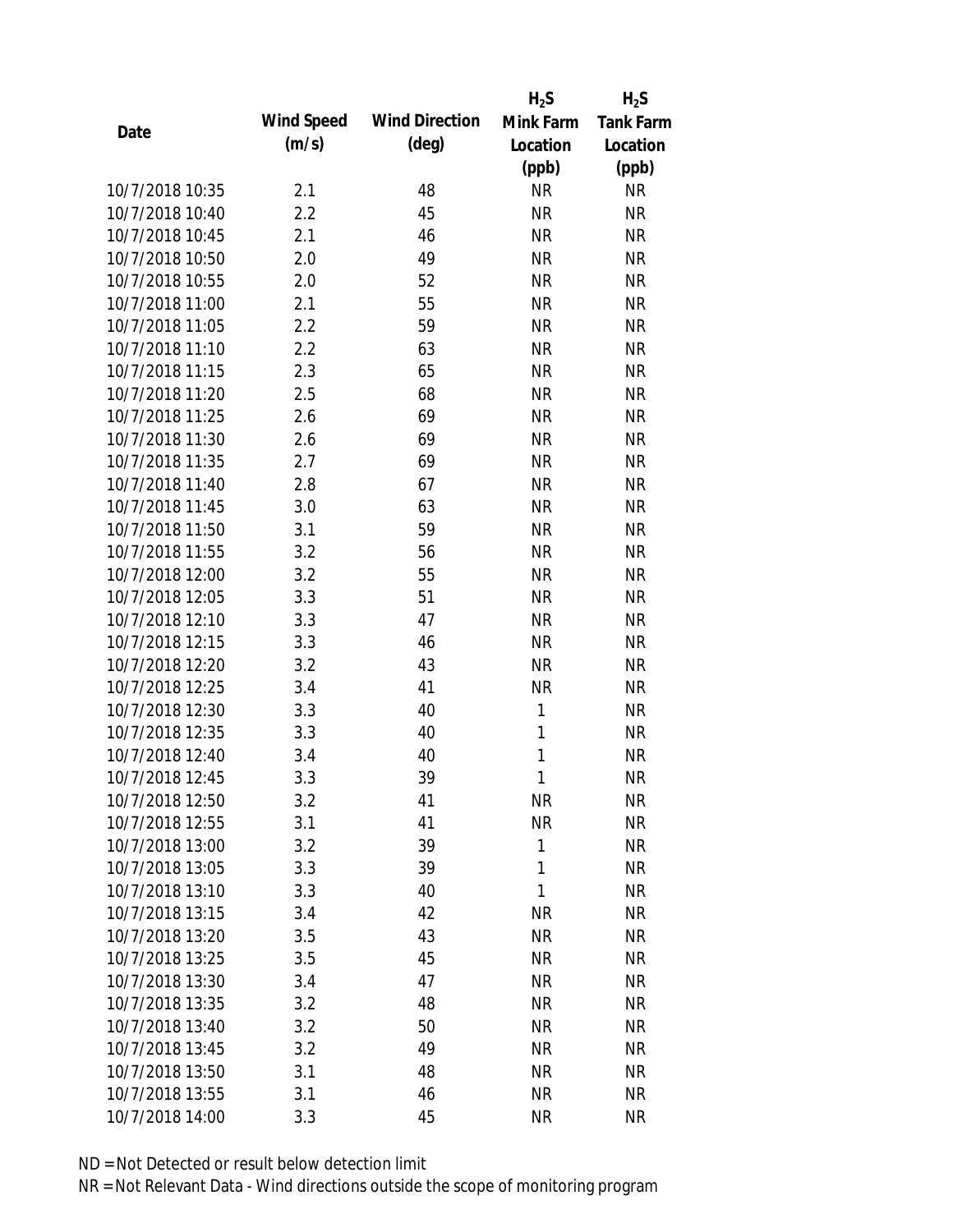| Date | Wind Speed (m/s) | Wind Direction (deg) | $H_2S$ Mink Farm Location (ppb) | $H_2S$ Tank Farm Location (ppb) |
|---|---|---|---|---|
| 10/7/2018 10:35 | 2.1 | 48 | NR | NR |
| 10/7/2018 10:40 | 2.2 | 45 | NR | NR |
| 10/7/2018 10:45 | 2.1 | 46 | NR | NR |
| 10/7/2018 10:50 | 2.0 | 49 | NR | NR |
| 10/7/2018 10:55 | 2.0 | 52 | NR | NR |
| 10/7/2018 11:00 | 2.1 | 55 | NR | NR |
| 10/7/2018 11:05 | 2.2 | 59 | NR | NR |
| 10/7/2018 11:10 | 2.2 | 63 | NR | NR |
| 10/7/2018 11:15 | 2.3 | 65 | NR | NR |
| 10/7/2018 11:20 | 2.5 | 68 | NR | NR |
| 10/7/2018 11:25 | 2.6 | 69 | NR | NR |
| 10/7/2018 11:30 | 2.6 | 69 | NR | NR |
| 10/7/2018 11:35 | 2.7 | 69 | NR | NR |
| 10/7/2018 11:40 | 2.8 | 67 | NR | NR |
| 10/7/2018 11:45 | 3.0 | 63 | NR | NR |
| 10/7/2018 11:50 | 3.1 | 59 | NR | NR |
| 10/7/2018 11:55 | 3.2 | 56 | NR | NR |
| 10/7/2018 12:00 | 3.2 | 55 | NR | NR |
| 10/7/2018 12:05 | 3.3 | 51 | NR | NR |
| 10/7/2018 12:10 | 3.3 | 47 | NR | NR |
| 10/7/2018 12:15 | 3.3 | 46 | NR | NR |
| 10/7/2018 12:20 | 3.2 | 43 | NR | NR |
| 10/7/2018 12:25 | 3.4 | 41 | NR | NR |
| 10/7/2018 12:30 | 3.3 | 40 | 1 | NR |
| 10/7/2018 12:35 | 3.3 | 40 | 1 | NR |
| 10/7/2018 12:40 | 3.4 | 40 | 1 | NR |
| 10/7/2018 12:45 | 3.3 | 39 | 1 | NR |
| 10/7/2018 12:50 | 3.2 | 41 | NR | NR |
| 10/7/2018 12:55 | 3.1 | 41 | NR | NR |
| 10/7/2018 13:00 | 3.2 | 39 | 1 | NR |
| 10/7/2018 13:05 | 3.3 | 39 | 1 | NR |
| 10/7/2018 13:10 | 3.3 | 40 | 1 | NR |
| 10/7/2018 13:15 | 3.4 | 42 | NR | NR |
| 10/7/2018 13:20 | 3.5 | 43 | NR | NR |
| 10/7/2018 13:25 | 3.5 | 45 | NR | NR |
| 10/7/2018 13:30 | 3.4 | 47 | NR | NR |
| 10/7/2018 13:35 | 3.2 | 48 | NR | NR |
| 10/7/2018 13:40 | 3.2 | 50 | NR | NR |
| 10/7/2018 13:45 | 3.2 | 49 | NR | NR |
| 10/7/2018 13:50 | 3.1 | 48 | NR | NR |
| 10/7/2018 13:55 | 3.1 | 46 | NR | NR |
| 10/7/2018 14:00 | 3.3 | 45 | NR | NR |

ND = Not Detected or result below detection limit

NR = Not Relevant Data - Wind directions outside the scope of monitoring program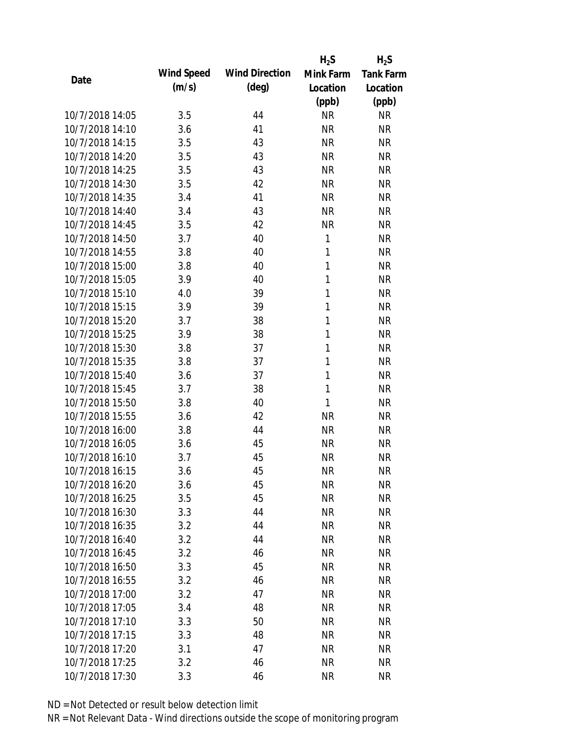| Date | Wind Speed (m/s) | Wind Direction (deg) | $H_2S$ Mink Farm Location (ppb) | $H_2S$ Tank Farm Location (ppb) |
|---|---|---|---|---|
| 10/7/2018 14:05 | 3.5 | 44 | NR | NR |
| 10/7/2018 14:10 | 3.6 | 41 | NR | NR |
| 10/7/2018 14:15 | 3.5 | 43 | NR | NR |
| 10/7/2018 14:20 | 3.5 | 43 | NR | NR |
| 10/7/2018 14:25 | 3.5 | 43 | NR | NR |
| 10/7/2018 14:30 | 3.5 | 42 | NR | NR |
| 10/7/2018 14:35 | 3.4 | 41 | NR | NR |
| 10/7/2018 14:40 | 3.4 | 43 | NR | NR |
| 10/7/2018 14:45 | 3.5 | 42 | NR | NR |
| 10/7/2018 14:50 | 3.7 | 40 | 1 | NR |
| 10/7/2018 14:55 | 3.8 | 40 | 1 | NR |
| 10/7/2018 15:00 | 3.8 | 40 | 1 | NR |
| 10/7/2018 15:05 | 3.9 | 40 | 1 | NR |
| 10/7/2018 15:10 | 4.0 | 39 | 1 | NR |
| 10/7/2018 15:15 | 3.9 | 39 | 1 | NR |
| 10/7/2018 15:20 | 3.7 | 38 | 1 | NR |
| 10/7/2018 15:25 | 3.9 | 38 | 1 | NR |
| 10/7/2018 15:30 | 3.8 | 37 | 1 | NR |
| 10/7/2018 15:35 | 3.8 | 37 | 1 | NR |
| 10/7/2018 15:40 | 3.6 | 37 | 1 | NR |
| 10/7/2018 15:45 | 3.7 | 38 | 1 | NR |
| 10/7/2018 15:50 | 3.8 | 40 | 1 | NR |
| 10/7/2018 15:55 | 3.6 | 42 | NR | NR |
| 10/7/2018 16:00 | 3.8 | 44 | NR | NR |
| 10/7/2018 16:05 | 3.6 | 45 | NR | NR |
| 10/7/2018 16:10 | 3.7 | 45 | NR | NR |
| 10/7/2018 16:15 | 3.6 | 45 | NR | NR |
| 10/7/2018 16:20 | 3.6 | 45 | NR | NR |
| 10/7/2018 16:25 | 3.5 | 45 | NR | NR |
| 10/7/2018 16:30 | 3.3 | 44 | NR | NR |
| 10/7/2018 16:35 | 3.2 | 44 | NR | NR |
| 10/7/2018 16:40 | 3.2 | 44 | NR | NR |
| 10/7/2018 16:45 | 3.2 | 46 | NR | NR |
| 10/7/2018 16:50 | 3.3 | 45 | NR | NR |
| 10/7/2018 16:55 | 3.2 | 46 | NR | NR |
| 10/7/2018 17:00 | 3.2 | 47 | NR | NR |
| 10/7/2018 17:05 | 3.4 | 48 | NR | NR |
| 10/7/2018 17:10 | 3.3 | 50 | NR | NR |
| 10/7/2018 17:15 | 3.3 | 48 | NR | NR |
| 10/7/2018 17:20 | 3.1 | 47 | NR | NR |
| 10/7/2018 17:25 | 3.2 | 46 | NR | NR |
| 10/7/2018 17:30 | 3.3 | 46 | NR | NR |

ND = Not Detected or result below detection limit

NR = Not Relevant Data - Wind directions outside the scope of monitoring program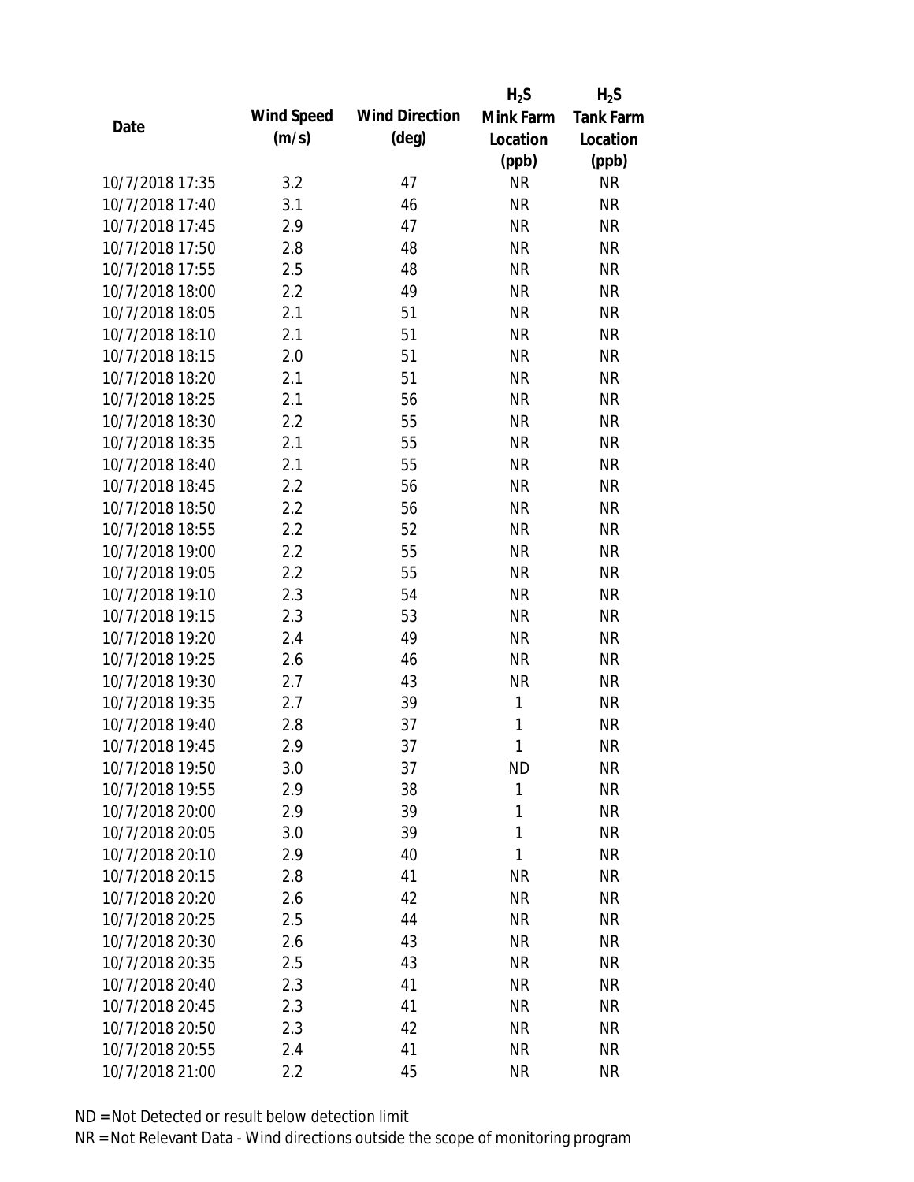| Date | Wind Speed (m/s) | Wind Direction (deg) | $H_2S$ Mink Farm Location (ppb) | $H_2S$ Tank Farm Location (ppb) |
|---|---|---|---|---|
| 10/7/2018 17:35 | 3.2 | 47 | NR | NR |
| 10/7/2018 17:40 | 3.1 | 46 | NR | NR |
| 10/7/2018 17:45 | 2.9 | 47 | NR | NR |
| 10/7/2018 17:50 | 2.8 | 48 | NR | NR |
| 10/7/2018 17:55 | 2.5 | 48 | NR | NR |
| 10/7/2018 18:00 | 2.2 | 49 | NR | NR |
| 10/7/2018 18:05 | 2.1 | 51 | NR | NR |
| 10/7/2018 18:10 | 2.1 | 51 | NR | NR |
| 10/7/2018 18:15 | 2.0 | 51 | NR | NR |
| 10/7/2018 18:20 | 2.1 | 51 | NR | NR |
| 10/7/2018 18:25 | 2.1 | 56 | NR | NR |
| 10/7/2018 18:30 | 2.2 | 55 | NR | NR |
| 10/7/2018 18:35 | 2.1 | 55 | NR | NR |
| 10/7/2018 18:40 | 2.1 | 55 | NR | NR |
| 10/7/2018 18:45 | 2.2 | 56 | NR | NR |
| 10/7/2018 18:50 | 2.2 | 56 | NR | NR |
| 10/7/2018 18:55 | 2.2 | 52 | NR | NR |
| 10/7/2018 19:00 | 2.2 | 55 | NR | NR |
| 10/7/2018 19:05 | 2.2 | 55 | NR | NR |
| 10/7/2018 19:10 | 2.3 | 54 | NR | NR |
| 10/7/2018 19:15 | 2.3 | 53 | NR | NR |
| 10/7/2018 19:20 | 2.4 | 49 | NR | NR |
| 10/7/2018 19:25 | 2.6 | 46 | NR | NR |
| 10/7/2018 19:30 | 2.7 | 43 | NR | NR |
| 10/7/2018 19:35 | 2.7 | 39 | 1 | NR |
| 10/7/2018 19:40 | 2.8 | 37 | 1 | NR |
| 10/7/2018 19:45 | 2.9 | 37 | 1 | NR |
| 10/7/2018 19:50 | 3.0 | 37 | ND | NR |
| 10/7/2018 19:55 | 2.9 | 38 | 1 | NR |
| 10/7/2018 20:00 | 2.9 | 39 | 1 | NR |
| 10/7/2018 20:05 | 3.0 | 39 | 1 | NR |
| 10/7/2018 20:10 | 2.9 | 40 | 1 | NR |
| 10/7/2018 20:15 | 2.8 | 41 | NR | NR |
| 10/7/2018 20:20 | 2.6 | 42 | NR | NR |
| 10/7/2018 20:25 | 2.5 | 44 | NR | NR |
| 10/7/2018 20:30 | 2.6 | 43 | NR | NR |
| 10/7/2018 20:35 | 2.5 | 43 | NR | NR |
| 10/7/2018 20:40 | 2.3 | 41 | NR | NR |
| 10/7/2018 20:45 | 2.3 | 41 | NR | NR |
| 10/7/2018 20:50 | 2.3 | 42 | NR | NR |
| 10/7/2018 20:55 | 2.4 | 41 | NR | NR |
| 10/7/2018 21:00 | 2.2 | 45 | NR | NR |

ND = Not Detected or result below detection limit

NR = Not Relevant Data - Wind directions outside the scope of monitoring program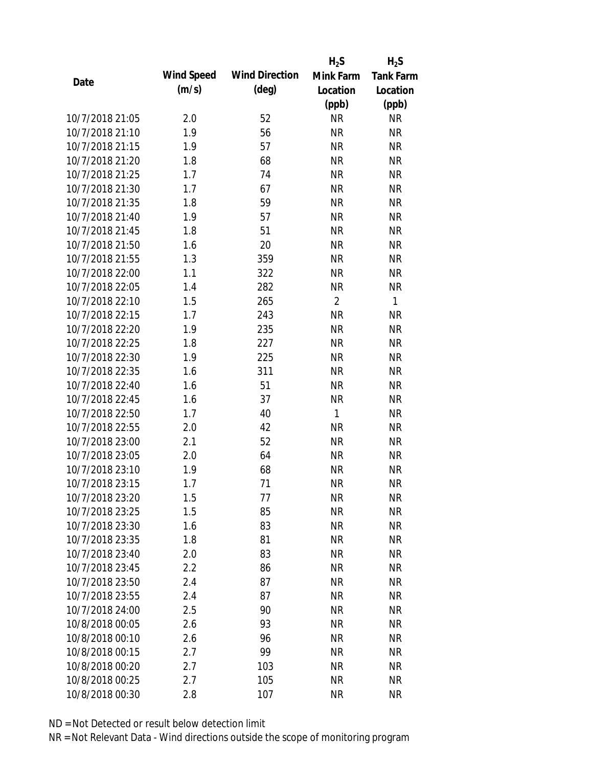| Date | Wind Speed (m/s) | Wind Direction (deg) | $H_2S$ Mink Farm Location (ppb) | $H_2S$ Tank Farm Location (ppb) |
|---|---|---|---|---|
| 10/7/2018 21:05 | 2.0 | 52 | NR | NR |
| 10/7/2018 21:10 | 1.9 | 56 | NR | NR |
| 10/7/2018 21:15 | 1.9 | 57 | NR | NR |
| 10/7/2018 21:20 | 1.8 | 68 | NR | NR |
| 10/7/2018 21:25 | 1.7 | 74 | NR | NR |
| 10/7/2018 21:30 | 1.7 | 67 | NR | NR |
| 10/7/2018 21:35 | 1.8 | 59 | NR | NR |
| 10/7/2018 21:40 | 1.9 | 57 | NR | NR |
| 10/7/2018 21:45 | 1.8 | 51 | NR | NR |
| 10/7/2018 21:50 | 1.6 | 20 | NR | NR |
| 10/7/2018 21:55 | 1.3 | 359 | NR | NR |
| 10/7/2018 22:00 | 1.1 | 322 | NR | NR |
| 10/7/2018 22:05 | 1.4 | 282 | NR | NR |
| 10/7/2018 22:10 | 1.5 | 265 | 2 | 1 |
| 10/7/2018 22:15 | 1.7 | 243 | NR | NR |
| 10/7/2018 22:20 | 1.9 | 235 | NR | NR |
| 10/7/2018 22:25 | 1.8 | 227 | NR | NR |
| 10/7/2018 22:30 | 1.9 | 225 | NR | NR |
| 10/7/2018 22:35 | 1.6 | 311 | NR | NR |
| 10/7/2018 22:40 | 1.6 | 51 | NR | NR |
| 10/7/2018 22:45 | 1.6 | 37 | NR | NR |
| 10/7/2018 22:50 | 1.7 | 40 | 1 | NR |
| 10/7/2018 22:55 | 2.0 | 42 | NR | NR |
| 10/7/2018 23:00 | 2.1 | 52 | NR | NR |
| 10/7/2018 23:05 | 2.0 | 64 | NR | NR |
| 10/7/2018 23:10 | 1.9 | 68 | NR | NR |
| 10/7/2018 23:15 | 1.7 | 71 | NR | NR |
| 10/7/2018 23:20 | 1.5 | 77 | NR | NR |
| 10/7/2018 23:25 | 1.5 | 85 | NR | NR |
| 10/7/2018 23:30 | 1.6 | 83 | NR | NR |
| 10/7/2018 23:35 | 1.8 | 81 | NR | NR |
| 10/7/2018 23:40 | 2.0 | 83 | NR | NR |
| 10/7/2018 23:45 | 2.2 | 86 | NR | NR |
| 10/7/2018 23:50 | 2.4 | 87 | NR | NR |
| 10/7/2018 23:55 | 2.4 | 87 | NR | NR |
| 10/7/2018 24:00 | 2.5 | 90 | NR | NR |
| 10/8/2018 00:05 | 2.6 | 93 | NR | NR |
| 10/8/2018 00:10 | 2.6 | 96 | NR | NR |
| 10/8/2018 00:15 | 2.7 | 99 | NR | NR |
| 10/8/2018 00:20 | 2.7 | 103 | NR | NR |
| 10/8/2018 00:25 | 2.7 | 105 | NR | NR |
| 10/8/2018 00:30 | 2.8 | 107 | NR | NR |

ND = Not Detected or result below detection limit

NR = Not Relevant Data - Wind directions outside the scope of monitoring program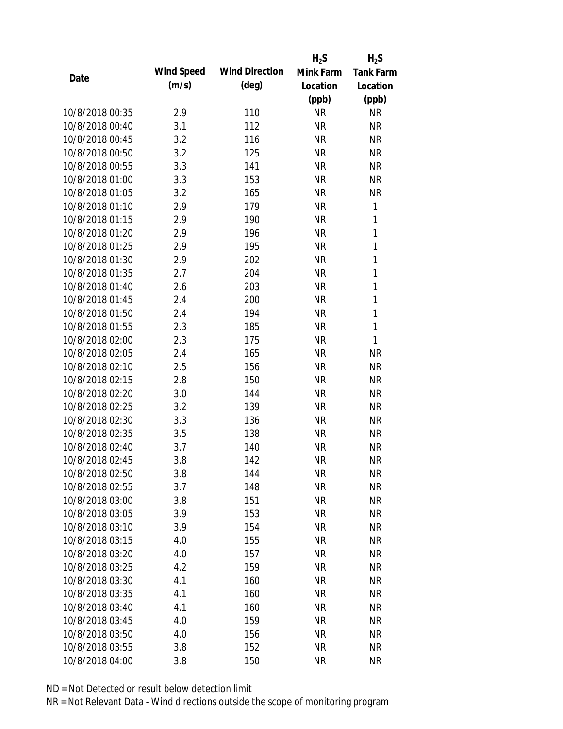| Date | Wind Speed (m/s) | Wind Direction (deg) | $H_2S$ Mink Farm Location (ppb) | $H_2S$ Tank Farm Location (ppb) |
|---|---|---|---|---|
| 10/8/2018 00:35 | 2.9 | 110 | NR | NR |
| 10/8/2018 00:40 | 3.1 | 112 | NR | NR |
| 10/8/2018 00:45 | 3.2 | 116 | NR | NR |
| 10/8/2018 00:50 | 3.2 | 125 | NR | NR |
| 10/8/2018 00:55 | 3.3 | 141 | NR | NR |
| 10/8/2018 01:00 | 3.3 | 153 | NR | NR |
| 10/8/2018 01:05 | 3.2 | 165 | NR | NR |
| 10/8/2018 01:10 | 2.9 | 179 | NR | 1 |
| 10/8/2018 01:15 | 2.9 | 190 | NR | 1 |
| 10/8/2018 01:20 | 2.9 | 196 | NR | 1 |
| 10/8/2018 01:25 | 2.9 | 195 | NR | 1 |
| 10/8/2018 01:30 | 2.9 | 202 | NR | 1 |
| 10/8/2018 01:35 | 2.7 | 204 | NR | 1 |
| 10/8/2018 01:40 | 2.6 | 203 | NR | 1 |
| 10/8/2018 01:45 | 2.4 | 200 | NR | 1 |
| 10/8/2018 01:50 | 2.4 | 194 | NR | 1 |
| 10/8/2018 01:55 | 2.3 | 185 | NR | 1 |
| 10/8/2018 02:00 | 2.3 | 175 | NR | 1 |
| 10/8/2018 02:05 | 2.4 | 165 | NR | NR |
| 10/8/2018 02:10 | 2.5 | 156 | NR | NR |
| 10/8/2018 02:15 | 2.8 | 150 | NR | NR |
| 10/8/2018 02:20 | 3.0 | 144 | NR | NR |
| 10/8/2018 02:25 | 3.2 | 139 | NR | NR |
| 10/8/2018 02:30 | 3.3 | 136 | NR | NR |
| 10/8/2018 02:35 | 3.5 | 138 | NR | NR |
| 10/8/2018 02:40 | 3.7 | 140 | NR | NR |
| 10/8/2018 02:45 | 3.8 | 142 | NR | NR |
| 10/8/2018 02:50 | 3.8 | 144 | NR | NR |
| 10/8/2018 02:55 | 3.7 | 148 | NR | NR |
| 10/8/2018 03:00 | 3.8 | 151 | NR | NR |
| 10/8/2018 03:05 | 3.9 | 153 | NR | NR |
| 10/8/2018 03:10 | 3.9 | 154 | NR | NR |
| 10/8/2018 03:15 | 4.0 | 155 | NR | NR |
| 10/8/2018 03:20 | 4.0 | 157 | NR | NR |
| 10/8/2018 03:25 | 4.2 | 159 | NR | NR |
| 10/8/2018 03:30 | 4.1 | 160 | NR | NR |
| 10/8/2018 03:35 | 4.1 | 160 | NR | NR |
| 10/8/2018 03:40 | 4.1 | 160 | NR | NR |
| 10/8/2018 03:45 | 4.0 | 159 | NR | NR |
| 10/8/2018 03:50 | 4.0 | 156 | NR | NR |
| 10/8/2018 03:55 | 3.8 | 152 | NR | NR |
| 10/8/2018 04:00 | 3.8 | 150 | NR | NR |

ND = Not Detected or result below detection limit

NR = Not Relevant Data - Wind directions outside the scope of monitoring program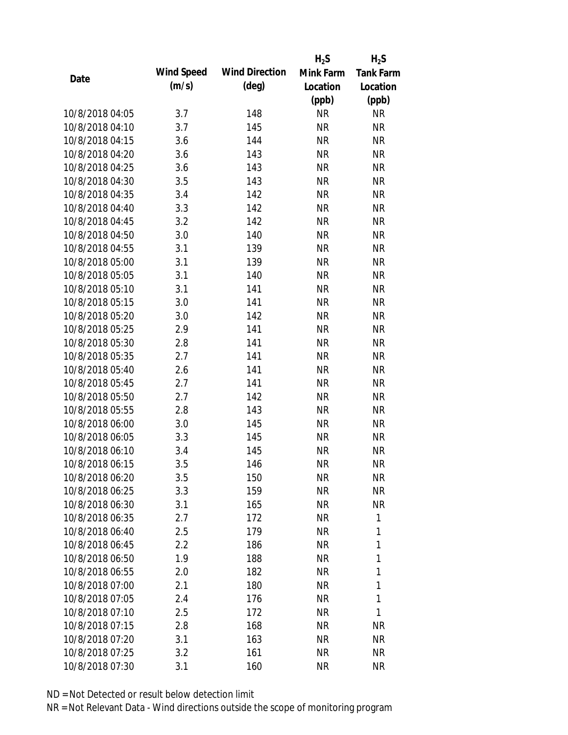| Date | Wind Speed (m/s) | Wind Direction (deg) | $H_2S$ Mink Farm Location (ppb) | $H_2S$ Tank Farm Location (ppb) |
|---|---|---|---|---|
| 10/8/2018 04:05 | 3.7 | 148 | NR | NR |
| 10/8/2018 04:10 | 3.7 | 145 | NR | NR |
| 10/8/2018 04:15 | 3.6 | 144 | NR | NR |
| 10/8/2018 04:20 | 3.6 | 143 | NR | NR |
| 10/8/2018 04:25 | 3.6 | 143 | NR | NR |
| 10/8/2018 04:30 | 3.5 | 143 | NR | NR |
| 10/8/2018 04:35 | 3.4 | 142 | NR | NR |
| 10/8/2018 04:40 | 3.3 | 142 | NR | NR |
| 10/8/2018 04:45 | 3.2 | 142 | NR | NR |
| 10/8/2018 04:50 | 3.0 | 140 | NR | NR |
| 10/8/2018 04:55 | 3.1 | 139 | NR | NR |
| 10/8/2018 05:00 | 3.1 | 139 | NR | NR |
| 10/8/2018 05:05 | 3.1 | 140 | NR | NR |
| 10/8/2018 05:10 | 3.1 | 141 | NR | NR |
| 10/8/2018 05:15 | 3.0 | 141 | NR | NR |
| 10/8/2018 05:20 | 3.0 | 142 | NR | NR |
| 10/8/2018 05:25 | 2.9 | 141 | NR | NR |
| 10/8/2018 05:30 | 2.8 | 141 | NR | NR |
| 10/8/2018 05:35 | 2.7 | 141 | NR | NR |
| 10/8/2018 05:40 | 2.6 | 141 | NR | NR |
| 10/8/2018 05:45 | 2.7 | 141 | NR | NR |
| 10/8/2018 05:50 | 2.7 | 142 | NR | NR |
| 10/8/2018 05:55 | 2.8 | 143 | NR | NR |
| 10/8/2018 06:00 | 3.0 | 145 | NR | NR |
| 10/8/2018 06:05 | 3.3 | 145 | NR | NR |
| 10/8/2018 06:10 | 3.4 | 145 | NR | NR |
| 10/8/2018 06:15 | 3.5 | 146 | NR | NR |
| 10/8/2018 06:20 | 3.5 | 150 | NR | NR |
| 10/8/2018 06:25 | 3.3 | 159 | NR | NR |
| 10/8/2018 06:30 | 3.1 | 165 | NR | NR |
| 10/8/2018 06:35 | 2.7 | 172 | NR | 1 |
| 10/8/2018 06:40 | 2.5 | 179 | NR | 1 |
| 10/8/2018 06:45 | 2.2 | 186 | NR | 1 |
| 10/8/2018 06:50 | 1.9 | 188 | NR | 1 |
| 10/8/2018 06:55 | 2.0 | 182 | NR | 1 |
| 10/8/2018 07:00 | 2.1 | 180 | NR | 1 |
| 10/8/2018 07:05 | 2.4 | 176 | NR | 1 |
| 10/8/2018 07:10 | 2.5 | 172 | NR | 1 |
| 10/8/2018 07:15 | 2.8 | 168 | NR | NR |
| 10/8/2018 07:20 | 3.1 | 163 | NR | NR |
| 10/8/2018 07:25 | 3.2 | 161 | NR | NR |
| 10/8/2018 07:30 | 3.1 | 160 | NR | NR |

ND = Not Detected or result below detection limit

NR = Not Relevant Data - Wind directions outside the scope of monitoring program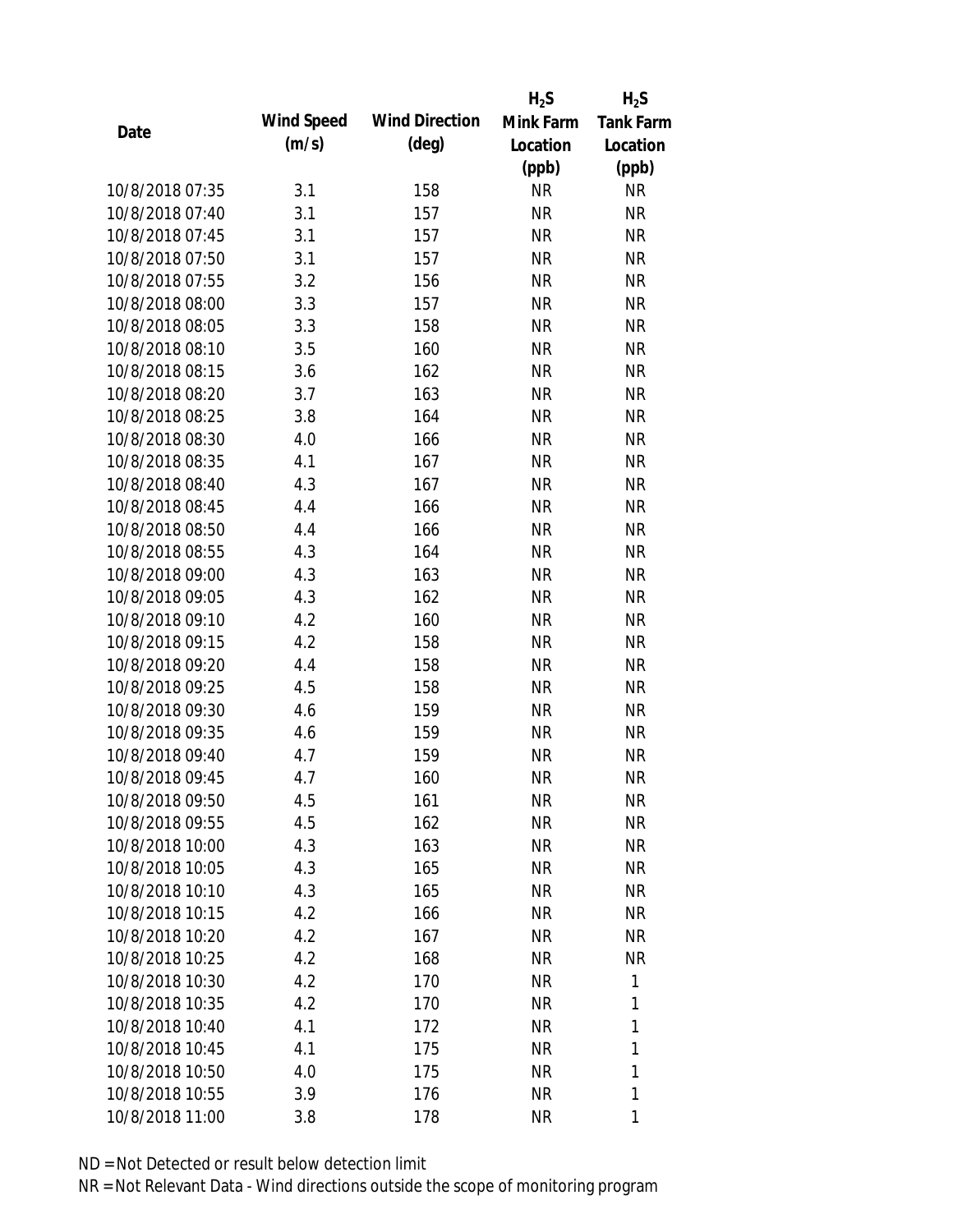| Date | Wind Speed (m/s) | Wind Direction (deg) | $H_2S$ Mink Farm Location (ppb) | $H_2S$ Tank Farm Location (ppb) |
|---|---|---|---|---|
| 10/8/2018 07:35 | 3.1 | 158 | NR | NR |
| 10/8/2018 07:40 | 3.1 | 157 | NR | NR |
| 10/8/2018 07:45 | 3.1 | 157 | NR | NR |
| 10/8/2018 07:50 | 3.1 | 157 | NR | NR |
| 10/8/2018 07:55 | 3.2 | 156 | NR | NR |
| 10/8/2018 08:00 | 3.3 | 157 | NR | NR |
| 10/8/2018 08:05 | 3.3 | 158 | NR | NR |
| 10/8/2018 08:10 | 3.5 | 160 | NR | NR |
| 10/8/2018 08:15 | 3.6 | 162 | NR | NR |
| 10/8/2018 08:20 | 3.7 | 163 | NR | NR |
| 10/8/2018 08:25 | 3.8 | 164 | NR | NR |
| 10/8/2018 08:30 | 4.0 | 166 | NR | NR |
| 10/8/2018 08:35 | 4.1 | 167 | NR | NR |
| 10/8/2018 08:40 | 4.3 | 167 | NR | NR |
| 10/8/2018 08:45 | 4.4 | 166 | NR | NR |
| 10/8/2018 08:50 | 4.4 | 166 | NR | NR |
| 10/8/2018 08:55 | 4.3 | 164 | NR | NR |
| 10/8/2018 09:00 | 4.3 | 163 | NR | NR |
| 10/8/2018 09:05 | 4.3 | 162 | NR | NR |
| 10/8/2018 09:10 | 4.2 | 160 | NR | NR |
| 10/8/2018 09:15 | 4.2 | 158 | NR | NR |
| 10/8/2018 09:20 | 4.4 | 158 | NR | NR |
| 10/8/2018 09:25 | 4.5 | 158 | NR | NR |
| 10/8/2018 09:30 | 4.6 | 159 | NR | NR |
| 10/8/2018 09:35 | 4.6 | 159 | NR | NR |
| 10/8/2018 09:40 | 4.7 | 159 | NR | NR |
| 10/8/2018 09:45 | 4.7 | 160 | NR | NR |
| 10/8/2018 09:50 | 4.5 | 161 | NR | NR |
| 10/8/2018 09:55 | 4.5 | 162 | NR | NR |
| 10/8/2018 10:00 | 4.3 | 163 | NR | NR |
| 10/8/2018 10:05 | 4.3 | 165 | NR | NR |
| 10/8/2018 10:10 | 4.3 | 165 | NR | NR |
| 10/8/2018 10:15 | 4.2 | 166 | NR | NR |
| 10/8/2018 10:20 | 4.2 | 167 | NR | NR |
| 10/8/2018 10:25 | 4.2 | 168 | NR | NR |
| 10/8/2018 10:30 | 4.2 | 170 | NR | 1 |
| 10/8/2018 10:35 | 4.2 | 170 | NR | 1 |
| 10/8/2018 10:40 | 4.1 | 172 | NR | 1 |
| 10/8/2018 10:45 | 4.1 | 175 | NR | 1 |
| 10/8/2018 10:50 | 4.0 | 175 | NR | 1 |
| 10/8/2018 10:55 | 3.9 | 176 | NR | 1 |
| 10/8/2018 11:00 | 3.8 | 178 | NR | 1 |

ND = Not Detected or result below detection limit

NR = Not Relevant Data - Wind directions outside the scope of monitoring program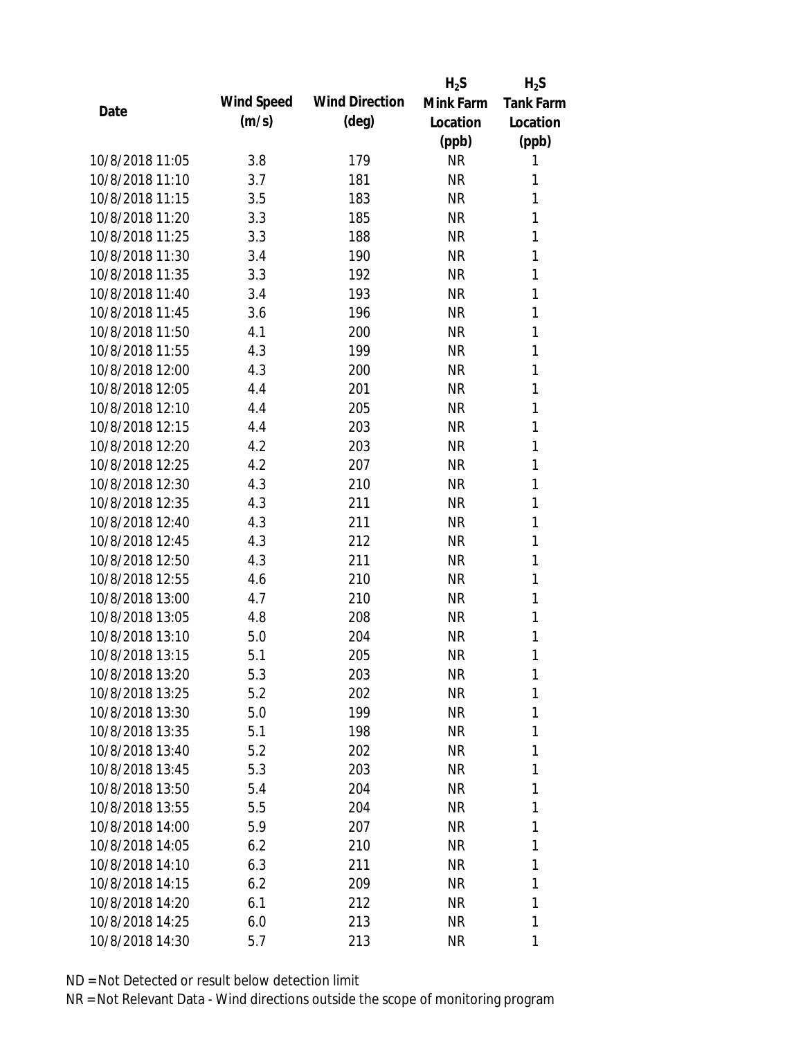| Date | Wind Speed (m/s) | Wind Direction (deg) | $H_2S$ Mink Farm Location (ppb) | $H_2S$ Tank Farm Location (ppb) |
|---|---|---|---|---|
| 10/8/2018 11:05 | 3.8 | 179 | NR | 1 |
| 10/8/2018 11:10 | 3.7 | 181 | NR | 1 |
| 10/8/2018 11:15 | 3.5 | 183 | NR | 1 |
| 10/8/2018 11:20 | 3.3 | 185 | NR | 1 |
| 10/8/2018 11:25 | 3.3 | 188 | NR | 1 |
| 10/8/2018 11:30 | 3.4 | 190 | NR | 1 |
| 10/8/2018 11:35 | 3.3 | 192 | NR | 1 |
| 10/8/2018 11:40 | 3.4 | 193 | NR | 1 |
| 10/8/2018 11:45 | 3.6 | 196 | NR | 1 |
| 10/8/2018 11:50 | 4.1 | 200 | NR | 1 |
| 10/8/2018 11:55 | 4.3 | 199 | NR | 1 |
| 10/8/2018 12:00 | 4.3 | 200 | NR | 1 |
| 10/8/2018 12:05 | 4.4 | 201 | NR | 1 |
| 10/8/2018 12:10 | 4.4 | 205 | NR | 1 |
| 10/8/2018 12:15 | 4.4 | 203 | NR | 1 |
| 10/8/2018 12:20 | 4.2 | 203 | NR | 1 |
| 10/8/2018 12:25 | 4.2 | 207 | NR | 1 |
| 10/8/2018 12:30 | 4.3 | 210 | NR | 1 |
| 10/8/2018 12:35 | 4.3 | 211 | NR | 1 |
| 10/8/2018 12:40 | 4.3 | 211 | NR | 1 |
| 10/8/2018 12:45 | 4.3 | 212 | NR | 1 |
| 10/8/2018 12:50 | 4.3 | 211 | NR | 1 |
| 10/8/2018 12:55 | 4.6 | 210 | NR | 1 |
| 10/8/2018 13:00 | 4.7 | 210 | NR | 1 |
| 10/8/2018 13:05 | 4.8 | 208 | NR | 1 |
| 10/8/2018 13:10 | 5.0 | 204 | NR | 1 |
| 10/8/2018 13:15 | 5.1 | 205 | NR | 1 |
| 10/8/2018 13:20 | 5.3 | 203 | NR | 1 |
| 10/8/2018 13:25 | 5.2 | 202 | NR | 1 |
| 10/8/2018 13:30 | 5.0 | 199 | NR | 1 |
| 10/8/2018 13:35 | 5.1 | 198 | NR | 1 |
| 10/8/2018 13:40 | 5.2 | 202 | NR | 1 |
| 10/8/2018 13:45 | 5.3 | 203 | NR | 1 |
| 10/8/2018 13:50 | 5.4 | 204 | NR | 1 |
| 10/8/2018 13:55 | 5.5 | 204 | NR | 1 |
| 10/8/2018 14:00 | 5.9 | 207 | NR | 1 |
| 10/8/2018 14:05 | 6.2 | 210 | NR | 1 |
| 10/8/2018 14:10 | 6.3 | 211 | NR | 1 |
| 10/8/2018 14:15 | 6.2 | 209 | NR | 1 |
| 10/8/2018 14:20 | 6.1 | 212 | NR | 1 |
| 10/8/2018 14:25 | 6.0 | 213 | NR | 1 |
| 10/8/2018 14:30 | 5.7 | 213 | NR | 1 |

ND = Not Detected or result below detection limit

NR = Not Relevant Data - Wind directions outside the scope of monitoring program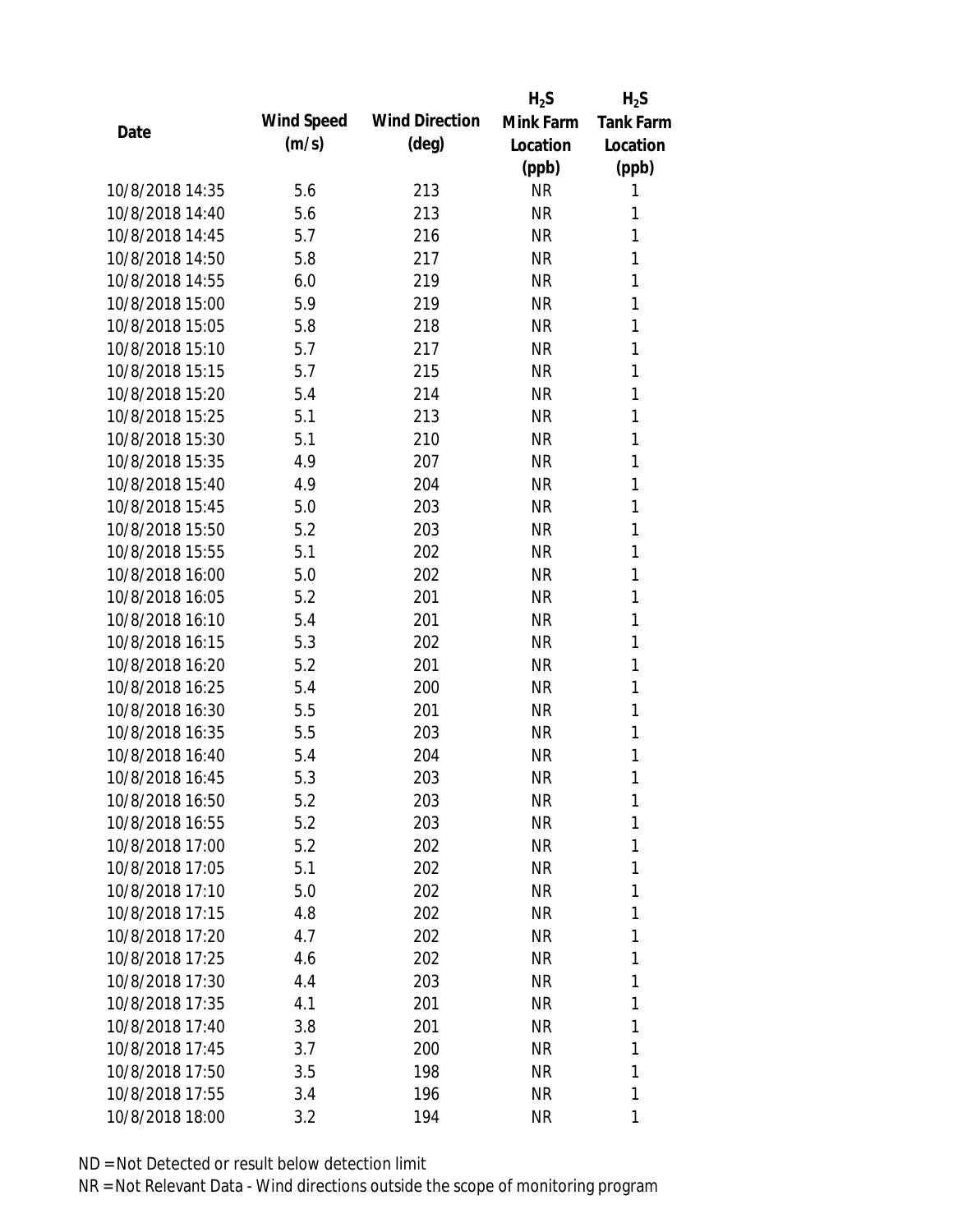| Date | Wind Speed (m/s) | Wind Direction (deg) | $H_2S$ Mink Farm Location (ppb) | $H_2S$ Tank Farm Location (ppb) |
|---|---|---|---|---|
| 10/8/2018 14:35 | 5.6 | 213 | NR | 1 |
| 10/8/2018 14:40 | 5.6 | 213 | NR | 1 |
| 10/8/2018 14:45 | 5.7 | 216 | NR | 1 |
| 10/8/2018 14:50 | 5.8 | 217 | NR | 1 |
| 10/8/2018 14:55 | 6.0 | 219 | NR | 1 |
| 10/8/2018 15:00 | 5.9 | 219 | NR | 1 |
| 10/8/2018 15:05 | 5.8 | 218 | NR | 1 |
| 10/8/2018 15:10 | 5.7 | 217 | NR | 1 |
| 10/8/2018 15:15 | 5.7 | 215 | NR | 1 |
| 10/8/2018 15:20 | 5.4 | 214 | NR | 1 |
| 10/8/2018 15:25 | 5.1 | 213 | NR | 1 |
| 10/8/2018 15:30 | 5.1 | 210 | NR | 1 |
| 10/8/2018 15:35 | 4.9 | 207 | NR | 1 |
| 10/8/2018 15:40 | 4.9 | 204 | NR | 1 |
| 10/8/2018 15:45 | 5.0 | 203 | NR | 1 |
| 10/8/2018 15:50 | 5.2 | 203 | NR | 1 |
| 10/8/2018 15:55 | 5.1 | 202 | NR | 1 |
| 10/8/2018 16:00 | 5.0 | 202 | NR | 1 |
| 10/8/2018 16:05 | 5.2 | 201 | NR | 1 |
| 10/8/2018 16:10 | 5.4 | 201 | NR | 1 |
| 10/8/2018 16:15 | 5.3 | 202 | NR | 1 |
| 10/8/2018 16:20 | 5.2 | 201 | NR | 1 |
| 10/8/2018 16:25 | 5.4 | 200 | NR | 1 |
| 10/8/2018 16:30 | 5.5 | 201 | NR | 1 |
| 10/8/2018 16:35 | 5.5 | 203 | NR | 1 |
| 10/8/2018 16:40 | 5.4 | 204 | NR | 1 |
| 10/8/2018 16:45 | 5.3 | 203 | NR | 1 |
| 10/8/2018 16:50 | 5.2 | 203 | NR | 1 |
| 10/8/2018 16:55 | 5.2 | 203 | NR | 1 |
| 10/8/2018 17:00 | 5.2 | 202 | NR | 1 |
| 10/8/2018 17:05 | 5.1 | 202 | NR | 1 |
| 10/8/2018 17:10 | 5.0 | 202 | NR | 1 |
| 10/8/2018 17:15 | 4.8 | 202 | NR | 1 |
| 10/8/2018 17:20 | 4.7 | 202 | NR | 1 |
| 10/8/2018 17:25 | 4.6 | 202 | NR | 1 |
| 10/8/2018 17:30 | 4.4 | 203 | NR | 1 |
| 10/8/2018 17:35 | 4.1 | 201 | NR | 1 |
| 10/8/2018 17:40 | 3.8 | 201 | NR | 1 |
| 10/8/2018 17:45 | 3.7 | 200 | NR | 1 |
| 10/8/2018 17:50 | 3.5 | 198 | NR | 1 |
| 10/8/2018 17:55 | 3.4 | 196 | NR | 1 |
| 10/8/2018 18:00 | 3.2 | 194 | NR | 1 |

ND = Not Detected or result below detection limit

NR = Not Relevant Data - Wind directions outside the scope of monitoring program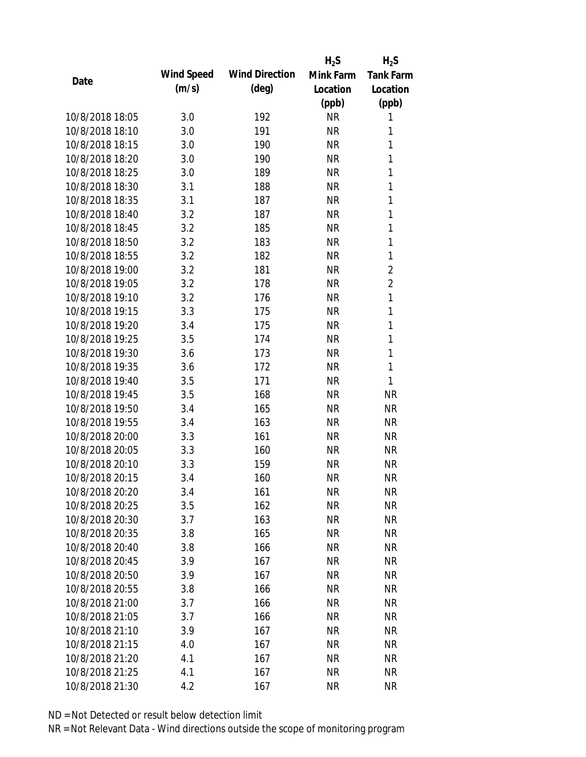| Date | Wind Speed (m/s) | Wind Direction (deg) | $H_2S$ Mink Farm Location (ppb) | $H_2S$ Tank Farm Location (ppb) |
|---|---|---|---|---|
| 10/8/2018 18:05 | 3.0 | 192 | NR | 1 |
| 10/8/2018 18:10 | 3.0 | 191 | NR | 1 |
| 10/8/2018 18:15 | 3.0 | 190 | NR | 1 |
| 10/8/2018 18:20 | 3.0 | 190 | NR | 1 |
| 10/8/2018 18:25 | 3.0 | 189 | NR | 1 |
| 10/8/2018 18:30 | 3.1 | 188 | NR | 1 |
| 10/8/2018 18:35 | 3.1 | 187 | NR | 1 |
| 10/8/2018 18:40 | 3.2 | 187 | NR | 1 |
| 10/8/2018 18:45 | 3.2 | 185 | NR | 1 |
| 10/8/2018 18:50 | 3.2 | 183 | NR | 1 |
| 10/8/2018 18:55 | 3.2 | 182 | NR | 1 |
| 10/8/2018 19:00 | 3.2 | 181 | NR | 2 |
| 10/8/2018 19:05 | 3.2 | 178 | NR | 2 |
| 10/8/2018 19:10 | 3.2 | 176 | NR | 1 |
| 10/8/2018 19:15 | 3.3 | 175 | NR | 1 |
| 10/8/2018 19:20 | 3.4 | 175 | NR | 1 |
| 10/8/2018 19:25 | 3.5 | 174 | NR | 1 |
| 10/8/2018 19:30 | 3.6 | 173 | NR | 1 |
| 10/8/2018 19:35 | 3.6 | 172 | NR | 1 |
| 10/8/2018 19:40 | 3.5 | 171 | NR | 1 |
| 10/8/2018 19:45 | 3.5 | 168 | NR | NR |
| 10/8/2018 19:50 | 3.4 | 165 | NR | NR |
| 10/8/2018 19:55 | 3.4 | 163 | NR | NR |
| 10/8/2018 20:00 | 3.3 | 161 | NR | NR |
| 10/8/2018 20:05 | 3.3 | 160 | NR | NR |
| 10/8/2018 20:10 | 3.3 | 159 | NR | NR |
| 10/8/2018 20:15 | 3.4 | 160 | NR | NR |
| 10/8/2018 20:20 | 3.4 | 161 | NR | NR |
| 10/8/2018 20:25 | 3.5 | 162 | NR | NR |
| 10/8/2018 20:30 | 3.7 | 163 | NR | NR |
| 10/8/2018 20:35 | 3.8 | 165 | NR | NR |
| 10/8/2018 20:40 | 3.8 | 166 | NR | NR |
| 10/8/2018 20:45 | 3.9 | 167 | NR | NR |
| 10/8/2018 20:50 | 3.9 | 167 | NR | NR |
| 10/8/2018 20:55 | 3.8 | 166 | NR | NR |
| 10/8/2018 21:00 | 3.7 | 166 | NR | NR |
| 10/8/2018 21:05 | 3.7 | 166 | NR | NR |
| 10/8/2018 21:10 | 3.9 | 167 | NR | NR |
| 10/8/2018 21:15 | 4.0 | 167 | NR | NR |
| 10/8/2018 21:20 | 4.1 | 167 | NR | NR |
| 10/8/2018 21:25 | 4.1 | 167 | NR | NR |
| 10/8/2018 21:30 | 4.2 | 167 | NR | NR |

ND = Not Detected or result below detection limit
NR = Not Relevant Data - Wind directions outside the scope of monitoring program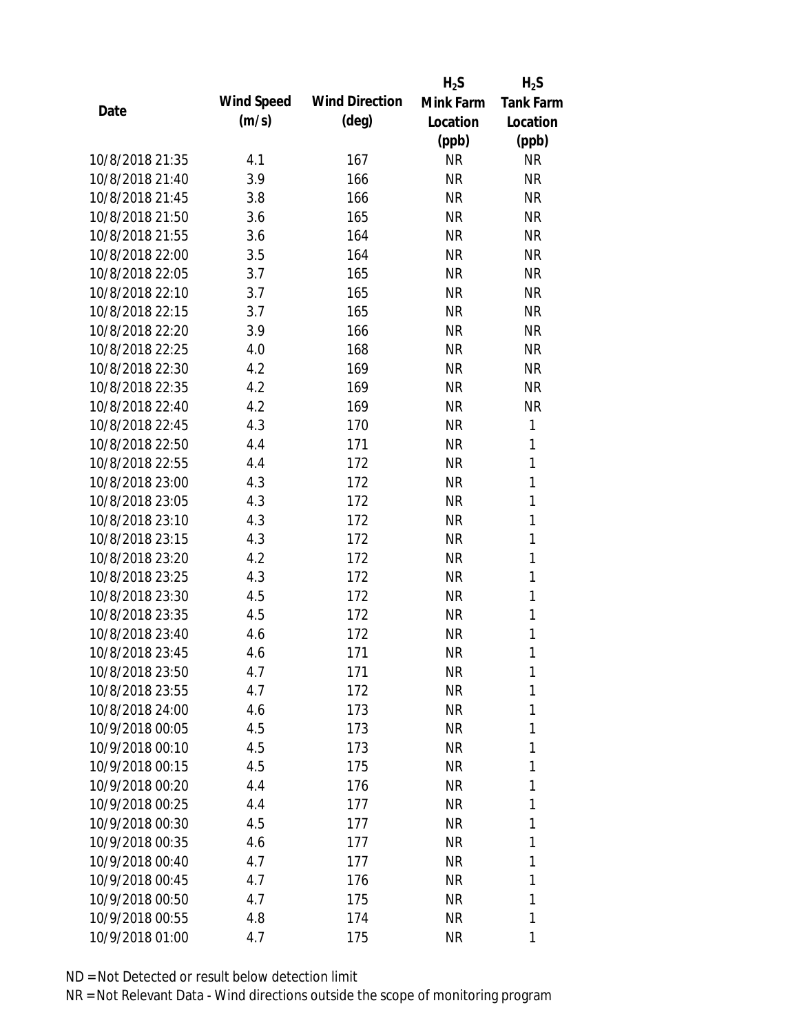| Date | Wind Speed (m/s) | Wind Direction (deg) | $H_2S$ Mink Farm Location (ppb) | $H_2S$ Tank Farm Location (ppb) |
|---|---|---|---|---|
| 10/8/2018 21:35 | 4.1 | 167 | NR | NR |
| 10/8/2018 21:40 | 3.9 | 166 | NR | NR |
| 10/8/2018 21:45 | 3.8 | 166 | NR | NR |
| 10/8/2018 21:50 | 3.6 | 165 | NR | NR |
| 10/8/2018 21:55 | 3.6 | 164 | NR | NR |
| 10/8/2018 22:00 | 3.5 | 164 | NR | NR |
| 10/8/2018 22:05 | 3.7 | 165 | NR | NR |
| 10/8/2018 22:10 | 3.7 | 165 | NR | NR |
| 10/8/2018 22:15 | 3.7 | 165 | NR | NR |
| 10/8/2018 22:20 | 3.9 | 166 | NR | NR |
| 10/8/2018 22:25 | 4.0 | 168 | NR | NR |
| 10/8/2018 22:30 | 4.2 | 169 | NR | NR |
| 10/8/2018 22:35 | 4.2 | 169 | NR | NR |
| 10/8/2018 22:40 | 4.2 | 169 | NR | NR |
| 10/8/2018 22:45 | 4.3 | 170 | NR | 1 |
| 10/8/2018 22:50 | 4.4 | 171 | NR | 1 |
| 10/8/2018 22:55 | 4.4 | 172 | NR | 1 |
| 10/8/2018 23:00 | 4.3 | 172 | NR | 1 |
| 10/8/2018 23:05 | 4.3 | 172 | NR | 1 |
| 10/8/2018 23:10 | 4.3 | 172 | NR | 1 |
| 10/8/2018 23:15 | 4.3 | 172 | NR | 1 |
| 10/8/2018 23:20 | 4.2 | 172 | NR | 1 |
| 10/8/2018 23:25 | 4.3 | 172 | NR | 1 |
| 10/8/2018 23:30 | 4.5 | 172 | NR | 1 |
| 10/8/2018 23:35 | 4.5 | 172 | NR | 1 |
| 10/8/2018 23:40 | 4.6 | 172 | NR | 1 |
| 10/8/2018 23:45 | 4.6 | 171 | NR | 1 |
| 10/8/2018 23:50 | 4.7 | 171 | NR | 1 |
| 10/8/2018 23:55 | 4.7 | 172 | NR | 1 |
| 10/8/2018 24:00 | 4.6 | 173 | NR | 1 |
| 10/9/2018 00:05 | 4.5 | 173 | NR | 1 |
| 10/9/2018 00:10 | 4.5 | 173 | NR | 1 |
| 10/9/2018 00:15 | 4.5 | 175 | NR | 1 |
| 10/9/2018 00:20 | 4.4 | 176 | NR | 1 |
| 10/9/2018 00:25 | 4.4 | 177 | NR | 1 |
| 10/9/2018 00:30 | 4.5 | 177 | NR | 1 |
| 10/9/2018 00:35 | 4.6 | 177 | NR | 1 |
| 10/9/2018 00:40 | 4.7 | 177 | NR | 1 |
| 10/9/2018 00:45 | 4.7 | 176 | NR | 1 |
| 10/9/2018 00:50 | 4.7 | 175 | NR | 1 |
| 10/9/2018 00:55 | 4.8 | 174 | NR | 1 |
| 10/9/2018 01:00 | 4.7 | 175 | NR | 1 |

ND = Not Detected or result below detection limit

NR = Not Relevant Data - Wind directions outside the scope of monitoring program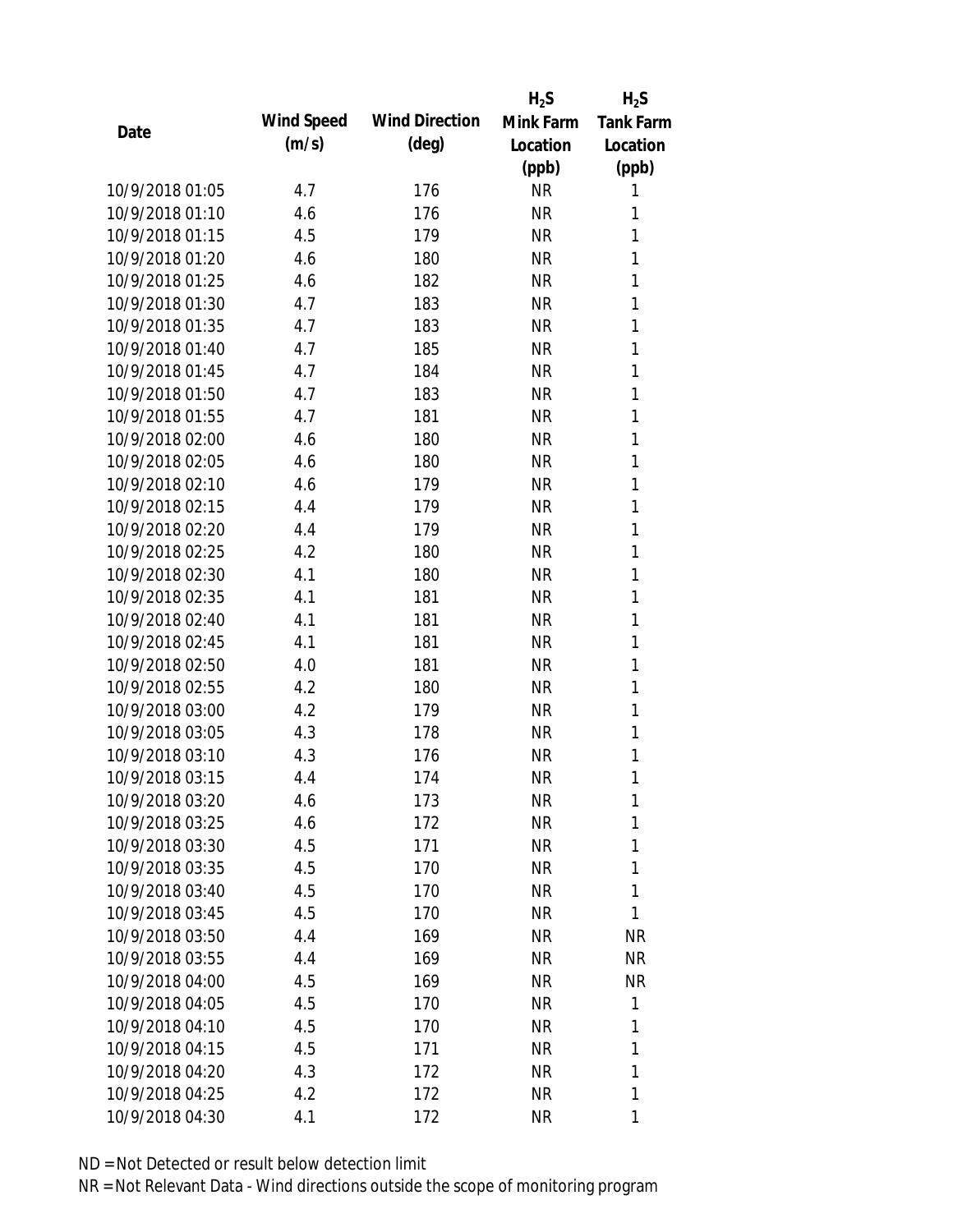| Date | Wind Speed (m/s) | Wind Direction (deg) | $H_2S$ Mink Farm Location (ppb) | $H_2S$ Tank Farm Location (ppb) |
|---|---|---|---|---|
| 10/9/2018 01:05 | 4.7 | 176 | NR | 1 |
| 10/9/2018 01:10 | 4.6 | 176 | NR | 1 |
| 10/9/2018 01:15 | 4.5 | 179 | NR | 1 |
| 10/9/2018 01:20 | 4.6 | 180 | NR | 1 |
| 10/9/2018 01:25 | 4.6 | 182 | NR | 1 |
| 10/9/2018 01:30 | 4.7 | 183 | NR | 1 |
| 10/9/2018 01:35 | 4.7 | 183 | NR | 1 |
| 10/9/2018 01:40 | 4.7 | 185 | NR | 1 |
| 10/9/2018 01:45 | 4.7 | 184 | NR | 1 |
| 10/9/2018 01:50 | 4.7 | 183 | NR | 1 |
| 10/9/2018 01:55 | 4.7 | 181 | NR | 1 |
| 10/9/2018 02:00 | 4.6 | 180 | NR | 1 |
| 10/9/2018 02:05 | 4.6 | 180 | NR | 1 |
| 10/9/2018 02:10 | 4.6 | 179 | NR | 1 |
| 10/9/2018 02:15 | 4.4 | 179 | NR | 1 |
| 10/9/2018 02:20 | 4.4 | 179 | NR | 1 |
| 10/9/2018 02:25 | 4.2 | 180 | NR | 1 |
| 10/9/2018 02:30 | 4.1 | 180 | NR | 1 |
| 10/9/2018 02:35 | 4.1 | 181 | NR | 1 |
| 10/9/2018 02:40 | 4.1 | 181 | NR | 1 |
| 10/9/2018 02:45 | 4.1 | 181 | NR | 1 |
| 10/9/2018 02:50 | 4.0 | 181 | NR | 1 |
| 10/9/2018 02:55 | 4.2 | 180 | NR | 1 |
| 10/9/2018 03:00 | 4.2 | 179 | NR | 1 |
| 10/9/2018 03:05 | 4.3 | 178 | NR | 1 |
| 10/9/2018 03:10 | 4.3 | 176 | NR | 1 |
| 10/9/2018 03:15 | 4.4 | 174 | NR | 1 |
| 10/9/2018 03:20 | 4.6 | 173 | NR | 1 |
| 10/9/2018 03:25 | 4.6 | 172 | NR | 1 |
| 10/9/2018 03:30 | 4.5 | 171 | NR | 1 |
| 10/9/2018 03:35 | 4.5 | 170 | NR | 1 |
| 10/9/2018 03:40 | 4.5 | 170 | NR | 1 |
| 10/9/2018 03:45 | 4.5 | 170 | NR | 1 |
| 10/9/2018 03:50 | 4.4 | 169 | NR | NR |
| 10/9/2018 03:55 | 4.4 | 169 | NR | NR |
| 10/9/2018 04:00 | 4.5 | 169 | NR | NR |
| 10/9/2018 04:05 | 4.5 | 170 | NR | 1 |
| 10/9/2018 04:10 | 4.5 | 170 | NR | 1 |
| 10/9/2018 04:15 | 4.5 | 171 | NR | 1 |
| 10/9/2018 04:20 | 4.3 | 172 | NR | 1 |
| 10/9/2018 04:25 | 4.2 | 172 | NR | 1 |
| 10/9/2018 04:30 | 4.1 | 172 | NR | 1 |

ND = Not Detected or result below detection limit

NR = Not Relevant Data - Wind directions outside the scope of monitoring program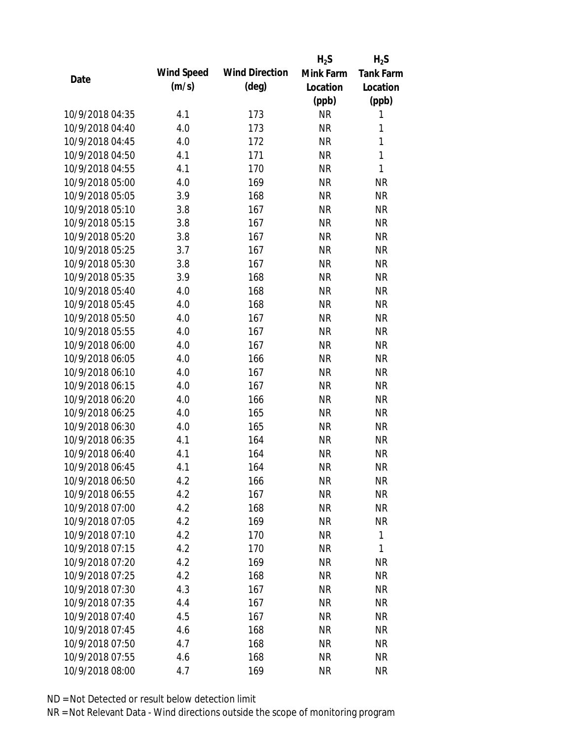| Date | Wind Speed (m/s) | Wind Direction (deg) | $H_2S$ Mink Farm Location (ppb) | $H_2S$ Tank Farm Location (ppb) |
|---|---|---|---|---|
| 10/9/2018 04:35 | 4.1 | 173 | NR | 1 |
| 10/9/2018 04:40 | 4.0 | 173 | NR | 1 |
| 10/9/2018 04:45 | 4.0 | 172 | NR | 1 |
| 10/9/2018 04:50 | 4.1 | 171 | NR | 1 |
| 10/9/2018 04:55 | 4.1 | 170 | NR | 1 |
| 10/9/2018 05:00 | 4.0 | 169 | NR | NR |
| 10/9/2018 05:05 | 3.9 | 168 | NR | NR |
| 10/9/2018 05:10 | 3.8 | 167 | NR | NR |
| 10/9/2018 05:15 | 3.8 | 167 | NR | NR |
| 10/9/2018 05:20 | 3.8 | 167 | NR | NR |
| 10/9/2018 05:25 | 3.7 | 167 | NR | NR |
| 10/9/2018 05:30 | 3.8 | 167 | NR | NR |
| 10/9/2018 05:35 | 3.9 | 168 | NR | NR |
| 10/9/2018 05:40 | 4.0 | 168 | NR | NR |
| 10/9/2018 05:45 | 4.0 | 168 | NR | NR |
| 10/9/2018 05:50 | 4.0 | 167 | NR | NR |
| 10/9/2018 05:55 | 4.0 | 167 | NR | NR |
| 10/9/2018 06:00 | 4.0 | 167 | NR | NR |
| 10/9/2018 06:05 | 4.0 | 166 | NR | NR |
| 10/9/2018 06:10 | 4.0 | 167 | NR | NR |
| 10/9/2018 06:15 | 4.0 | 167 | NR | NR |
| 10/9/2018 06:20 | 4.0 | 166 | NR | NR |
| 10/9/2018 06:25 | 4.0 | 165 | NR | NR |
| 10/9/2018 06:30 | 4.0 | 165 | NR | NR |
| 10/9/2018 06:35 | 4.1 | 164 | NR | NR |
| 10/9/2018 06:40 | 4.1 | 164 | NR | NR |
| 10/9/2018 06:45 | 4.1 | 164 | NR | NR |
| 10/9/2018 06:50 | 4.2 | 166 | NR | NR |
| 10/9/2018 06:55 | 4.2 | 167 | NR | NR |
| 10/9/2018 07:00 | 4.2 | 168 | NR | NR |
| 10/9/2018 07:05 | 4.2 | 169 | NR | NR |
| 10/9/2018 07:10 | 4.2 | 170 | NR | 1 |
| 10/9/2018 07:15 | 4.2 | 170 | NR | 1 |
| 10/9/2018 07:20 | 4.2 | 169 | NR | NR |
| 10/9/2018 07:25 | 4.2 | 168 | NR | NR |
| 10/9/2018 07:30 | 4.3 | 167 | NR | NR |
| 10/9/2018 07:35 | 4.4 | 167 | NR | NR |
| 10/9/2018 07:40 | 4.5 | 167 | NR | NR |
| 10/9/2018 07:45 | 4.6 | 168 | NR | NR |
| 10/9/2018 07:50 | 4.7 | 168 | NR | NR |
| 10/9/2018 07:55 | 4.6 | 168 | NR | NR |
| 10/9/2018 08:00 | 4.7 | 169 | NR | NR |

ND = Not Detected or result below detection limit

NR = Not Relevant Data - Wind directions outside the scope of monitoring program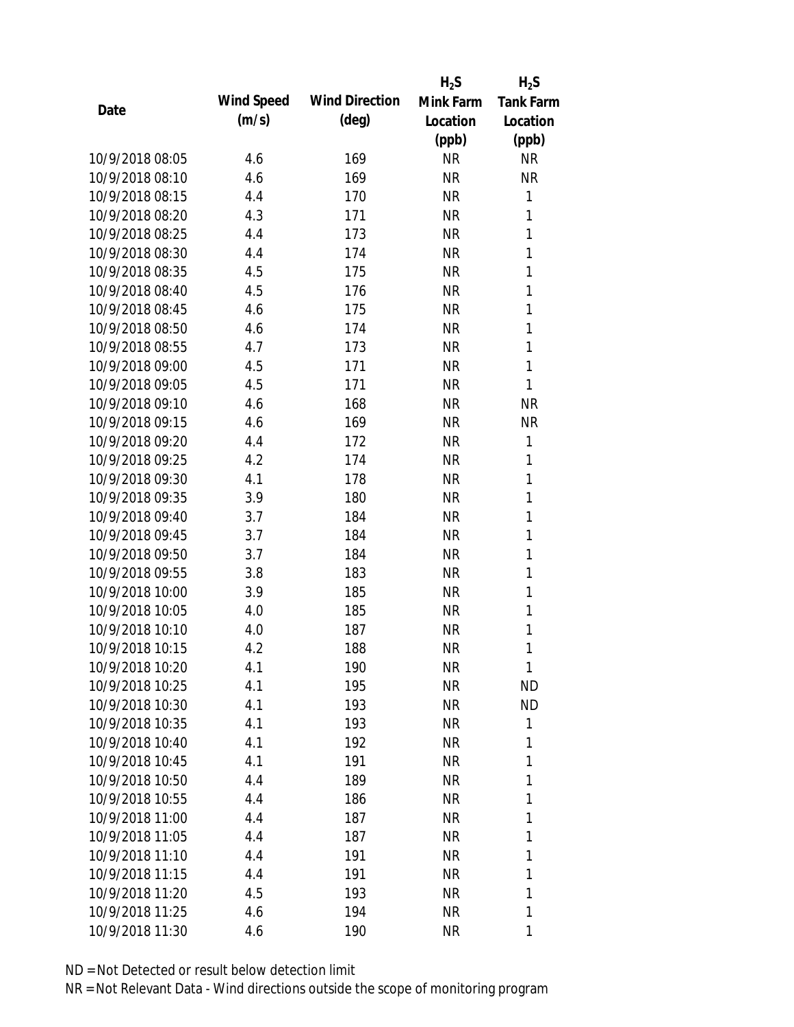| Date | Wind Speed (m/s) | Wind Direction (deg) | $H_2S$ Mink Farm Location (ppb) | $H_2S$ Tank Farm Location (ppb) |
|---|---|---|---|---|
| 10/9/2018 08:05 | 4.6 | 169 | NR | NR |
| 10/9/2018 08:10 | 4.6 | 169 | NR | NR |
| 10/9/2018 08:15 | 4.4 | 170 | NR | 1 |
| 10/9/2018 08:20 | 4.3 | 171 | NR | 1 |
| 10/9/2018 08:25 | 4.4 | 173 | NR | 1 |
| 10/9/2018 08:30 | 4.4 | 174 | NR | 1 |
| 10/9/2018 08:35 | 4.5 | 175 | NR | 1 |
| 10/9/2018 08:40 | 4.5 | 176 | NR | 1 |
| 10/9/2018 08:45 | 4.6 | 175 | NR | 1 |
| 10/9/2018 08:50 | 4.6 | 174 | NR | 1 |
| 10/9/2018 08:55 | 4.7 | 173 | NR | 1 |
| 10/9/2018 09:00 | 4.5 | 171 | NR | 1 |
| 10/9/2018 09:05 | 4.5 | 171 | NR | 1 |
| 10/9/2018 09:10 | 4.6 | 168 | NR | NR |
| 10/9/2018 09:15 | 4.6 | 169 | NR | NR |
| 10/9/2018 09:20 | 4.4 | 172 | NR | 1 |
| 10/9/2018 09:25 | 4.2 | 174 | NR | 1 |
| 10/9/2018 09:30 | 4.1 | 178 | NR | 1 |
| 10/9/2018 09:35 | 3.9 | 180 | NR | 1 |
| 10/9/2018 09:40 | 3.7 | 184 | NR | 1 |
| 10/9/2018 09:45 | 3.7 | 184 | NR | 1 |
| 10/9/2018 09:50 | 3.7 | 184 | NR | 1 |
| 10/9/2018 09:55 | 3.8 | 183 | NR | 1 |
| 10/9/2018 10:00 | 3.9 | 185 | NR | 1 |
| 10/9/2018 10:05 | 4.0 | 185 | NR | 1 |
| 10/9/2018 10:10 | 4.0 | 187 | NR | 1 |
| 10/9/2018 10:15 | 4.2 | 188 | NR | 1 |
| 10/9/2018 10:20 | 4.1 | 190 | NR | 1 |
| 10/9/2018 10:25 | 4.1 | 195 | NR | ND |
| 10/9/2018 10:30 | 4.1 | 193 | NR | ND |
| 10/9/2018 10:35 | 4.1 | 193 | NR | 1 |
| 10/9/2018 10:40 | 4.1 | 192 | NR | 1 |
| 10/9/2018 10:45 | 4.1 | 191 | NR | 1 |
| 10/9/2018 10:50 | 4.4 | 189 | NR | 1 |
| 10/9/2018 10:55 | 4.4 | 186 | NR | 1 |
| 10/9/2018 11:00 | 4.4 | 187 | NR | 1 |
| 10/9/2018 11:05 | 4.4 | 187 | NR | 1 |
| 10/9/2018 11:10 | 4.4 | 191 | NR | 1 |
| 10/9/2018 11:15 | 4.4 | 191 | NR | 1 |
| 10/9/2018 11:20 | 4.5 | 193 | NR | 1 |
| 10/9/2018 11:25 | 4.6 | 194 | NR | 1 |
| 10/9/2018 11:30 | 4.6 | 190 | NR | 1 |

ND = Not Detected or result below detection limit

NR = Not Relevant Data - Wind directions outside the scope of monitoring program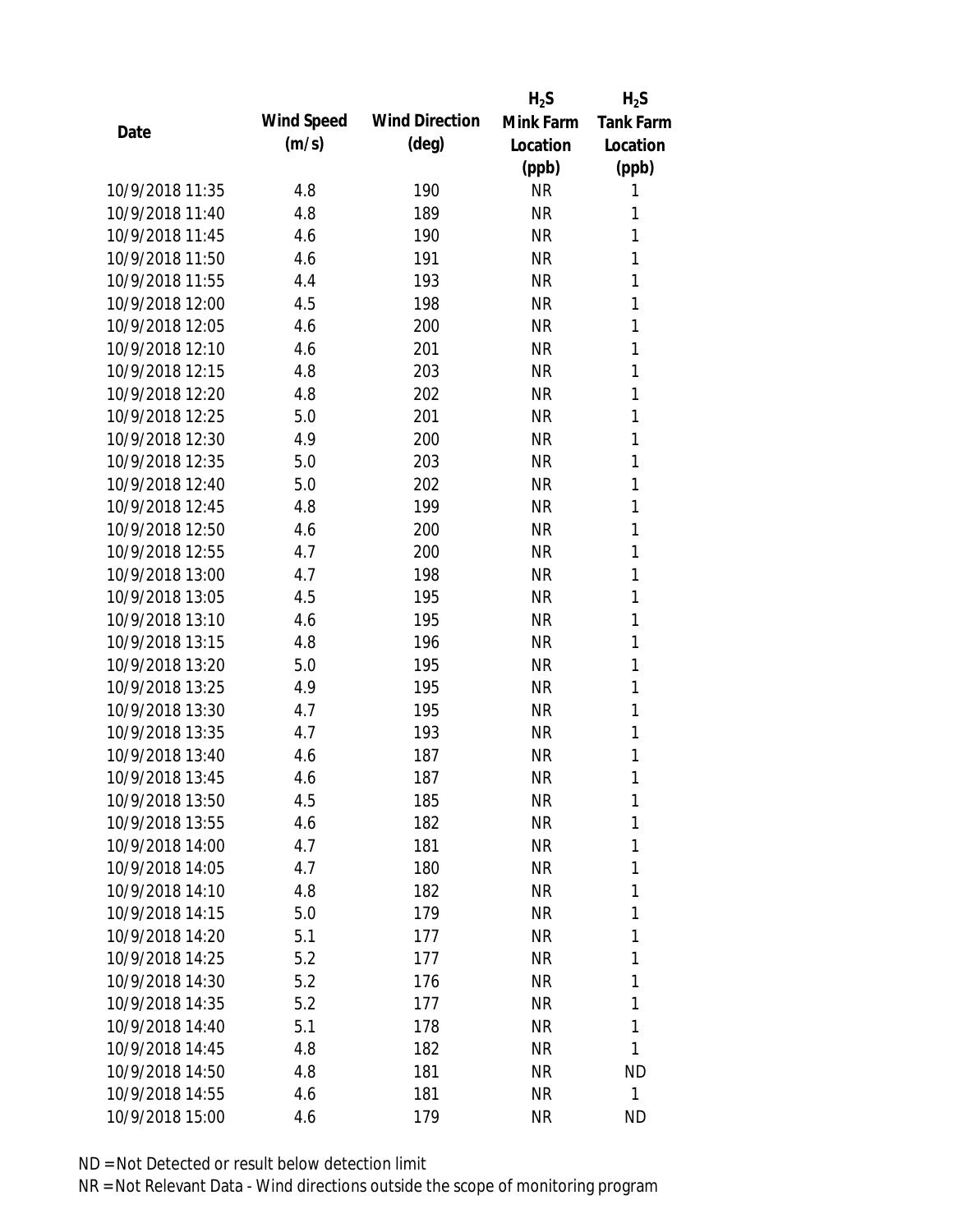| Date | Wind Speed (m/s) | Wind Direction (deg) | $H_2S$ Mink Farm Location (ppb) | $H_2S$ Tank Farm Location (ppb) |
|---|---|---|---|---|
| 10/9/2018 11:35 | 4.8 | 190 | NR | 1 |
| 10/9/2018 11:40 | 4.8 | 189 | NR | 1 |
| 10/9/2018 11:45 | 4.6 | 190 | NR | 1 |
| 10/9/2018 11:50 | 4.6 | 191 | NR | 1 |
| 10/9/2018 11:55 | 4.4 | 193 | NR | 1 |
| 10/9/2018 12:00 | 4.5 | 198 | NR | 1 |
| 10/9/2018 12:05 | 4.6 | 200 | NR | 1 |
| 10/9/2018 12:10 | 4.6 | 201 | NR | 1 |
| 10/9/2018 12:15 | 4.8 | 203 | NR | 1 |
| 10/9/2018 12:20 | 4.8 | 202 | NR | 1 |
| 10/9/2018 12:25 | 5.0 | 201 | NR | 1 |
| 10/9/2018 12:30 | 4.9 | 200 | NR | 1 |
| 10/9/2018 12:35 | 5.0 | 203 | NR | 1 |
| 10/9/2018 12:40 | 5.0 | 202 | NR | 1 |
| 10/9/2018 12:45 | 4.8 | 199 | NR | 1 |
| 10/9/2018 12:50 | 4.6 | 200 | NR | 1 |
| 10/9/2018 12:55 | 4.7 | 200 | NR | 1 |
| 10/9/2018 13:00 | 4.7 | 198 | NR | 1 |
| 10/9/2018 13:05 | 4.5 | 195 | NR | 1 |
| 10/9/2018 13:10 | 4.6 | 195 | NR | 1 |
| 10/9/2018 13:15 | 4.8 | 196 | NR | 1 |
| 10/9/2018 13:20 | 5.0 | 195 | NR | 1 |
| 10/9/2018 13:25 | 4.9 | 195 | NR | 1 |
| 10/9/2018 13:30 | 4.7 | 195 | NR | 1 |
| 10/9/2018 13:35 | 4.7 | 193 | NR | 1 |
| 10/9/2018 13:40 | 4.6 | 187 | NR | 1 |
| 10/9/2018 13:45 | 4.6 | 187 | NR | 1 |
| 10/9/2018 13:50 | 4.5 | 185 | NR | 1 |
| 10/9/2018 13:55 | 4.6 | 182 | NR | 1 |
| 10/9/2018 14:00 | 4.7 | 181 | NR | 1 |
| 10/9/2018 14:05 | 4.7 | 180 | NR | 1 |
| 10/9/2018 14:10 | 4.8 | 182 | NR | 1 |
| 10/9/2018 14:15 | 5.0 | 179 | NR | 1 |
| 10/9/2018 14:20 | 5.1 | 177 | NR | 1 |
| 10/9/2018 14:25 | 5.2 | 177 | NR | 1 |
| 10/9/2018 14:30 | 5.2 | 176 | NR | 1 |
| 10/9/2018 14:35 | 5.2 | 177 | NR | 1 |
| 10/9/2018 14:40 | 5.1 | 178 | NR | 1 |
| 10/9/2018 14:45 | 4.8 | 182 | NR | 1 |
| 10/9/2018 14:50 | 4.8 | 181 | NR | ND |
| 10/9/2018 14:55 | 4.6 | 181 | NR | 1 |
| 10/9/2018 15:00 | 4.6 | 179 | NR | ND |

ND = Not Detected or result below detection limit

NR = Not Relevant Data - Wind directions outside the scope of monitoring program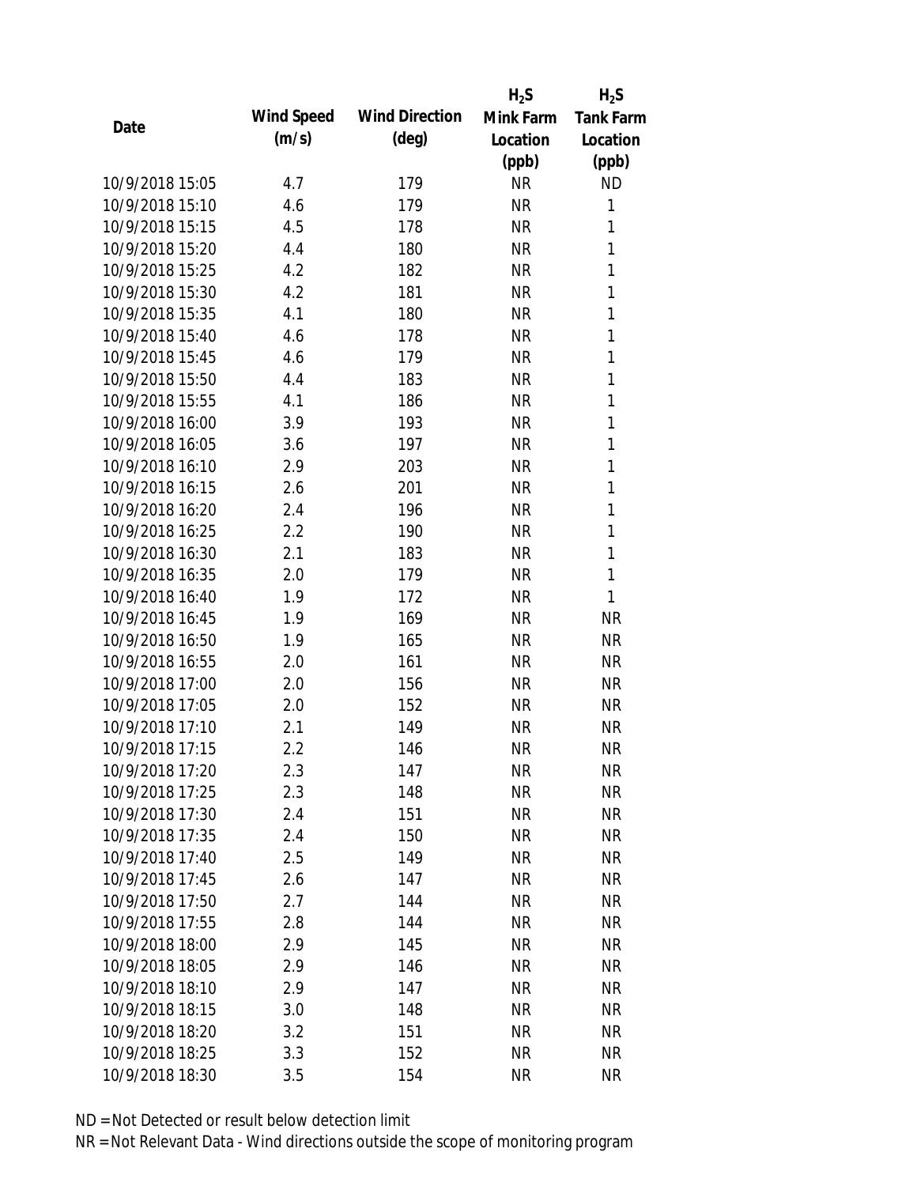| Date | Wind Speed (m/s) | Wind Direction (deg) | $H_2S$ Mink Farm Location (ppb) | $H_2S$ Tank Farm Location (ppb) |
|---|---|---|---|---|
| 10/9/2018 15:05 | 4.7 | 179 | NR | ND |
| 10/9/2018 15:10 | 4.6 | 179 | NR | 1 |
| 10/9/2018 15:15 | 4.5 | 178 | NR | 1 |
| 10/9/2018 15:20 | 4.4 | 180 | NR | 1 |
| 10/9/2018 15:25 | 4.2 | 182 | NR | 1 |
| 10/9/2018 15:30 | 4.2 | 181 | NR | 1 |
| 10/9/2018 15:35 | 4.1 | 180 | NR | 1 |
| 10/9/2018 15:40 | 4.6 | 178 | NR | 1 |
| 10/9/2018 15:45 | 4.6 | 179 | NR | 1 |
| 10/9/2018 15:50 | 4.4 | 183 | NR | 1 |
| 10/9/2018 15:55 | 4.1 | 186 | NR | 1 |
| 10/9/2018 16:00 | 3.9 | 193 | NR | 1 |
| 10/9/2018 16:05 | 3.6 | 197 | NR | 1 |
| 10/9/2018 16:10 | 2.9 | 203 | NR | 1 |
| 10/9/2018 16:15 | 2.6 | 201 | NR | 1 |
| 10/9/2018 16:20 | 2.4 | 196 | NR | 1 |
| 10/9/2018 16:25 | 2.2 | 190 | NR | 1 |
| 10/9/2018 16:30 | 2.1 | 183 | NR | 1 |
| 10/9/2018 16:35 | 2.0 | 179 | NR | 1 |
| 10/9/2018 16:40 | 1.9 | 172 | NR | 1 |
| 10/9/2018 16:45 | 1.9 | 169 | NR | NR |
| 10/9/2018 16:50 | 1.9 | 165 | NR | NR |
| 10/9/2018 16:55 | 2.0 | 161 | NR | NR |
| 10/9/2018 17:00 | 2.0 | 156 | NR | NR |
| 10/9/2018 17:05 | 2.0 | 152 | NR | NR |
| 10/9/2018 17:10 | 2.1 | 149 | NR | NR |
| 10/9/2018 17:15 | 2.2 | 146 | NR | NR |
| 10/9/2018 17:20 | 2.3 | 147 | NR | NR |
| 10/9/2018 17:25 | 2.3 | 148 | NR | NR |
| 10/9/2018 17:30 | 2.4 | 151 | NR | NR |
| 10/9/2018 17:35 | 2.4 | 150 | NR | NR |
| 10/9/2018 17:40 | 2.5 | 149 | NR | NR |
| 10/9/2018 17:45 | 2.6 | 147 | NR | NR |
| 10/9/2018 17:50 | 2.7 | 144 | NR | NR |
| 10/9/2018 17:55 | 2.8 | 144 | NR | NR |
| 10/9/2018 18:00 | 2.9 | 145 | NR | NR |
| 10/9/2018 18:05 | 2.9 | 146 | NR | NR |
| 10/9/2018 18:10 | 2.9 | 147 | NR | NR |
| 10/9/2018 18:15 | 3.0 | 148 | NR | NR |
| 10/9/2018 18:20 | 3.2 | 151 | NR | NR |
| 10/9/2018 18:25 | 3.3 | 152 | NR | NR |
| 10/9/2018 18:30 | 3.5 | 154 | NR | NR |

ND = Not Detected or result below detection limit

NR = Not Relevant Data - Wind directions outside the scope of monitoring program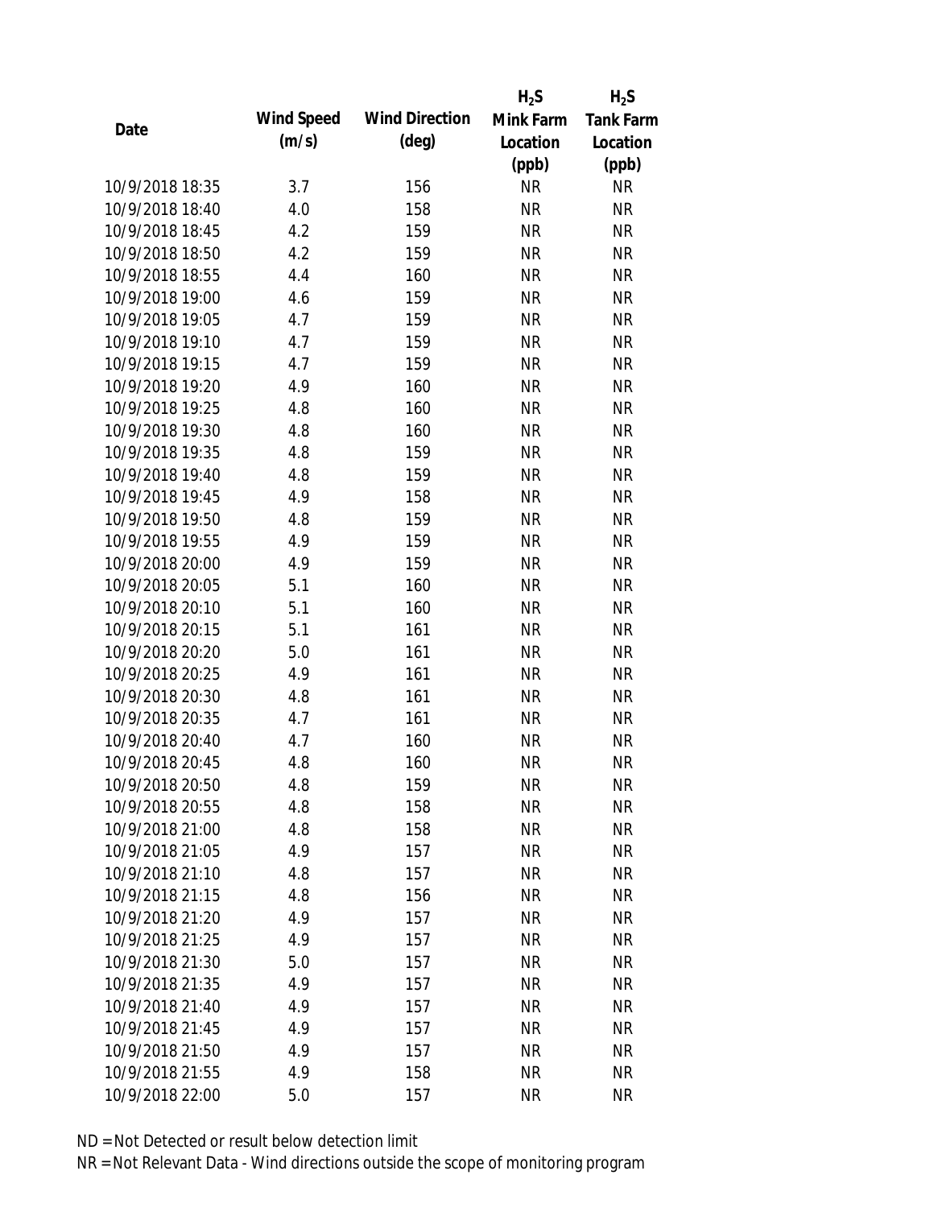| Date | Wind Speed (m/s) | Wind Direction (deg) | $H_2S$ Mink Farm Location (ppb) | $H_2S$ Tank Farm Location (ppb) |
|---|---|---|---|---|
| 10/9/2018 18:35 | 3.7 | 156 | NR | NR |
| 10/9/2018 18:40 | 4.0 | 158 | NR | NR |
| 10/9/2018 18:45 | 4.2 | 159 | NR | NR |
| 10/9/2018 18:50 | 4.2 | 159 | NR | NR |
| 10/9/2018 18:55 | 4.4 | 160 | NR | NR |
| 10/9/2018 19:00 | 4.6 | 159 | NR | NR |
| 10/9/2018 19:05 | 4.7 | 159 | NR | NR |
| 10/9/2018 19:10 | 4.7 | 159 | NR | NR |
| 10/9/2018 19:15 | 4.7 | 159 | NR | NR |
| 10/9/2018 19:20 | 4.9 | 160 | NR | NR |
| 10/9/2018 19:25 | 4.8 | 160 | NR | NR |
| 10/9/2018 19:30 | 4.8 | 160 | NR | NR |
| 10/9/2018 19:35 | 4.8 | 159 | NR | NR |
| 10/9/2018 19:40 | 4.8 | 159 | NR | NR |
| 10/9/2018 19:45 | 4.9 | 158 | NR | NR |
| 10/9/2018 19:50 | 4.8 | 159 | NR | NR |
| 10/9/2018 19:55 | 4.9 | 159 | NR | NR |
| 10/9/2018 20:00 | 4.9 | 159 | NR | NR |
| 10/9/2018 20:05 | 5.1 | 160 | NR | NR |
| 10/9/2018 20:10 | 5.1 | 160 | NR | NR |
| 10/9/2018 20:15 | 5.1 | 161 | NR | NR |
| 10/9/2018 20:20 | 5.0 | 161 | NR | NR |
| 10/9/2018 20:25 | 4.9 | 161 | NR | NR |
| 10/9/2018 20:30 | 4.8 | 161 | NR | NR |
| 10/9/2018 20:35 | 4.7 | 161 | NR | NR |
| 10/9/2018 20:40 | 4.7 | 160 | NR | NR |
| 10/9/2018 20:45 | 4.8 | 160 | NR | NR |
| 10/9/2018 20:50 | 4.8 | 159 | NR | NR |
| 10/9/2018 20:55 | 4.8 | 158 | NR | NR |
| 10/9/2018 21:00 | 4.8 | 158 | NR | NR |
| 10/9/2018 21:05 | 4.9 | 157 | NR | NR |
| 10/9/2018 21:10 | 4.8 | 157 | NR | NR |
| 10/9/2018 21:15 | 4.8 | 156 | NR | NR |
| 10/9/2018 21:20 | 4.9 | 157 | NR | NR |
| 10/9/2018 21:25 | 4.9 | 157 | NR | NR |
| 10/9/2018 21:30 | 5.0 | 157 | NR | NR |
| 10/9/2018 21:35 | 4.9 | 157 | NR | NR |
| 10/9/2018 21:40 | 4.9 | 157 | NR | NR |
| 10/9/2018 21:45 | 4.9 | 157 | NR | NR |
| 10/9/2018 21:50 | 4.9 | 157 | NR | NR |
| 10/9/2018 21:55 | 4.9 | 158 | NR | NR |
| 10/9/2018 22:00 | 5.0 | 157 | NR | NR |

ND = Not Detected or result below detection limit

NR = Not Relevant Data - Wind directions outside the scope of monitoring program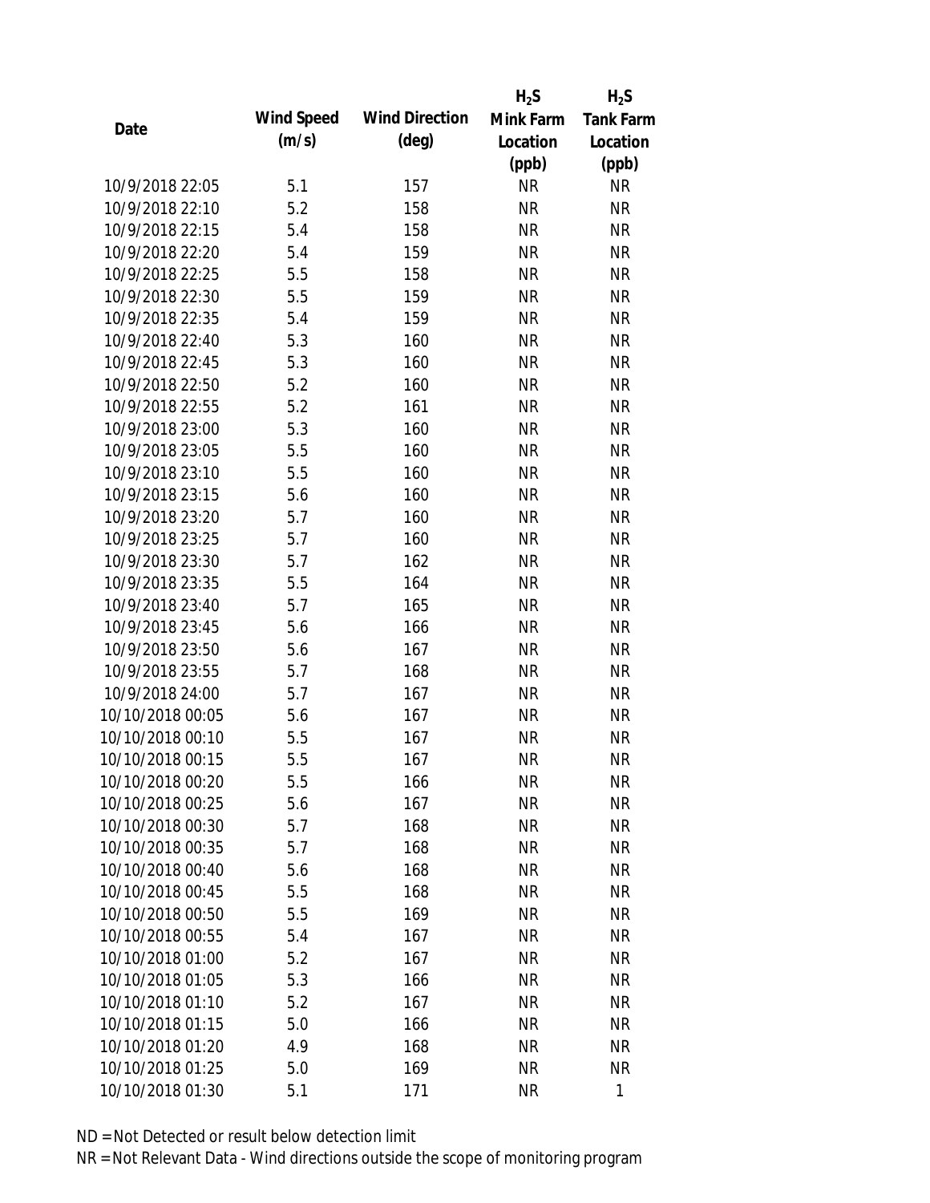| Date | Wind Speed (m/s) | Wind Direction (deg) | $H_2S$ Mink Farm Location (ppb) | $H_2S$ Tank Farm Location (ppb) |
|---|---|---|---|---|
| 10/9/2018 22:05 | 5.1 | 157 | NR | NR |
| 10/9/2018 22:10 | 5.2 | 158 | NR | NR |
| 10/9/2018 22:15 | 5.4 | 158 | NR | NR |
| 10/9/2018 22:20 | 5.4 | 159 | NR | NR |
| 10/9/2018 22:25 | 5.5 | 158 | NR | NR |
| 10/9/2018 22:30 | 5.5 | 159 | NR | NR |
| 10/9/2018 22:35 | 5.4 | 159 | NR | NR |
| 10/9/2018 22:40 | 5.3 | 160 | NR | NR |
| 10/9/2018 22:45 | 5.3 | 160 | NR | NR |
| 10/9/2018 22:50 | 5.2 | 160 | NR | NR |
| 10/9/2018 22:55 | 5.2 | 161 | NR | NR |
| 10/9/2018 23:00 | 5.3 | 160 | NR | NR |
| 10/9/2018 23:05 | 5.5 | 160 | NR | NR |
| 10/9/2018 23:10 | 5.5 | 160 | NR | NR |
| 10/9/2018 23:15 | 5.6 | 160 | NR | NR |
| 10/9/2018 23:20 | 5.7 | 160 | NR | NR |
| 10/9/2018 23:25 | 5.7 | 160 | NR | NR |
| 10/9/2018 23:30 | 5.7 | 162 | NR | NR |
| 10/9/2018 23:35 | 5.5 | 164 | NR | NR |
| 10/9/2018 23:40 | 5.7 | 165 | NR | NR |
| 10/9/2018 23:45 | 5.6 | 166 | NR | NR |
| 10/9/2018 23:50 | 5.6 | 167 | NR | NR |
| 10/9/2018 23:55 | 5.7 | 168 | NR | NR |
| 10/9/2018 24:00 | 5.7 | 167 | NR | NR |
| 10/10/2018 00:05 | 5.6 | 167 | NR | NR |
| 10/10/2018 00:10 | 5.5 | 167 | NR | NR |
| 10/10/2018 00:15 | 5.5 | 167 | NR | NR |
| 10/10/2018 00:20 | 5.5 | 166 | NR | NR |
| 10/10/2018 00:25 | 5.6 | 167 | NR | NR |
| 10/10/2018 00:30 | 5.7 | 168 | NR | NR |
| 10/10/2018 00:35 | 5.7 | 168 | NR | NR |
| 10/10/2018 00:40 | 5.6 | 168 | NR | NR |
| 10/10/2018 00:45 | 5.5 | 168 | NR | NR |
| 10/10/2018 00:50 | 5.5 | 169 | NR | NR |
| 10/10/2018 00:55 | 5.4 | 167 | NR | NR |
| 10/10/2018 01:00 | 5.2 | 167 | NR | NR |
| 10/10/2018 01:05 | 5.3 | 166 | NR | NR |
| 10/10/2018 01:10 | 5.2 | 167 | NR | NR |
| 10/10/2018 01:15 | 5.0 | 166 | NR | NR |
| 10/10/2018 01:20 | 4.9 | 168 | NR | NR |
| 10/10/2018 01:25 | 5.0 | 169 | NR | NR |
| 10/10/2018 01:30 | 5.1 | 171 | NR | 1 |

ND = Not Detected or result below detection limit

NR = Not Relevant Data - Wind directions outside the scope of monitoring program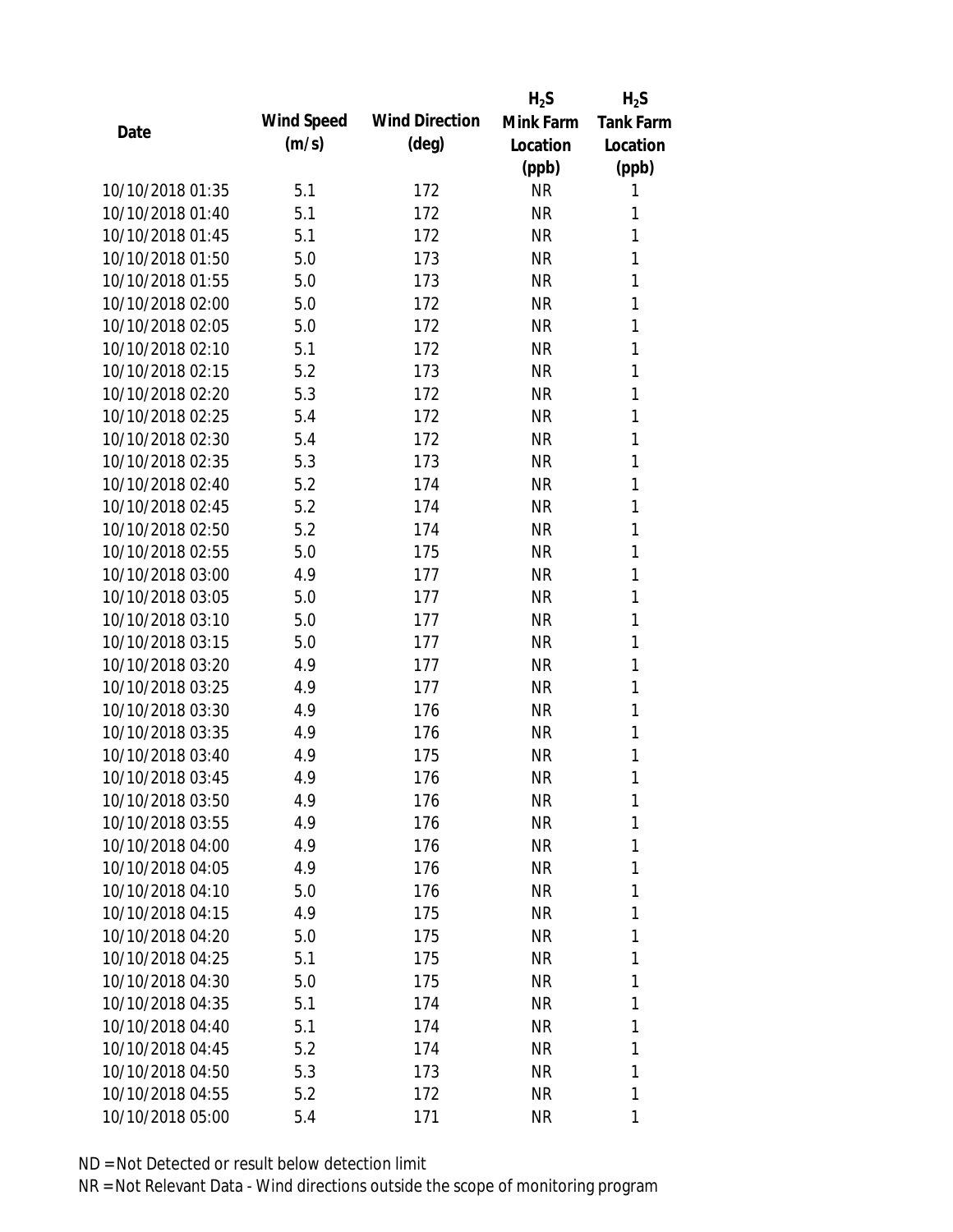| Date | Wind Speed (m/s) | Wind Direction (deg) | $H_2S$ Mink Farm Location (ppb) | $H_2S$ Tank Farm Location (ppb) |
|---|---|---|---|---|
| 10/10/2018 01:35 | 5.1 | 172 | NR | 1 |
| 10/10/2018 01:40 | 5.1 | 172 | NR | 1 |
| 10/10/2018 01:45 | 5.1 | 172 | NR | 1 |
| 10/10/2018 01:50 | 5.0 | 173 | NR | 1 |
| 10/10/2018 01:55 | 5.0 | 173 | NR | 1 |
| 10/10/2018 02:00 | 5.0 | 172 | NR | 1 |
| 10/10/2018 02:05 | 5.0 | 172 | NR | 1 |
| 10/10/2018 02:10 | 5.1 | 172 | NR | 1 |
| 10/10/2018 02:15 | 5.2 | 173 | NR | 1 |
| 10/10/2018 02:20 | 5.3 | 172 | NR | 1 |
| 10/10/2018 02:25 | 5.4 | 172 | NR | 1 |
| 10/10/2018 02:30 | 5.4 | 172 | NR | 1 |
| 10/10/2018 02:35 | 5.3 | 173 | NR | 1 |
| 10/10/2018 02:40 | 5.2 | 174 | NR | 1 |
| 10/10/2018 02:45 | 5.2 | 174 | NR | 1 |
| 10/10/2018 02:50 | 5.2 | 174 | NR | 1 |
| 10/10/2018 02:55 | 5.0 | 175 | NR | 1 |
| 10/10/2018 03:00 | 4.9 | 177 | NR | 1 |
| 10/10/2018 03:05 | 5.0 | 177 | NR | 1 |
| 10/10/2018 03:10 | 5.0 | 177 | NR | 1 |
| 10/10/2018 03:15 | 5.0 | 177 | NR | 1 |
| 10/10/2018 03:20 | 4.9 | 177 | NR | 1 |
| 10/10/2018 03:25 | 4.9 | 177 | NR | 1 |
| 10/10/2018 03:30 | 4.9 | 176 | NR | 1 |
| 10/10/2018 03:35 | 4.9 | 176 | NR | 1 |
| 10/10/2018 03:40 | 4.9 | 175 | NR | 1 |
| 10/10/2018 03:45 | 4.9 | 176 | NR | 1 |
| 10/10/2018 03:50 | 4.9 | 176 | NR | 1 |
| 10/10/2018 03:55 | 4.9 | 176 | NR | 1 |
| 10/10/2018 04:00 | 4.9 | 176 | NR | 1 |
| 10/10/2018 04:05 | 4.9 | 176 | NR | 1 |
| 10/10/2018 04:10 | 5.0 | 176 | NR | 1 |
| 10/10/2018 04:15 | 4.9 | 175 | NR | 1 |
| 10/10/2018 04:20 | 5.0 | 175 | NR | 1 |
| 10/10/2018 04:25 | 5.1 | 175 | NR | 1 |
| 10/10/2018 04:30 | 5.0 | 175 | NR | 1 |
| 10/10/2018 04:35 | 5.1 | 174 | NR | 1 |
| 10/10/2018 04:40 | 5.1 | 174 | NR | 1 |
| 10/10/2018 04:45 | 5.2 | 174 | NR | 1 |
| 10/10/2018 04:50 | 5.3 | 173 | NR | 1 |
| 10/10/2018 04:55 | 5.2 | 172 | NR | 1 |
| 10/10/2018 05:00 | 5.4 | 171 | NR | 1 |

ND = Not Detected or result below detection limit

NR = Not Relevant Data - Wind directions outside the scope of monitoring program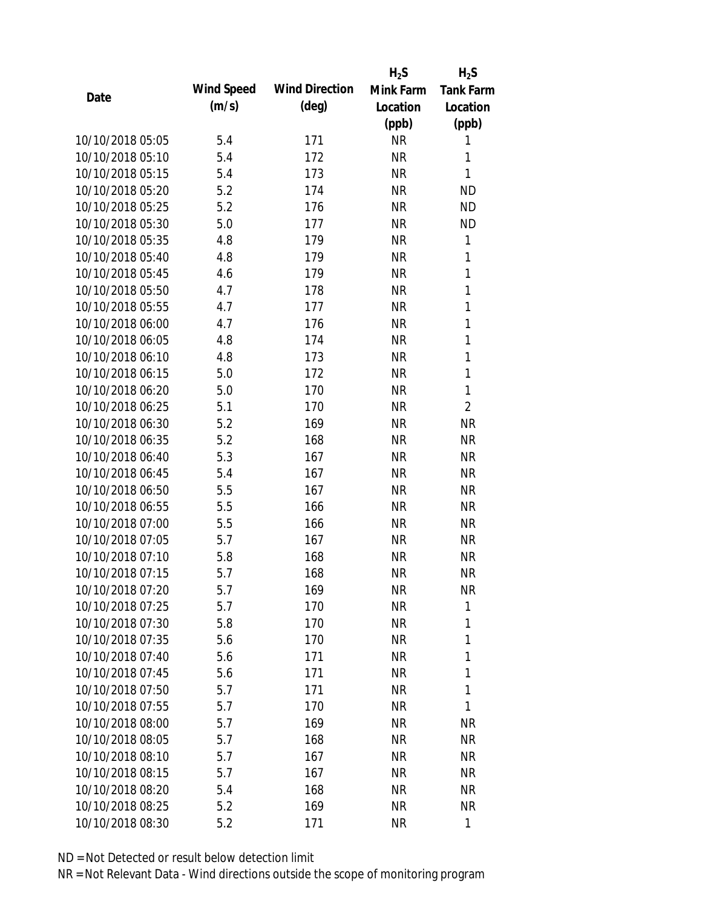| Date | Wind Speed (m/s) | Wind Direction (deg) | $H_2S$ Mink Farm Location (ppb) | $H_2S$ Tank Farm Location (ppb) |
|---|---|---|---|---|
| 10/10/2018 05:05 | 5.4 | 171 | NR | 1 |
| 10/10/2018 05:10 | 5.4 | 172 | NR | 1 |
| 10/10/2018 05:15 | 5.4 | 173 | NR | 1 |
| 10/10/2018 05:20 | 5.2 | 174 | NR | ND |
| 10/10/2018 05:25 | 5.2 | 176 | NR | ND |
| 10/10/2018 05:30 | 5.0 | 177 | NR | ND |
| 10/10/2018 05:35 | 4.8 | 179 | NR | 1 |
| 10/10/2018 05:40 | 4.8 | 179 | NR | 1 |
| 10/10/2018 05:45 | 4.6 | 179 | NR | 1 |
| 10/10/2018 05:50 | 4.7 | 178 | NR | 1 |
| 10/10/2018 05:55 | 4.7 | 177 | NR | 1 |
| 10/10/2018 06:00 | 4.7 | 176 | NR | 1 |
| 10/10/2018 06:05 | 4.8 | 174 | NR | 1 |
| 10/10/2018 06:10 | 4.8 | 173 | NR | 1 |
| 10/10/2018 06:15 | 5.0 | 172 | NR | 1 |
| 10/10/2018 06:20 | 5.0 | 170 | NR | 1 |
| 10/10/2018 06:25 | 5.1 | 170 | NR | 2 |
| 10/10/2018 06:30 | 5.2 | 169 | NR | NR |
| 10/10/2018 06:35 | 5.2 | 168 | NR | NR |
| 10/10/2018 06:40 | 5.3 | 167 | NR | NR |
| 10/10/2018 06:45 | 5.4 | 167 | NR | NR |
| 10/10/2018 06:50 | 5.5 | 167 | NR | NR |
| 10/10/2018 06:55 | 5.5 | 166 | NR | NR |
| 10/10/2018 07:00 | 5.5 | 166 | NR | NR |
| 10/10/2018 07:05 | 5.7 | 167 | NR | NR |
| 10/10/2018 07:10 | 5.8 | 168 | NR | NR |
| 10/10/2018 07:15 | 5.7 | 168 | NR | NR |
| 10/10/2018 07:20 | 5.7 | 169 | NR | NR |
| 10/10/2018 07:25 | 5.7 | 170 | NR | 1 |
| 10/10/2018 07:30 | 5.8 | 170 | NR | 1 |
| 10/10/2018 07:35 | 5.6 | 170 | NR | 1 |
| 10/10/2018 07:40 | 5.6 | 171 | NR | 1 |
| 10/10/2018 07:45 | 5.6 | 171 | NR | 1 |
| 10/10/2018 07:50 | 5.7 | 171 | NR | 1 |
| 10/10/2018 07:55 | 5.7 | 170 | NR | 1 |
| 10/10/2018 08:00 | 5.7 | 169 | NR | NR |
| 10/10/2018 08:05 | 5.7 | 168 | NR | NR |
| 10/10/2018 08:10 | 5.7 | 167 | NR | NR |
| 10/10/2018 08:15 | 5.7 | 167 | NR | NR |
| 10/10/2018 08:20 | 5.4 | 168 | NR | NR |
| 10/10/2018 08:25 | 5.2 | 169 | NR | NR |
| 10/10/2018 08:30 | 5.2 | 171 | NR | 1 |

ND = Not Detected or result below detection limit

NR = Not Relevant Data - Wind directions outside the scope of monitoring program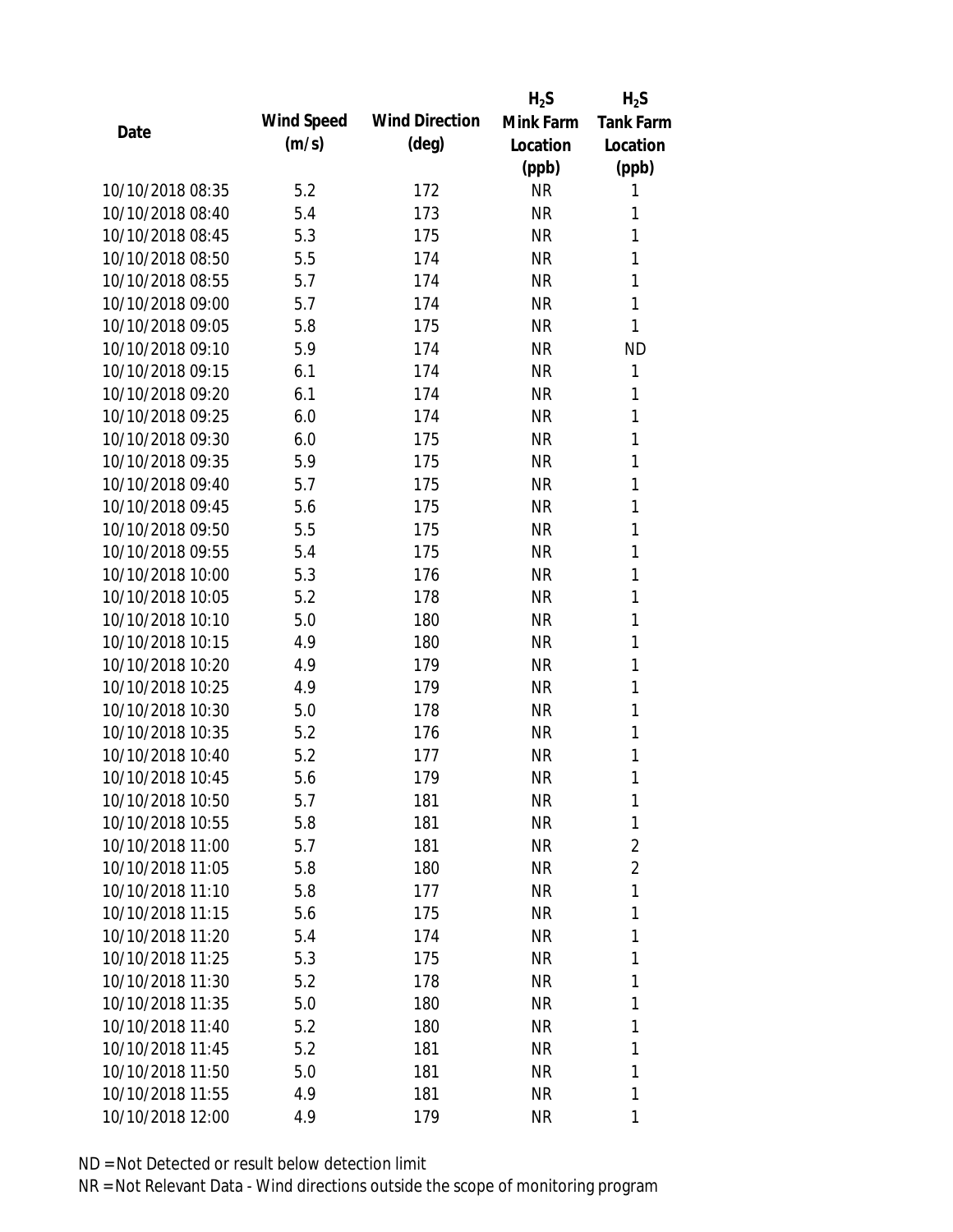| Date | Wind Speed (m/s) | Wind Direction (deg) | $H_2S$ Mink Farm Location (ppb) | $H_2S$ Tank Farm Location (ppb) |
|---|---|---|---|---|
| 10/10/2018 08:35 | 5.2 | 172 | NR | 1 |
| 10/10/2018 08:40 | 5.4 | 173 | NR | 1 |
| 10/10/2018 08:45 | 5.3 | 175 | NR | 1 |
| 10/10/2018 08:50 | 5.5 | 174 | NR | 1 |
| 10/10/2018 08:55 | 5.7 | 174 | NR | 1 |
| 10/10/2018 09:00 | 5.7 | 174 | NR | 1 |
| 10/10/2018 09:05 | 5.8 | 175 | NR | 1 |
| 10/10/2018 09:10 | 5.9 | 174 | NR | ND |
| 10/10/2018 09:15 | 6.1 | 174 | NR | 1 |
| 10/10/2018 09:20 | 6.1 | 174 | NR | 1 |
| 10/10/2018 09:25 | 6.0 | 174 | NR | 1 |
| 10/10/2018 09:30 | 6.0 | 175 | NR | 1 |
| 10/10/2018 09:35 | 5.9 | 175 | NR | 1 |
| 10/10/2018 09:40 | 5.7 | 175 | NR | 1 |
| 10/10/2018 09:45 | 5.6 | 175 | NR | 1 |
| 10/10/2018 09:50 | 5.5 | 175 | NR | 1 |
| 10/10/2018 09:55 | 5.4 | 175 | NR | 1 |
| 10/10/2018 10:00 | 5.3 | 176 | NR | 1 |
| 10/10/2018 10:05 | 5.2 | 178 | NR | 1 |
| 10/10/2018 10:10 | 5.0 | 180 | NR | 1 |
| 10/10/2018 10:15 | 4.9 | 180 | NR | 1 |
| 10/10/2018 10:20 | 4.9 | 179 | NR | 1 |
| 10/10/2018 10:25 | 4.9 | 179 | NR | 1 |
| 10/10/2018 10:30 | 5.0 | 178 | NR | 1 |
| 10/10/2018 10:35 | 5.2 | 176 | NR | 1 |
| 10/10/2018 10:40 | 5.2 | 177 | NR | 1 |
| 10/10/2018 10:45 | 5.6 | 179 | NR | 1 |
| 10/10/2018 10:50 | 5.7 | 181 | NR | 1 |
| 10/10/2018 10:55 | 5.8 | 181 | NR | 1 |
| 10/10/2018 11:00 | 5.7 | 181 | NR | 2 |
| 10/10/2018 11:05 | 5.8 | 180 | NR | 2 |
| 10/10/2018 11:10 | 5.8 | 177 | NR | 1 |
| 10/10/2018 11:15 | 5.6 | 175 | NR | 1 |
| 10/10/2018 11:20 | 5.4 | 174 | NR | 1 |
| 10/10/2018 11:25 | 5.3 | 175 | NR | 1 |
| 10/10/2018 11:30 | 5.2 | 178 | NR | 1 |
| 10/10/2018 11:35 | 5.0 | 180 | NR | 1 |
| 10/10/2018 11:40 | 5.2 | 180 | NR | 1 |
| 10/10/2018 11:45 | 5.2 | 181 | NR | 1 |
| 10/10/2018 11:50 | 5.0 | 181 | NR | 1 |
| 10/10/2018 11:55 | 4.9 | 181 | NR | 1 |
| 10/10/2018 12:00 | 4.9 | 179 | NR | 1 |

ND = Not Detected or result below detection limit

NR = Not Relevant Data - Wind directions outside the scope of monitoring program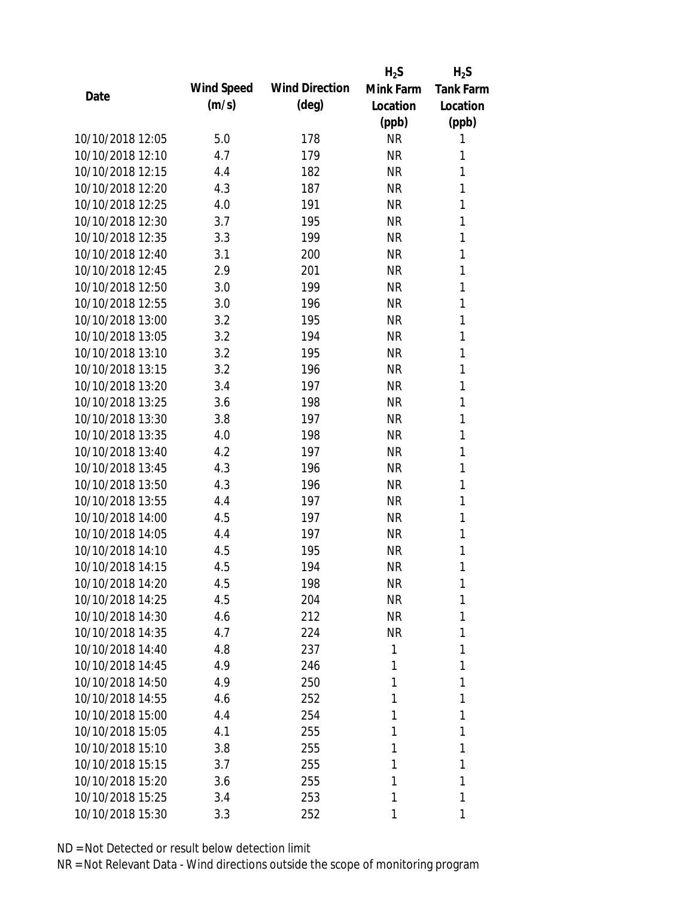| Date | Wind Speed (m/s) | Wind Direction (deg) | $H_2S$ Mink Farm Location (ppb) | $H_2S$ Tank Farm Location (ppb) |
| --- | --- | --- | --- | --- |
| 10/10/2018 12:05 | 5.0 | 178 | NR | 1 |
| 10/10/2018 12:10 | 4.7 | 179 | NR | 1 |
| 10/10/2018 12:15 | 4.4 | 182 | NR | 1 |
| 10/10/2018 12:20 | 4.3 | 187 | NR | 1 |
| 10/10/2018 12:25 | 4.0 | 191 | NR | 1 |
| 10/10/2018 12:30 | 3.7 | 195 | NR | 1 |
| 10/10/2018 12:35 | 3.3 | 199 | NR | 1 |
| 10/10/2018 12:40 | 3.1 | 200 | NR | 1 |
| 10/10/2018 12:45 | 2.9 | 201 | NR | 1 |
| 10/10/2018 12:50 | 3.0 | 199 | NR | 1 |
| 10/10/2018 12:55 | 3.0 | 196 | NR | 1 |
| 10/10/2018 13:00 | 3.2 | 195 | NR | 1 |
| 10/10/2018 13:05 | 3.2 | 194 | NR | 1 |
| 10/10/2018 13:10 | 3.2 | 195 | NR | 1 |
| 10/10/2018 13:15 | 3.2 | 196 | NR | 1 |
| 10/10/2018 13:20 | 3.4 | 197 | NR | 1 |
| 10/10/2018 13:25 | 3.6 | 198 | NR | 1 |
| 10/10/2018 13:30 | 3.8 | 197 | NR | 1 |
| 10/10/2018 13:35 | 4.0 | 198 | NR | 1 |
| 10/10/2018 13:40 | 4.2 | 197 | NR | 1 |
| 10/10/2018 13:45 | 4.3 | 196 | NR | 1 |
| 10/10/2018 13:50 | 4.3 | 196 | NR | 1 |
| 10/10/2018 13:55 | 4.4 | 197 | NR | 1 |
| 10/10/2018 14:00 | 4.5 | 197 | NR | 1 |
| 10/10/2018 14:05 | 4.4 | 197 | NR | 1 |
| 10/10/2018 14:10 | 4.5 | 195 | NR | 1 |
| 10/10/2018 14:15 | 4.5 | 194 | NR | 1 |
| 10/10/2018 14:20 | 4.5 | 198 | NR | 1 |
| 10/10/2018 14:25 | 4.5 | 204 | NR | 1 |
| 10/10/2018 14:30 | 4.6 | 212 | NR | 1 |
| 10/10/2018 14:35 | 4.7 | 224 | NR | 1 |
| 10/10/2018 14:40 | 4.8 | 237 | 1 | 1 |
| 10/10/2018 14:45 | 4.9 | 246 | 1 | 1 |
| 10/10/2018 14:50 | 4.9 | 250 | 1 | 1 |
| 10/10/2018 14:55 | 4.6 | 252 | 1 | 1 |
| 10/10/2018 15:00 | 4.4 | 254 | 1 | 1 |
| 10/10/2018 15:05 | 4.1 | 255 | 1 | 1 |
| 10/10/2018 15:10 | 3.8 | 255 | 1 | 1 |
| 10/10/2018 15:15 | 3.7 | 255 | 1 | 1 |
| 10/10/2018 15:20 | 3.6 | 255 | 1 | 1 |
| 10/10/2018 15:25 | 3.4 | 253 | 1 | 1 |
| 10/10/2018 15:30 | 3.3 | 252 | 1 | 1 |

ND = Not Detected or result below detection limit

NR = Not Relevant Data - Wind directions outside the scope of monitoring program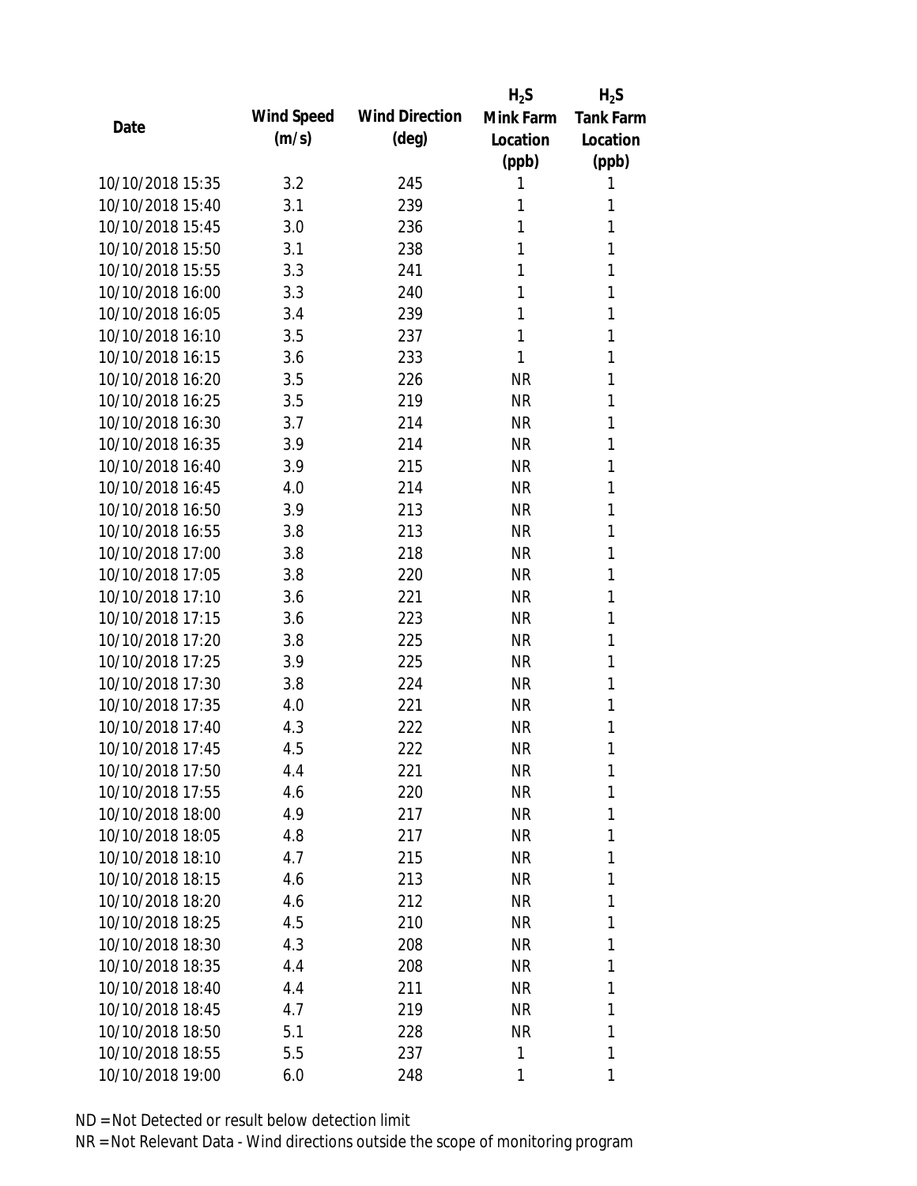| Date | Wind Speed (m/s) | Wind Direction (deg) | $H_2S$ Mink Farm Location (ppb) | $H_2S$ Tank Farm Location (ppb) |
|---|---|---|---|---|
| 10/10/2018 15:35 | 3.2 | 245 | 1 | 1 |
| 10/10/2018 15:40 | 3.1 | 239 | 1 | 1 |
| 10/10/2018 15:45 | 3.0 | 236 | 1 | 1 |
| 10/10/2018 15:50 | 3.1 | 238 | 1 | 1 |
| 10/10/2018 15:55 | 3.3 | 241 | 1 | 1 |
| 10/10/2018 16:00 | 3.3 | 240 | 1 | 1 |
| 10/10/2018 16:05 | 3.4 | 239 | 1 | 1 |
| 10/10/2018 16:10 | 3.5 | 237 | 1 | 1 |
| 10/10/2018 16:15 | 3.6 | 233 | 1 | 1 |
| 10/10/2018 16:20 | 3.5 | 226 | NR | 1 |
| 10/10/2018 16:25 | 3.5 | 219 | NR | 1 |
| 10/10/2018 16:30 | 3.7 | 214 | NR | 1 |
| 10/10/2018 16:35 | 3.9 | 214 | NR | 1 |
| 10/10/2018 16:40 | 3.9 | 215 | NR | 1 |
| 10/10/2018 16:45 | 4.0 | 214 | NR | 1 |
| 10/10/2018 16:50 | 3.9 | 213 | NR | 1 |
| 10/10/2018 16:55 | 3.8 | 213 | NR | 1 |
| 10/10/2018 17:00 | 3.8 | 218 | NR | 1 |
| 10/10/2018 17:05 | 3.8 | 220 | NR | 1 |
| 10/10/2018 17:10 | 3.6 | 221 | NR | 1 |
| 10/10/2018 17:15 | 3.6 | 223 | NR | 1 |
| 10/10/2018 17:20 | 3.8 | 225 | NR | 1 |
| 10/10/2018 17:25 | 3.9 | 225 | NR | 1 |
| 10/10/2018 17:30 | 3.8 | 224 | NR | 1 |
| 10/10/2018 17:35 | 4.0 | 221 | NR | 1 |
| 10/10/2018 17:40 | 4.3 | 222 | NR | 1 |
| 10/10/2018 17:45 | 4.5 | 222 | NR | 1 |
| 10/10/2018 17:50 | 4.4 | 221 | NR | 1 |
| 10/10/2018 17:55 | 4.6 | 220 | NR | 1 |
| 10/10/2018 18:00 | 4.9 | 217 | NR | 1 |
| 10/10/2018 18:05 | 4.8 | 217 | NR | 1 |
| 10/10/2018 18:10 | 4.7 | 215 | NR | 1 |
| 10/10/2018 18:15 | 4.6 | 213 | NR | 1 |
| 10/10/2018 18:20 | 4.6 | 212 | NR | 1 |
| 10/10/2018 18:25 | 4.5 | 210 | NR | 1 |
| 10/10/2018 18:30 | 4.3 | 208 | NR | 1 |
| 10/10/2018 18:35 | 4.4 | 208 | NR | 1 |
| 10/10/2018 18:40 | 4.4 | 211 | NR | 1 |
| 10/10/2018 18:45 | 4.7 | 219 | NR | 1 |
| 10/10/2018 18:50 | 5.1 | 228 | NR | 1 |
| 10/10/2018 18:55 | 5.5 | 237 | 1 | 1 |
| 10/10/2018 19:00 | 6.0 | 248 | 1 | 1 |

ND = Not Detected or result below detection limit
NR = Not Relevant Data - Wind directions outside the scope of monitoring program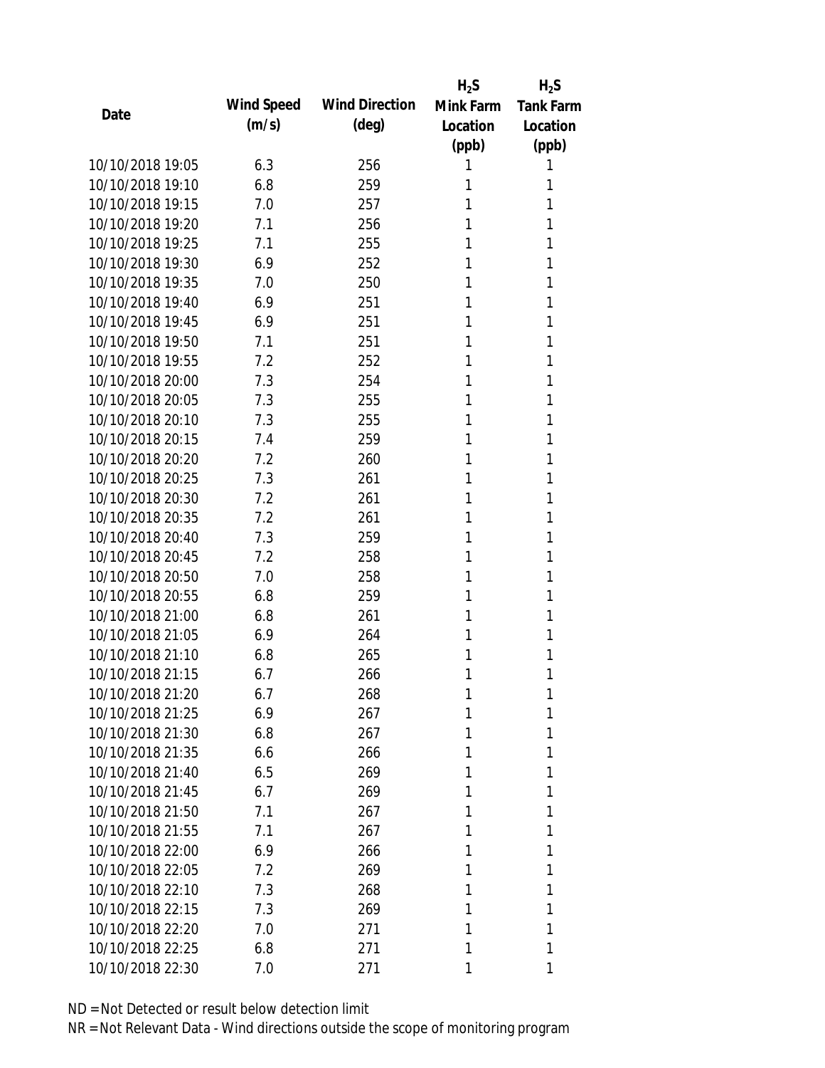| Date | Wind Speed (m/s) | Wind Direction (deg) | $H_2S$ Mink Farm Location (ppb) | $H_2S$ Tank Farm Location (ppb) |
|---|---|---|---|---|
| 10/10/2018 19:05 | 6.3 | 256 | 1 | 1 |
| 10/10/2018 19:10 | 6.8 | 259 | 1 | 1 |
| 10/10/2018 19:15 | 7.0 | 257 | 1 | 1 |
| 10/10/2018 19:20 | 7.1 | 256 | 1 | 1 |
| 10/10/2018 19:25 | 7.1 | 255 | 1 | 1 |
| 10/10/2018 19:30 | 6.9 | 252 | 1 | 1 |
| 10/10/2018 19:35 | 7.0 | 250 | 1 | 1 |
| 10/10/2018 19:40 | 6.9 | 251 | 1 | 1 |
| 10/10/2018 19:45 | 6.9 | 251 | 1 | 1 |
| 10/10/2018 19:50 | 7.1 | 251 | 1 | 1 |
| 10/10/2018 19:55 | 7.2 | 252 | 1 | 1 |
| 10/10/2018 20:00 | 7.3 | 254 | 1 | 1 |
| 10/10/2018 20:05 | 7.3 | 255 | 1 | 1 |
| 10/10/2018 20:10 | 7.3 | 255 | 1 | 1 |
| 10/10/2018 20:15 | 7.4 | 259 | 1 | 1 |
| 10/10/2018 20:20 | 7.2 | 260 | 1 | 1 |
| 10/10/2018 20:25 | 7.3 | 261 | 1 | 1 |
| 10/10/2018 20:30 | 7.2 | 261 | 1 | 1 |
| 10/10/2018 20:35 | 7.2 | 261 | 1 | 1 |
| 10/10/2018 20:40 | 7.3 | 259 | 1 | 1 |
| 10/10/2018 20:45 | 7.2 | 258 | 1 | 1 |
| 10/10/2018 20:50 | 7.0 | 258 | 1 | 1 |
| 10/10/2018 20:55 | 6.8 | 259 | 1 | 1 |
| 10/10/2018 21:00 | 6.8 | 261 | 1 | 1 |
| 10/10/2018 21:05 | 6.9 | 264 | 1 | 1 |
| 10/10/2018 21:10 | 6.8 | 265 | 1 | 1 |
| 10/10/2018 21:15 | 6.7 | 266 | 1 | 1 |
| 10/10/2018 21:20 | 6.7 | 268 | 1 | 1 |
| 10/10/2018 21:25 | 6.9 | 267 | 1 | 1 |
| 10/10/2018 21:30 | 6.8 | 267 | 1 | 1 |
| 10/10/2018 21:35 | 6.6 | 266 | 1 | 1 |
| 10/10/2018 21:40 | 6.5 | 269 | 1 | 1 |
| 10/10/2018 21:45 | 6.7 | 269 | 1 | 1 |
| 10/10/2018 21:50 | 7.1 | 267 | 1 | 1 |
| 10/10/2018 21:55 | 7.1 | 267 | 1 | 1 |
| 10/10/2018 22:00 | 6.9 | 266 | 1 | 1 |
| 10/10/2018 22:05 | 7.2 | 269 | 1 | 1 |
| 10/10/2018 22:10 | 7.3 | 268 | 1 | 1 |
| 10/10/2018 22:15 | 7.3 | 269 | 1 | 1 |
| 10/10/2018 22:20 | 7.0 | 271 | 1 | 1 |
| 10/10/2018 22:25 | 6.8 | 271 | 1 | 1 |
| 10/10/2018 22:30 | 7.0 | 271 | 1 | 1 |

ND = Not Detected or result below detection limit

NR = Not Relevant Data - Wind directions outside the scope of monitoring program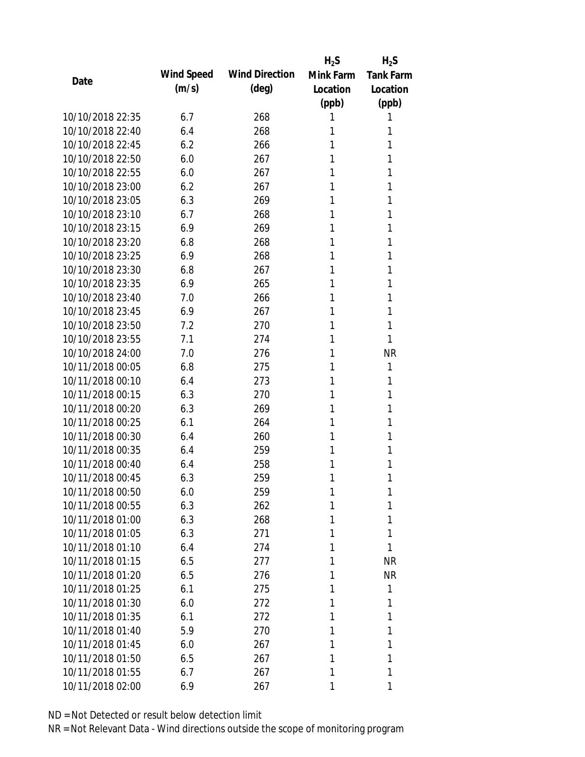| Date | Wind Speed (m/s) | Wind Direction (deg) | $H_2S$ Mink Farm Location (ppb) | $H_2S$ Tank Farm Location (ppb) |
|---|---|---|---|---|
| 10/10/2018 22:35 | 6.7 | 268 | 1 | 1 |
| 10/10/2018 22:40 | 6.4 | 268 | 1 | 1 |
| 10/10/2018 22:45 | 6.2 | 266 | 1 | 1 |
| 10/10/2018 22:50 | 6.0 | 267 | 1 | 1 |
| 10/10/2018 22:55 | 6.0 | 267 | 1 | 1 |
| 10/10/2018 23:00 | 6.2 | 267 | 1 | 1 |
| 10/10/2018 23:05 | 6.3 | 269 | 1 | 1 |
| 10/10/2018 23:10 | 6.7 | 268 | 1 | 1 |
| 10/10/2018 23:15 | 6.9 | 269 | 1 | 1 |
| 10/10/2018 23:20 | 6.8 | 268 | 1 | 1 |
| 10/10/2018 23:25 | 6.9 | 268 | 1 | 1 |
| 10/10/2018 23:30 | 6.8 | 267 | 1 | 1 |
| 10/10/2018 23:35 | 6.9 | 265 | 1 | 1 |
| 10/10/2018 23:40 | 7.0 | 266 | 1 | 1 |
| 10/10/2018 23:45 | 6.9 | 267 | 1 | 1 |
| 10/10/2018 23:50 | 7.2 | 270 | 1 | 1 |
| 10/10/2018 23:55 | 7.1 | 274 | 1 | 1 |
| 10/10/2018 24:00 | 7.0 | 276 | 1 | NR |
| 10/11/2018 00:05 | 6.8 | 275 | 1 | 1 |
| 10/11/2018 00:10 | 6.4 | 273 | 1 | 1 |
| 10/11/2018 00:15 | 6.3 | 270 | 1 | 1 |
| 10/11/2018 00:20 | 6.3 | 269 | 1 | 1 |
| 10/11/2018 00:25 | 6.1 | 264 | 1 | 1 |
| 10/11/2018 00:30 | 6.4 | 260 | 1 | 1 |
| 10/11/2018 00:35 | 6.4 | 259 | 1 | 1 |
| 10/11/2018 00:40 | 6.4 | 258 | 1 | 1 |
| 10/11/2018 00:45 | 6.3 | 259 | 1 | 1 |
| 10/11/2018 00:50 | 6.0 | 259 | 1 | 1 |
| 10/11/2018 00:55 | 6.3 | 262 | 1 | 1 |
| 10/11/2018 01:00 | 6.3 | 268 | 1 | 1 |
| 10/11/2018 01:05 | 6.3 | 271 | 1 | 1 |
| 10/11/2018 01:10 | 6.4 | 274 | 1 | 1 |
| 10/11/2018 01:15 | 6.5 | 277 | 1 | NR |
| 10/11/2018 01:20 | 6.5 | 276 | 1 | NR |
| 10/11/2018 01:25 | 6.1 | 275 | 1 | 1 |
| 10/11/2018 01:30 | 6.0 | 272 | 1 | 1 |
| 10/11/2018 01:35 | 6.1 | 272 | 1 | 1 |
| 10/11/2018 01:40 | 5.9 | 270 | 1 | 1 |
| 10/11/2018 01:45 | 6.0 | 267 | 1 | 1 |
| 10/11/2018 01:50 | 6.5 | 267 | 1 | 1 |
| 10/11/2018 01:55 | 6.7 | 267 | 1 | 1 |
| 10/11/2018 02:00 | 6.9 | 267 | 1 | 1 |

ND = Not Detected or result below detection limit
NR = Not Relevant Data - Wind directions outside the scope of monitoring program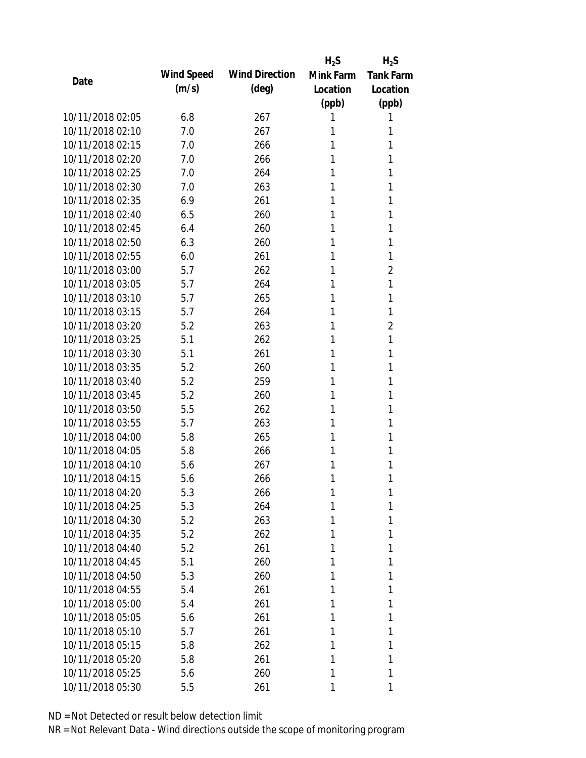| Date | Wind Speed (m/s) | Wind Direction (deg) | $H_2S$ Mink Farm Location (ppb) | $H_2S$ Tank Farm Location (ppb) |
|---|---|---|---|---|
| 10/11/2018 02:05 | 6.8 | 267 | 1 | 1 |
| 10/11/2018 02:10 | 7.0 | 267 | 1 | 1 |
| 10/11/2018 02:15 | 7.0 | 266 | 1 | 1 |
| 10/11/2018 02:20 | 7.0 | 266 | 1 | 1 |
| 10/11/2018 02:25 | 7.0 | 264 | 1 | 1 |
| 10/11/2018 02:30 | 7.0 | 263 | 1 | 1 |
| 10/11/2018 02:35 | 6.9 | 261 | 1 | 1 |
| 10/11/2018 02:40 | 6.5 | 260 | 1 | 1 |
| 10/11/2018 02:45 | 6.4 | 260 | 1 | 1 |
| 10/11/2018 02:50 | 6.3 | 260 | 1 | 1 |
| 10/11/2018 02:55 | 6.0 | 261 | 1 | 1 |
| 10/11/2018 03:00 | 5.7 | 262 | 1 | 2 |
| 10/11/2018 03:05 | 5.7 | 264 | 1 | 1 |
| 10/11/2018 03:10 | 5.7 | 265 | 1 | 1 |
| 10/11/2018 03:15 | 5.7 | 264 | 1 | 1 |
| 10/11/2018 03:20 | 5.2 | 263 | 1 | 2 |
| 10/11/2018 03:25 | 5.1 | 262 | 1 | 1 |
| 10/11/2018 03:30 | 5.1 | 261 | 1 | 1 |
| 10/11/2018 03:35 | 5.2 | 260 | 1 | 1 |
| 10/11/2018 03:40 | 5.2 | 259 | 1 | 1 |
| 10/11/2018 03:45 | 5.2 | 260 | 1 | 1 |
| 10/11/2018 03:50 | 5.5 | 262 | 1 | 1 |
| 10/11/2018 03:55 | 5.7 | 263 | 1 | 1 |
| 10/11/2018 04:00 | 5.8 | 265 | 1 | 1 |
| 10/11/2018 04:05 | 5.8 | 266 | 1 | 1 |
| 10/11/2018 04:10 | 5.6 | 267 | 1 | 1 |
| 10/11/2018 04:15 | 5.6 | 266 | 1 | 1 |
| 10/11/2018 04:20 | 5.3 | 266 | 1 | 1 |
| 10/11/2018 04:25 | 5.3 | 264 | 1 | 1 |
| 10/11/2018 04:30 | 5.2 | 263 | 1 | 1 |
| 10/11/2018 04:35 | 5.2 | 262 | 1 | 1 |
| 10/11/2018 04:40 | 5.2 | 261 | 1 | 1 |
| 10/11/2018 04:45 | 5.1 | 260 | 1 | 1 |
| 10/11/2018 04:50 | 5.3 | 260 | 1 | 1 |
| 10/11/2018 04:55 | 5.4 | 261 | 1 | 1 |
| 10/11/2018 05:00 | 5.4 | 261 | 1 | 1 |
| 10/11/2018 05:05 | 5.6 | 261 | 1 | 1 |
| 10/11/2018 05:10 | 5.7 | 261 | 1 | 1 |
| 10/11/2018 05:15 | 5.8 | 262 | 1 | 1 |
| 10/11/2018 05:20 | 5.8 | 261 | 1 | 1 |
| 10/11/2018 05:25 | 5.6 | 260 | 1 | 1 |
| 10/11/2018 05:30 | 5.5 | 261 | 1 | 1 |

ND = Not Detected or result below detection limit

NR = Not Relevant Data - Wind directions outside the scope of monitoring program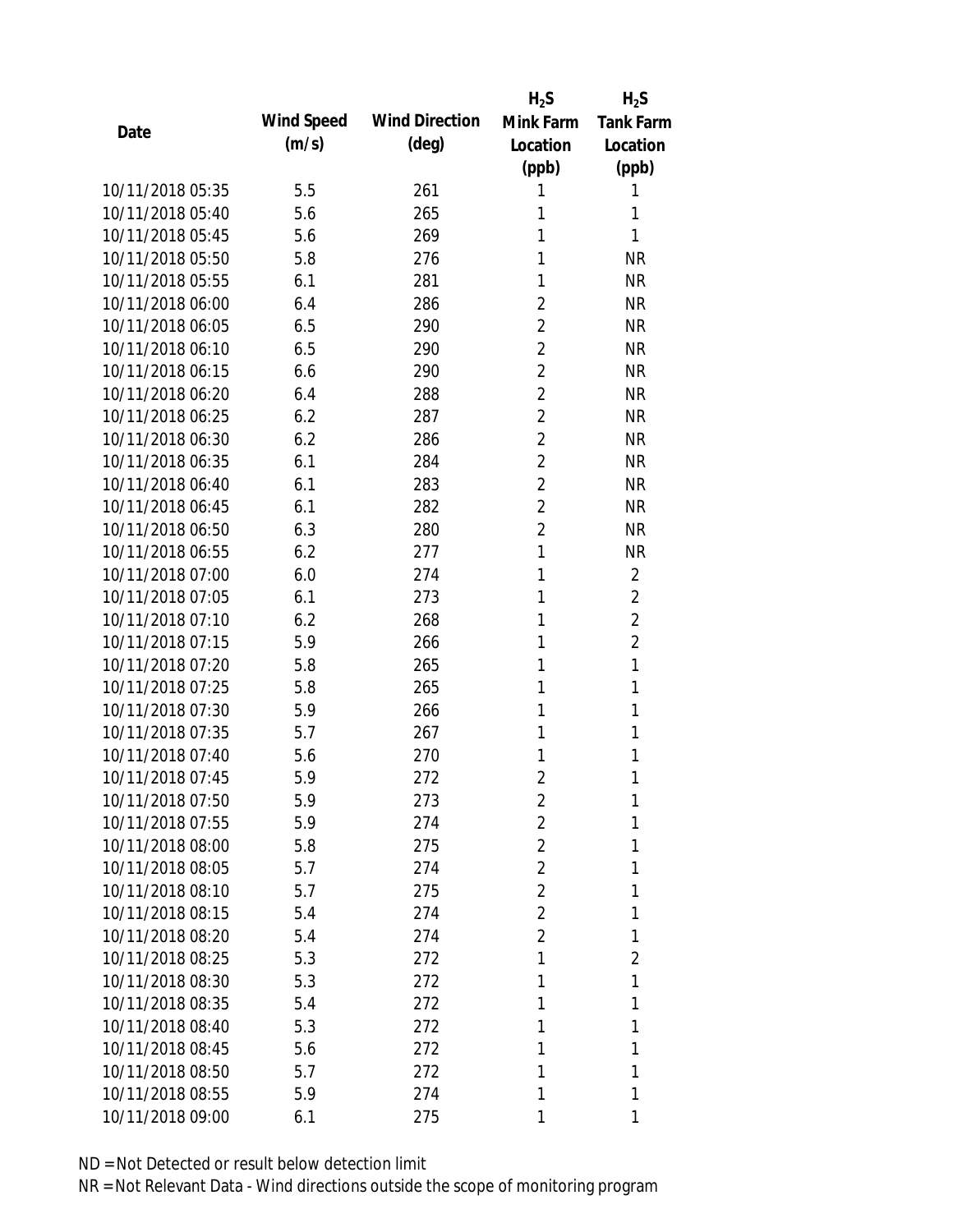| Date | Wind Speed (m/s) | Wind Direction (deg) | $H_2S$ Mink Farm Location (ppb) | $H_2S$ Tank Farm Location (ppb) |
|---|---|---|---|---|
| 10/11/2018 05:35 | 5.5 | 261 | 1 | 1 |
| 10/11/2018 05:40 | 5.6 | 265 | 1 | 1 |
| 10/11/2018 05:45 | 5.6 | 269 | 1 | 1 |
| 10/11/2018 05:50 | 5.8 | 276 | 1 | NR |
| 10/11/2018 05:55 | 6.1 | 281 | 1 | NR |
| 10/11/2018 06:00 | 6.4 | 286 | 2 | NR |
| 10/11/2018 06:05 | 6.5 | 290 | 2 | NR |
| 10/11/2018 06:10 | 6.5 | 290 | 2 | NR |
| 10/11/2018 06:15 | 6.6 | 290 | 2 | NR |
| 10/11/2018 06:20 | 6.4 | 288 | 2 | NR |
| 10/11/2018 06:25 | 6.2 | 287 | 2 | NR |
| 10/11/2018 06:30 | 6.2 | 286 | 2 | NR |
| 10/11/2018 06:35 | 6.1 | 284 | 2 | NR |
| 10/11/2018 06:40 | 6.1 | 283 | 2 | NR |
| 10/11/2018 06:45 | 6.1 | 282 | 2 | NR |
| 10/11/2018 06:50 | 6.3 | 280 | 2 | NR |
| 10/11/2018 06:55 | 6.2 | 277 | 1 | NR |
| 10/11/2018 07:00 | 6.0 | 274 | 1 | 2 |
| 10/11/2018 07:05 | 6.1 | 273 | 1 | 2 |
| 10/11/2018 07:10 | 6.2 | 268 | 1 | 2 |
| 10/11/2018 07:15 | 5.9 | 266 | 1 | 2 |
| 10/11/2018 07:20 | 5.8 | 265 | 1 | 1 |
| 10/11/2018 07:25 | 5.8 | 265 | 1 | 1 |
| 10/11/2018 07:30 | 5.9 | 266 | 1 | 1 |
| 10/11/2018 07:35 | 5.7 | 267 | 1 | 1 |
| 10/11/2018 07:40 | 5.6 | 270 | 1 | 1 |
| 10/11/2018 07:45 | 5.9 | 272 | 2 | 1 |
| 10/11/2018 07:50 | 5.9 | 273 | 2 | 1 |
| 10/11/2018 07:55 | 5.9 | 274 | 2 | 1 |
| 10/11/2018 08:00 | 5.8 | 275 | 2 | 1 |
| 10/11/2018 08:05 | 5.7 | 274 | 2 | 1 |
| 10/11/2018 08:10 | 5.7 | 275 | 2 | 1 |
| 10/11/2018 08:15 | 5.4 | 274 | 2 | 1 |
| 10/11/2018 08:20 | 5.4 | 274 | 2 | 1 |
| 10/11/2018 08:25 | 5.3 | 272 | 1 | 2 |
| 10/11/2018 08:30 | 5.3 | 272 | 1 | 1 |
| 10/11/2018 08:35 | 5.4 | 272 | 1 | 1 |
| 10/11/2018 08:40 | 5.3 | 272 | 1 | 1 |
| 10/11/2018 08:45 | 5.6 | 272 | 1 | 1 |
| 10/11/2018 08:50 | 5.7 | 272 | 1 | 1 |
| 10/11/2018 08:55 | 5.9 | 274 | 1 | 1 |
| 10/11/2018 09:00 | 6.1 | 275 | 1 | 1 |

ND = Not Detected or result below detection limit

NR = Not Relevant Data - Wind directions outside the scope of monitoring program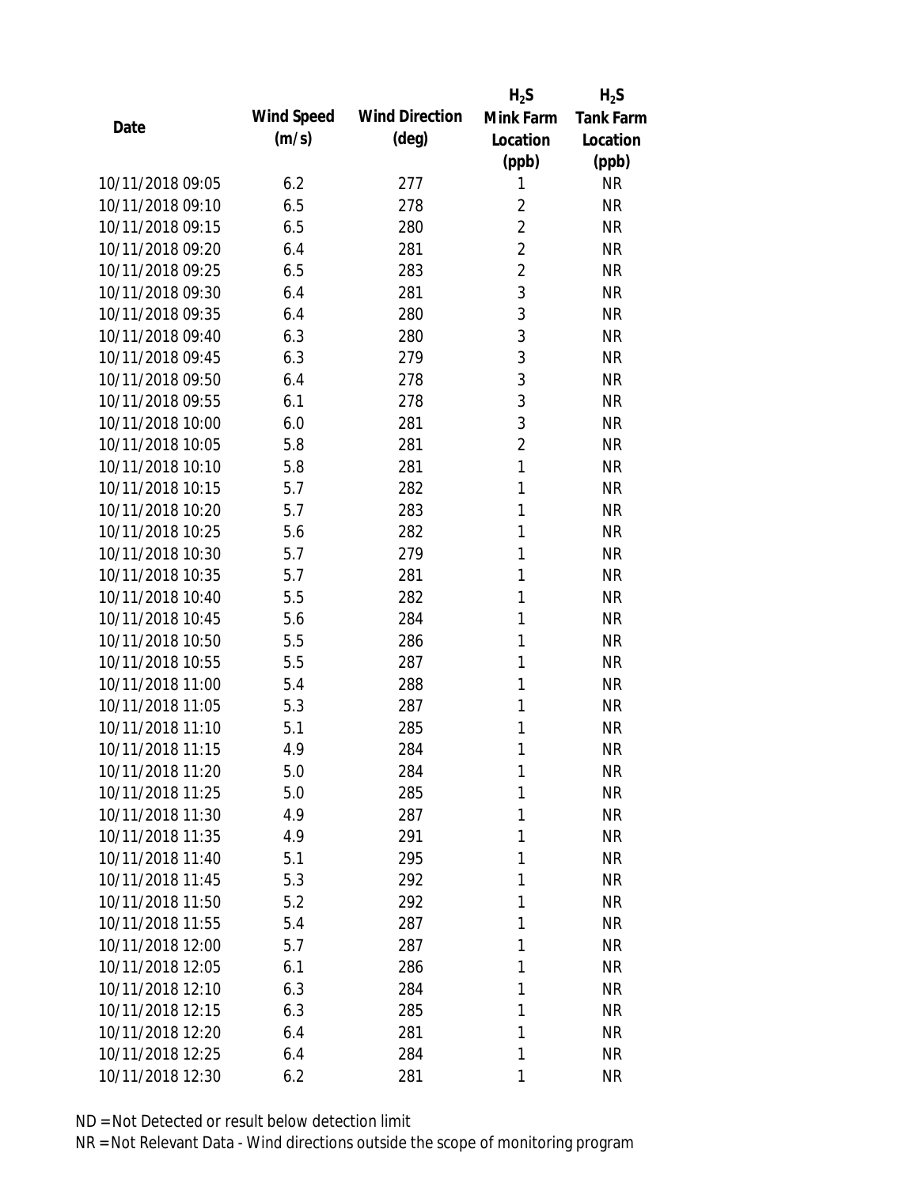| Date | Wind Speed (m/s) | Wind Direction (deg) | $H_2S$ Mink Farm Location (ppb) | $H_2S$ Tank Farm Location (ppb) |
|---|---|---|---|---|
| 10/11/2018 09:05 | 6.2 | 277 | 1 | NR |
| 10/11/2018 09:10 | 6.5 | 278 | 2 | NR |
| 10/11/2018 09:15 | 6.5 | 280 | 2 | NR |
| 10/11/2018 09:20 | 6.4 | 281 | 2 | NR |
| 10/11/2018 09:25 | 6.5 | 283 | 2 | NR |
| 10/11/2018 09:30 | 6.4 | 281 | 3 | NR |
| 10/11/2018 09:35 | 6.4 | 280 | 3 | NR |
| 10/11/2018 09:40 | 6.3 | 280 | 3 | NR |
| 10/11/2018 09:45 | 6.3 | 279 | 3 | NR |
| 10/11/2018 09:50 | 6.4 | 278 | 3 | NR |
| 10/11/2018 09:55 | 6.1 | 278 | 3 | NR |
| 10/11/2018 10:00 | 6.0 | 281 | 3 | NR |
| 10/11/2018 10:05 | 5.8 | 281 | 2 | NR |
| 10/11/2018 10:10 | 5.8 | 281 | 1 | NR |
| 10/11/2018 10:15 | 5.7 | 282 | 1 | NR |
| 10/11/2018 10:20 | 5.7 | 283 | 1 | NR |
| 10/11/2018 10:25 | 5.6 | 282 | 1 | NR |
| 10/11/2018 10:30 | 5.7 | 279 | 1 | NR |
| 10/11/2018 10:35 | 5.7 | 281 | 1 | NR |
| 10/11/2018 10:40 | 5.5 | 282 | 1 | NR |
| 10/11/2018 10:45 | 5.6 | 284 | 1 | NR |
| 10/11/2018 10:50 | 5.5 | 286 | 1 | NR |
| 10/11/2018 10:55 | 5.5 | 287 | 1 | NR |
| 10/11/2018 11:00 | 5.4 | 288 | 1 | NR |
| 10/11/2018 11:05 | 5.3 | 287 | 1 | NR |
| 10/11/2018 11:10 | 5.1 | 285 | 1 | NR |
| 10/11/2018 11:15 | 4.9 | 284 | 1 | NR |
| 10/11/2018 11:20 | 5.0 | 284 | 1 | NR |
| 10/11/2018 11:25 | 5.0 | 285 | 1 | NR |
| 10/11/2018 11:30 | 4.9 | 287 | 1 | NR |
| 10/11/2018 11:35 | 4.9 | 291 | 1 | NR |
| 10/11/2018 11:40 | 5.1 | 295 | 1 | NR |
| 10/11/2018 11:45 | 5.3 | 292 | 1 | NR |
| 10/11/2018 11:50 | 5.2 | 292 | 1 | NR |
| 10/11/2018 11:55 | 5.4 | 287 | 1 | NR |
| 10/11/2018 12:00 | 5.7 | 287 | 1 | NR |
| 10/11/2018 12:05 | 6.1 | 286 | 1 | NR |
| 10/11/2018 12:10 | 6.3 | 284 | 1 | NR |
| 10/11/2018 12:15 | 6.3 | 285 | 1 | NR |
| 10/11/2018 12:20 | 6.4 | 281 | 1 | NR |
| 10/11/2018 12:25 | 6.4 | 284 | 1 | NR |
| 10/11/2018 12:30 | 6.2 | 281 | 1 | NR |

ND = Not Detected or result below detection limit

NR = Not Relevant Data - Wind directions outside the scope of monitoring program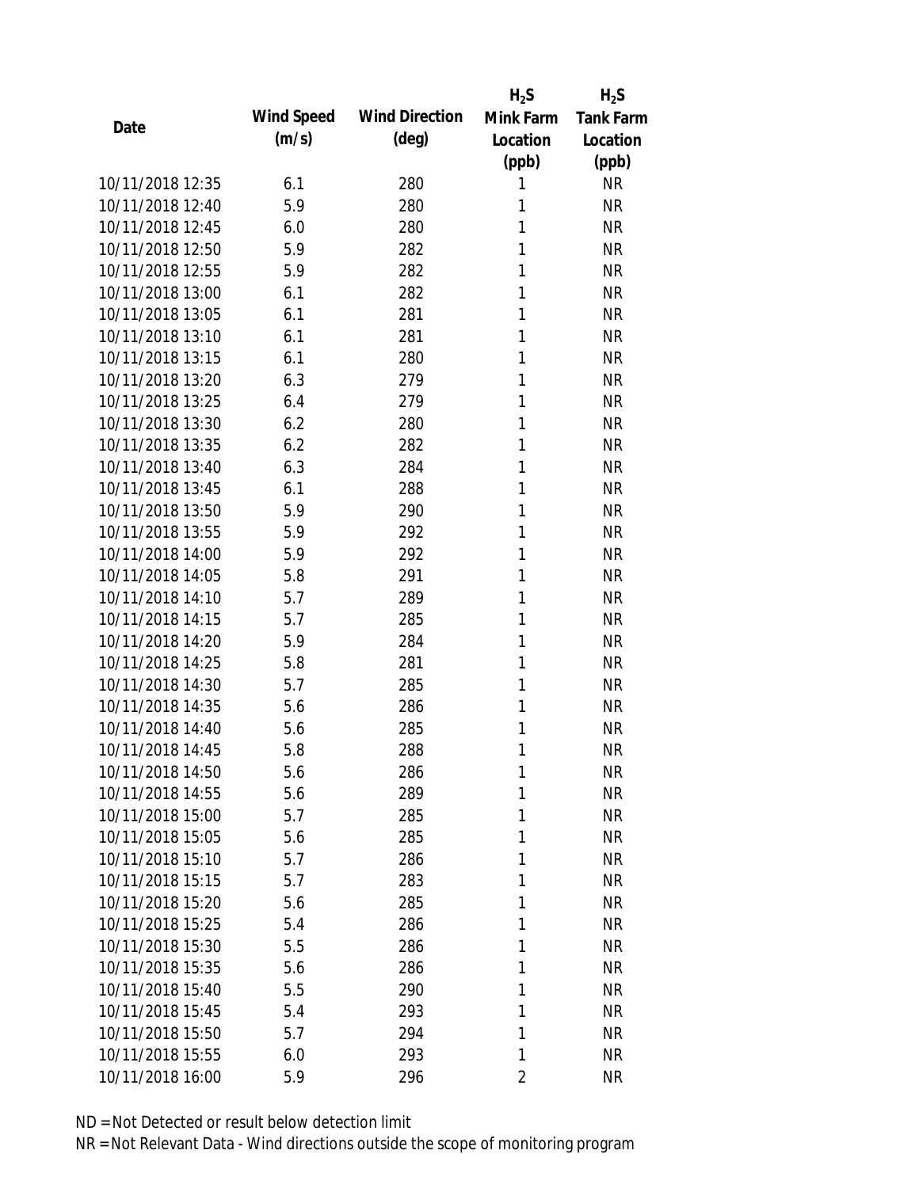| Date | Wind Speed (m/s) | Wind Direction (deg) | $H_2S$ Mink Farm Location (ppb) | $H_2S$ Tank Farm Location (ppb) |
|---|---|---|---|---|
| 10/11/2018 12:35 | 6.1 | 280 | 1 | NR |
| 10/11/2018 12:40 | 5.9 | 280 | 1 | NR |
| 10/11/2018 12:45 | 6.0 | 280 | 1 | NR |
| 10/11/2018 12:50 | 5.9 | 282 | 1 | NR |
| 10/11/2018 12:55 | 5.9 | 282 | 1 | NR |
| 10/11/2018 13:00 | 6.1 | 282 | 1 | NR |
| 10/11/2018 13:05 | 6.1 | 281 | 1 | NR |
| 10/11/2018 13:10 | 6.1 | 281 | 1 | NR |
| 10/11/2018 13:15 | 6.1 | 280 | 1 | NR |
| 10/11/2018 13:20 | 6.3 | 279 | 1 | NR |
| 10/11/2018 13:25 | 6.4 | 279 | 1 | NR |
| 10/11/2018 13:30 | 6.2 | 280 | 1 | NR |
| 10/11/2018 13:35 | 6.2 | 282 | 1 | NR |
| 10/11/2018 13:40 | 6.3 | 284 | 1 | NR |
| 10/11/2018 13:45 | 6.1 | 288 | 1 | NR |
| 10/11/2018 13:50 | 5.9 | 290 | 1 | NR |
| 10/11/2018 13:55 | 5.9 | 292 | 1 | NR |
| 10/11/2018 14:00 | 5.9 | 292 | 1 | NR |
| 10/11/2018 14:05 | 5.8 | 291 | 1 | NR |
| 10/11/2018 14:10 | 5.7 | 289 | 1 | NR |
| 10/11/2018 14:15 | 5.7 | 285 | 1 | NR |
| 10/11/2018 14:20 | 5.9 | 284 | 1 | NR |
| 10/11/2018 14:25 | 5.8 | 281 | 1 | NR |
| 10/11/2018 14:30 | 5.7 | 285 | 1 | NR |
| 10/11/2018 14:35 | 5.6 | 286 | 1 | NR |
| 10/11/2018 14:40 | 5.6 | 285 | 1 | NR |
| 10/11/2018 14:45 | 5.8 | 288 | 1 | NR |
| 10/11/2018 14:50 | 5.6 | 286 | 1 | NR |
| 10/11/2018 14:55 | 5.6 | 289 | 1 | NR |
| 10/11/2018 15:00 | 5.7 | 285 | 1 | NR |
| 10/11/2018 15:05 | 5.6 | 285 | 1 | NR |
| 10/11/2018 15:10 | 5.7 | 286 | 1 | NR |
| 10/11/2018 15:15 | 5.7 | 283 | 1 | NR |
| 10/11/2018 15:20 | 5.6 | 285 | 1 | NR |
| 10/11/2018 15:25 | 5.4 | 286 | 1 | NR |
| 10/11/2018 15:30 | 5.5 | 286 | 1 | NR |
| 10/11/2018 15:35 | 5.6 | 286 | 1 | NR |
| 10/11/2018 15:40 | 5.5 | 290 | 1 | NR |
| 10/11/2018 15:45 | 5.4 | 293 | 1 | NR |
| 10/11/2018 15:50 | 5.7 | 294 | 1 | NR |
| 10/11/2018 15:55 | 6.0 | 293 | 1 | NR |
| 10/11/2018 16:00 | 5.9 | 296 | 2 | NR |

ND = Not Detected or result below detection limit

NR = Not Relevant Data - Wind directions outside the scope of monitoring program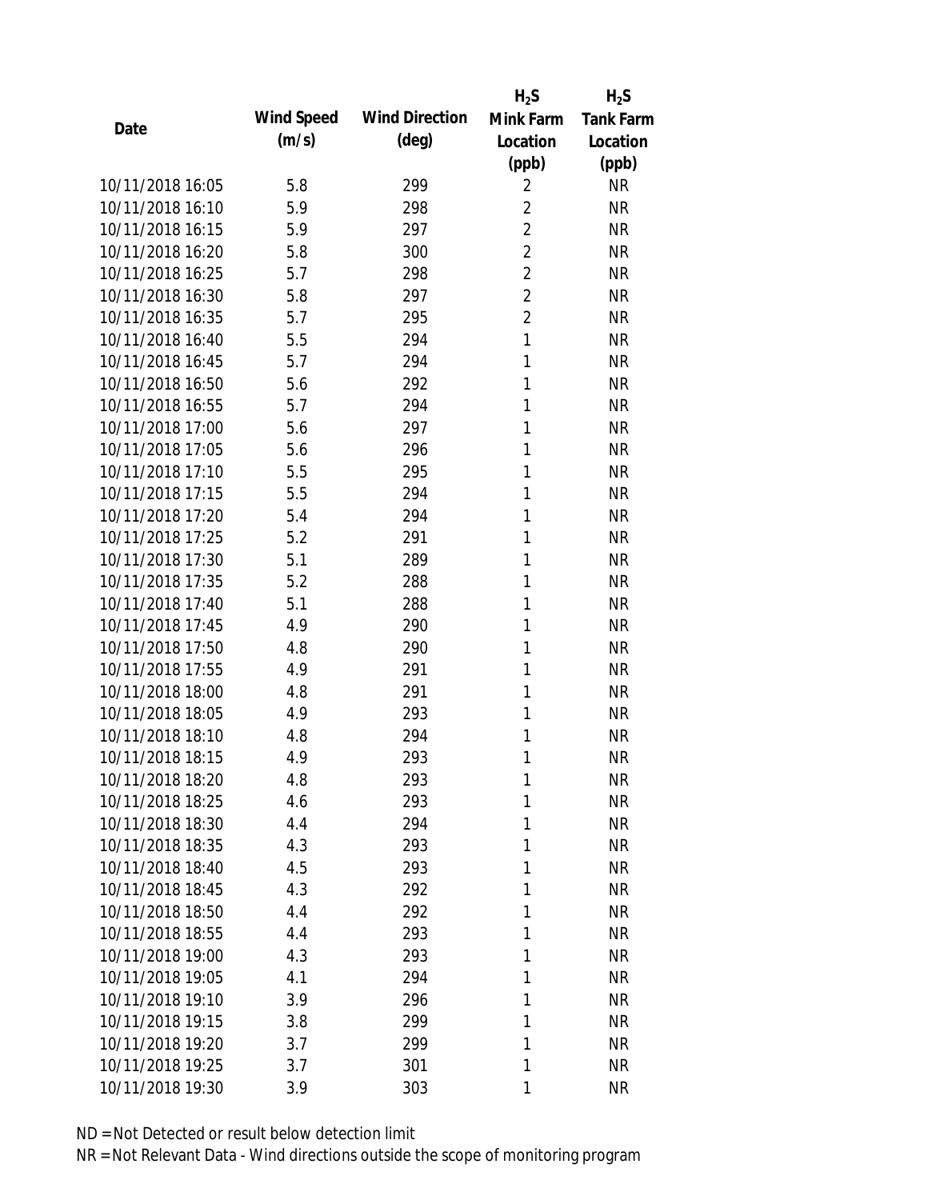| Date | Wind Speed (m/s) | Wind Direction (deg) | $H_2S$ Mink Farm Location (ppb) | $H_2S$ Tank Farm Location (ppb) |
|---|---|---|---|---|
| 10/11/2018 16:05 | 5.8 | 299 | 2 | NR |
| 10/11/2018 16:10 | 5.9 | 298 | 2 | NR |
| 10/11/2018 16:15 | 5.9 | 297 | 2 | NR |
| 10/11/2018 16:20 | 5.8 | 300 | 2 | NR |
| 10/11/2018 16:25 | 5.7 | 298 | 2 | NR |
| 10/11/2018 16:30 | 5.8 | 297 | 2 | NR |
| 10/11/2018 16:35 | 5.7 | 295 | 2 | NR |
| 10/11/2018 16:40 | 5.5 | 294 | 1 | NR |
| 10/11/2018 16:45 | 5.7 | 294 | 1 | NR |
| 10/11/2018 16:50 | 5.6 | 292 | 1 | NR |
| 10/11/2018 16:55 | 5.7 | 294 | 1 | NR |
| 10/11/2018 17:00 | 5.6 | 297 | 1 | NR |
| 10/11/2018 17:05 | 5.6 | 296 | 1 | NR |
| 10/11/2018 17:10 | 5.5 | 295 | 1 | NR |
| 10/11/2018 17:15 | 5.5 | 294 | 1 | NR |
| 10/11/2018 17:20 | 5.4 | 294 | 1 | NR |
| 10/11/2018 17:25 | 5.2 | 291 | 1 | NR |
| 10/11/2018 17:30 | 5.1 | 289 | 1 | NR |
| 10/11/2018 17:35 | 5.2 | 288 | 1 | NR |
| 10/11/2018 17:40 | 5.1 | 288 | 1 | NR |
| 10/11/2018 17:45 | 4.9 | 290 | 1 | NR |
| 10/11/2018 17:50 | 4.8 | 290 | 1 | NR |
| 10/11/2018 17:55 | 4.9 | 291 | 1 | NR |
| 10/11/2018 18:00 | 4.8 | 291 | 1 | NR |
| 10/11/2018 18:05 | 4.9 | 293 | 1 | NR |
| 10/11/2018 18:10 | 4.8 | 294 | 1 | NR |
| 10/11/2018 18:15 | 4.9 | 293 | 1 | NR |
| 10/11/2018 18:20 | 4.8 | 293 | 1 | NR |
| 10/11/2018 18:25 | 4.6 | 293 | 1 | NR |
| 10/11/2018 18:30 | 4.4 | 294 | 1 | NR |
| 10/11/2018 18:35 | 4.3 | 293 | 1 | NR |
| 10/11/2018 18:40 | 4.5 | 293 | 1 | NR |
| 10/11/2018 18:45 | 4.3 | 292 | 1 | NR |
| 10/11/2018 18:50 | 4.4 | 292 | 1 | NR |
| 10/11/2018 18:55 | 4.4 | 293 | 1 | NR |
| 10/11/2018 19:00 | 4.3 | 293 | 1 | NR |
| 10/11/2018 19:05 | 4.1 | 294 | 1 | NR |
| 10/11/2018 19:10 | 3.9 | 296 | 1 | NR |
| 10/11/2018 19:15 | 3.8 | 299 | 1 | NR |
| 10/11/2018 19:20 | 3.7 | 299 | 1 | NR |
| 10/11/2018 19:25 | 3.7 | 301 | 1 | NR |
| 10/11/2018 19:30 | 3.9 | 303 | 1 | NR |

ND = Not Detected or result below detection limit
NR = Not Relevant Data - Wind directions outside the scope of monitoring program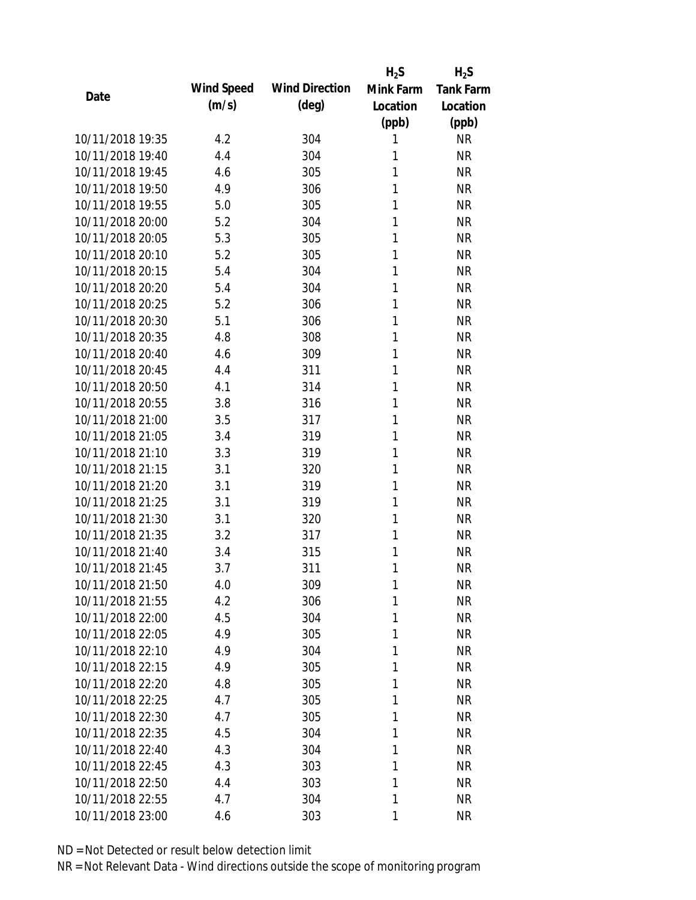| Date | Wind Speed (m/s) | Wind Direction (deg) | $H_2S$ Mink Farm Location (ppb) | $H_2S$ Tank Farm Location (ppb) |
|---|---|---|---|---|
| 10/11/2018 19:35 | 4.2 | 304 | 1 | NR |
| 10/11/2018 19:40 | 4.4 | 304 | 1 | NR |
| 10/11/2018 19:45 | 4.6 | 305 | 1 | NR |
| 10/11/2018 19:50 | 4.9 | 306 | 1 | NR |
| 10/11/2018 19:55 | 5.0 | 305 | 1 | NR |
| 10/11/2018 20:00 | 5.2 | 304 | 1 | NR |
| 10/11/2018 20:05 | 5.3 | 305 | 1 | NR |
| 10/11/2018 20:10 | 5.2 | 305 | 1 | NR |
| 10/11/2018 20:15 | 5.4 | 304 | 1 | NR |
| 10/11/2018 20:20 | 5.4 | 304 | 1 | NR |
| 10/11/2018 20:25 | 5.2 | 306 | 1 | NR |
| 10/11/2018 20:30 | 5.1 | 306 | 1 | NR |
| 10/11/2018 20:35 | 4.8 | 308 | 1 | NR |
| 10/11/2018 20:40 | 4.6 | 309 | 1 | NR |
| 10/11/2018 20:45 | 4.4 | 311 | 1 | NR |
| 10/11/2018 20:50 | 4.1 | 314 | 1 | NR |
| 10/11/2018 20:55 | 3.8 | 316 | 1 | NR |
| 10/11/2018 21:00 | 3.5 | 317 | 1 | NR |
| 10/11/2018 21:05 | 3.4 | 319 | 1 | NR |
| 10/11/2018 21:10 | 3.3 | 319 | 1 | NR |
| 10/11/2018 21:15 | 3.1 | 320 | 1 | NR |
| 10/11/2018 21:20 | 3.1 | 319 | 1 | NR |
| 10/11/2018 21:25 | 3.1 | 319 | 1 | NR |
| 10/11/2018 21:30 | 3.1 | 320 | 1 | NR |
| 10/11/2018 21:35 | 3.2 | 317 | 1 | NR |
| 10/11/2018 21:40 | 3.4 | 315 | 1 | NR |
| 10/11/2018 21:45 | 3.7 | 311 | 1 | NR |
| 10/11/2018 21:50 | 4.0 | 309 | 1 | NR |
| 10/11/2018 21:55 | 4.2 | 306 | 1 | NR |
| 10/11/2018 22:00 | 4.5 | 304 | 1 | NR |
| 10/11/2018 22:05 | 4.9 | 305 | 1 | NR |
| 10/11/2018 22:10 | 4.9 | 304 | 1 | NR |
| 10/11/2018 22:15 | 4.9 | 305 | 1 | NR |
| 10/11/2018 22:20 | 4.8 | 305 | 1 | NR |
| 10/11/2018 22:25 | 4.7 | 305 | 1 | NR |
| 10/11/2018 22:30 | 4.7 | 305 | 1 | NR |
| 10/11/2018 22:35 | 4.5 | 304 | 1 | NR |
| 10/11/2018 22:40 | 4.3 | 304 | 1 | NR |
| 10/11/2018 22:45 | 4.3 | 303 | 1 | NR |
| 10/11/2018 22:50 | 4.4 | 303 | 1 | NR |
| 10/11/2018 22:55 | 4.7 | 304 | 1 | NR |
| 10/11/2018 23:00 | 4.6 | 303 | 1 | NR |

ND = Not Detected or result below detection limit

NR = Not Relevant Data - Wind directions outside the scope of monitoring program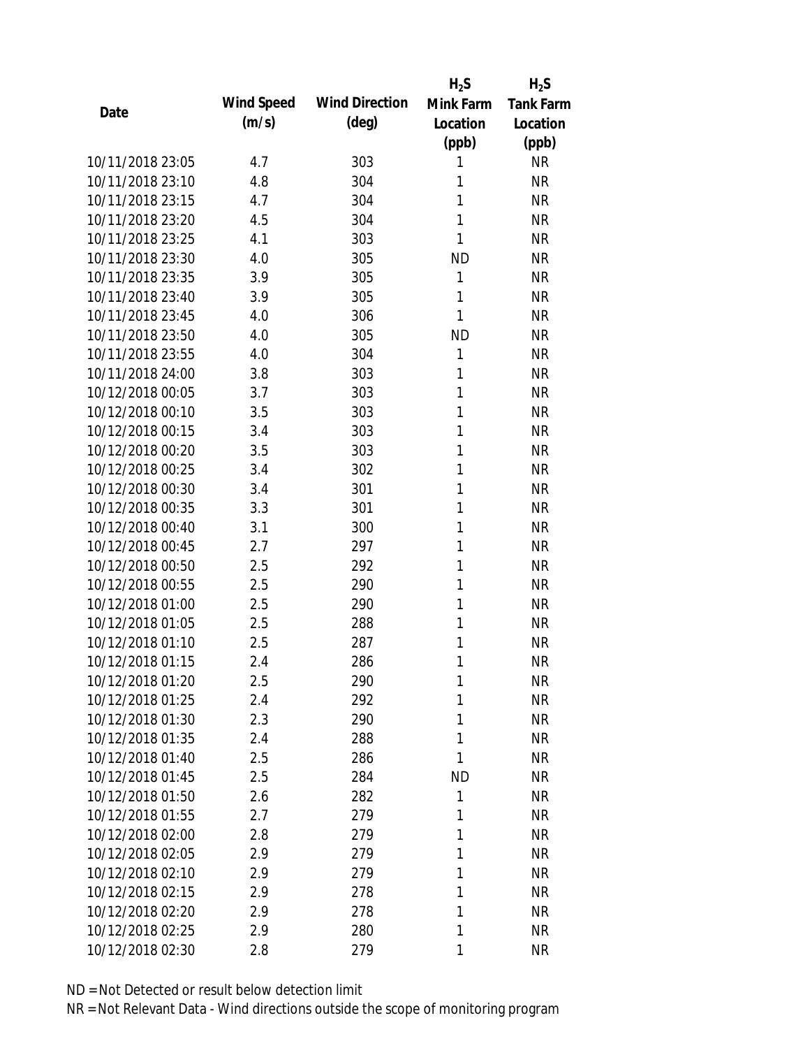| Date | Wind Speed (m/s) | Wind Direction (deg) | $H_2S$ Mink Farm Location (ppb) | $H_2S$ Tank Farm Location (ppb) |
|---|---|---|---|---|
| 10/11/2018 23:05 | 4.7 | 303 | 1 | NR |
| 10/11/2018 23:10 | 4.8 | 304 | 1 | NR |
| 10/11/2018 23:15 | 4.7 | 304 | 1 | NR |
| 10/11/2018 23:20 | 4.5 | 304 | 1 | NR |
| 10/11/2018 23:25 | 4.1 | 303 | 1 | NR |
| 10/11/2018 23:30 | 4.0 | 305 | ND | NR |
| 10/11/2018 23:35 | 3.9 | 305 | 1 | NR |
| 10/11/2018 23:40 | 3.9 | 305 | 1 | NR |
| 10/11/2018 23:45 | 4.0 | 306 | 1 | NR |
| 10/11/2018 23:50 | 4.0 | 305 | ND | NR |
| 10/11/2018 23:55 | 4.0 | 304 | 1 | NR |
| 10/11/2018 24:00 | 3.8 | 303 | 1 | NR |
| 10/12/2018 00:05 | 3.7 | 303 | 1 | NR |
| 10/12/2018 00:10 | 3.5 | 303 | 1 | NR |
| 10/12/2018 00:15 | 3.4 | 303 | 1 | NR |
| 10/12/2018 00:20 | 3.5 | 303 | 1 | NR |
| 10/12/2018 00:25 | 3.4 | 302 | 1 | NR |
| 10/12/2018 00:30 | 3.4 | 301 | 1 | NR |
| 10/12/2018 00:35 | 3.3 | 301 | 1 | NR |
| 10/12/2018 00:40 | 3.1 | 300 | 1 | NR |
| 10/12/2018 00:45 | 2.7 | 297 | 1 | NR |
| 10/12/2018 00:50 | 2.5 | 292 | 1 | NR |
| 10/12/2018 00:55 | 2.5 | 290 | 1 | NR |
| 10/12/2018 01:00 | 2.5 | 290 | 1 | NR |
| 10/12/2018 01:05 | 2.5 | 288 | 1 | NR |
| 10/12/2018 01:10 | 2.5 | 287 | 1 | NR |
| 10/12/2018 01:15 | 2.4 | 286 | 1 | NR |
| 10/12/2018 01:20 | 2.5 | 290 | 1 | NR |
| 10/12/2018 01:25 | 2.4 | 292 | 1 | NR |
| 10/12/2018 01:30 | 2.3 | 290 | 1 | NR |
| 10/12/2018 01:35 | 2.4 | 288 | 1 | NR |
| 10/12/2018 01:40 | 2.5 | 286 | 1 | NR |
| 10/12/2018 01:45 | 2.5 | 284 | ND | NR |
| 10/12/2018 01:50 | 2.6 | 282 | 1 | NR |
| 10/12/2018 01:55 | 2.7 | 279 | 1 | NR |
| 10/12/2018 02:00 | 2.8 | 279 | 1 | NR |
| 10/12/2018 02:05 | 2.9 | 279 | 1 | NR |
| 10/12/2018 02:10 | 2.9 | 279 | 1 | NR |
| 10/12/2018 02:15 | 2.9 | 278 | 1 | NR |
| 10/12/2018 02:20 | 2.9 | 278 | 1 | NR |
| 10/12/2018 02:25 | 2.9 | 280 | 1 | NR |
| 10/12/2018 02:30 | 2.8 | 279 | 1 | NR |

ND = Not Detected or result below detection limit

NR = Not Relevant Data - Wind directions outside the scope of monitoring program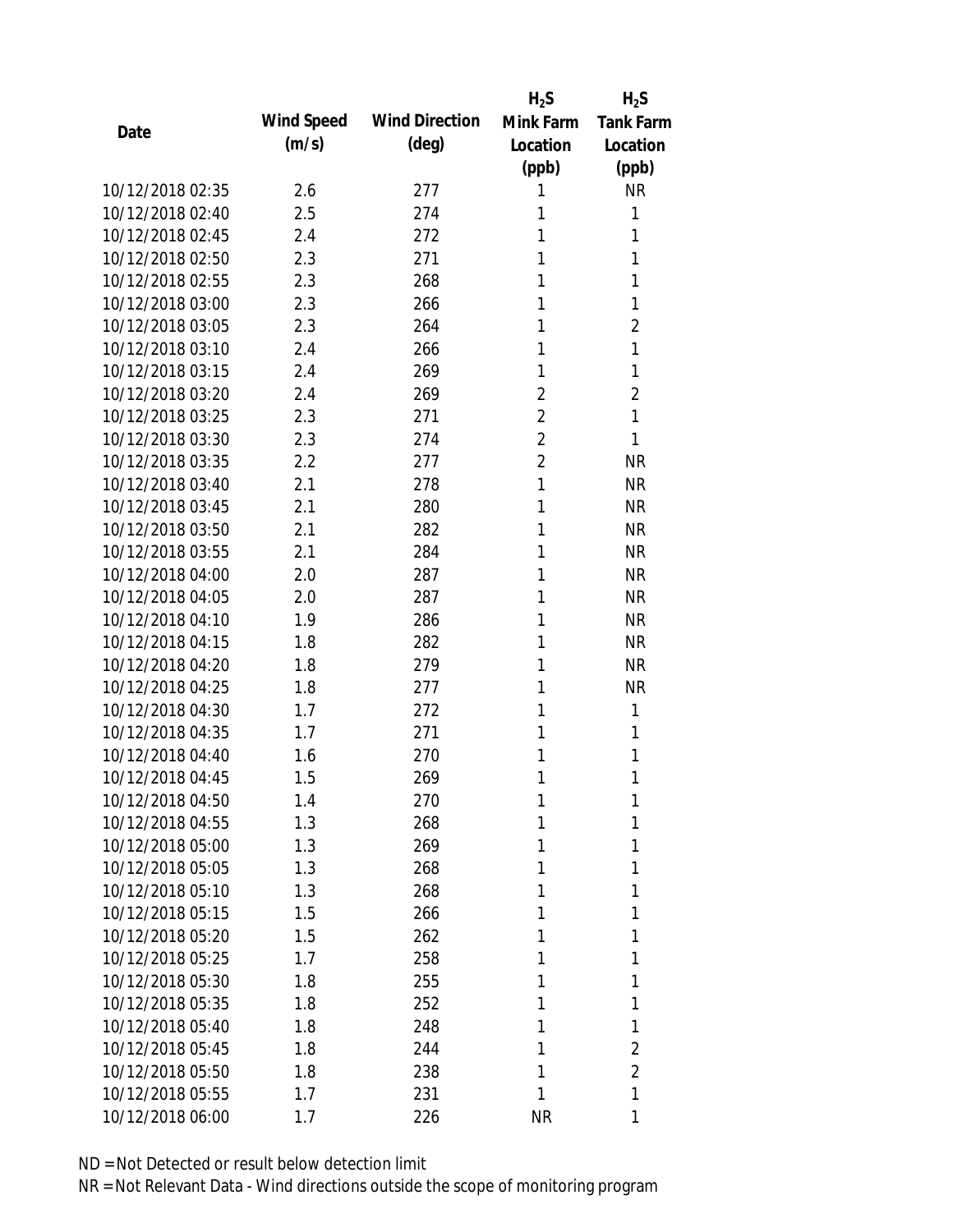| Date | Wind Speed (m/s) | Wind Direction (deg) | $H_2S$ Mink Farm Location (ppb) | $H_2S$ Tank Farm Location (ppb) |
|---|---|---|---|---|
| 10/12/2018 02:35 | 2.6 | 277 | 1 | NR |
| 10/12/2018 02:40 | 2.5 | 274 | 1 | 1 |
| 10/12/2018 02:45 | 2.4 | 272 | 1 | 1 |
| 10/12/2018 02:50 | 2.3 | 271 | 1 | 1 |
| 10/12/2018 02:55 | 2.3 | 268 | 1 | 1 |
| 10/12/2018 03:00 | 2.3 | 266 | 1 | 1 |
| 10/12/2018 03:05 | 2.3 | 264 | 1 | 2 |
| 10/12/2018 03:10 | 2.4 | 266 | 1 | 1 |
| 10/12/2018 03:15 | 2.4 | 269 | 1 | 1 |
| 10/12/2018 03:20 | 2.4 | 269 | 2 | 2 |
| 10/12/2018 03:25 | 2.3 | 271 | 2 | 1 |
| 10/12/2018 03:30 | 2.3 | 274 | 2 | 1 |
| 10/12/2018 03:35 | 2.2 | 277 | 2 | NR |
| 10/12/2018 03:40 | 2.1 | 278 | 1 | NR |
| 10/12/2018 03:45 | 2.1 | 280 | 1 | NR |
| 10/12/2018 03:50 | 2.1 | 282 | 1 | NR |
| 10/12/2018 03:55 | 2.1 | 284 | 1 | NR |
| 10/12/2018 04:00 | 2.0 | 287 | 1 | NR |
| 10/12/2018 04:05 | 2.0 | 287 | 1 | NR |
| 10/12/2018 04:10 | 1.9 | 286 | 1 | NR |
| 10/12/2018 04:15 | 1.8 | 282 | 1 | NR |
| 10/12/2018 04:20 | 1.8 | 279 | 1 | NR |
| 10/12/2018 04:25 | 1.8 | 277 | 1 | NR |
| 10/12/2018 04:30 | 1.7 | 272 | 1 | 1 |
| 10/12/2018 04:35 | 1.7 | 271 | 1 | 1 |
| 10/12/2018 04:40 | 1.6 | 270 | 1 | 1 |
| 10/12/2018 04:45 | 1.5 | 269 | 1 | 1 |
| 10/12/2018 04:50 | 1.4 | 270 | 1 | 1 |
| 10/12/2018 04:55 | 1.3 | 268 | 1 | 1 |
| 10/12/2018 05:00 | 1.3 | 269 | 1 | 1 |
| 10/12/2018 05:05 | 1.3 | 268 | 1 | 1 |
| 10/12/2018 05:10 | 1.3 | 268 | 1 | 1 |
| 10/12/2018 05:15 | 1.5 | 266 | 1 | 1 |
| 10/12/2018 05:20 | 1.5 | 262 | 1 | 1 |
| 10/12/2018 05:25 | 1.7 | 258 | 1 | 1 |
| 10/12/2018 05:30 | 1.8 | 255 | 1 | 1 |
| 10/12/2018 05:35 | 1.8 | 252 | 1 | 1 |
| 10/12/2018 05:40 | 1.8 | 248 | 1 | 1 |
| 10/12/2018 05:45 | 1.8 | 244 | 1 | 2 |
| 10/12/2018 05:50 | 1.8 | 238 | 1 | 2 |
| 10/12/2018 05:55 | 1.7 | 231 | 1 | 1 |
| 10/12/2018 06:00 | 1.7 | 226 | NR | 1 |

ND = Not Detected or result below detection limit

NR = Not Relevant Data - Wind directions outside the scope of monitoring program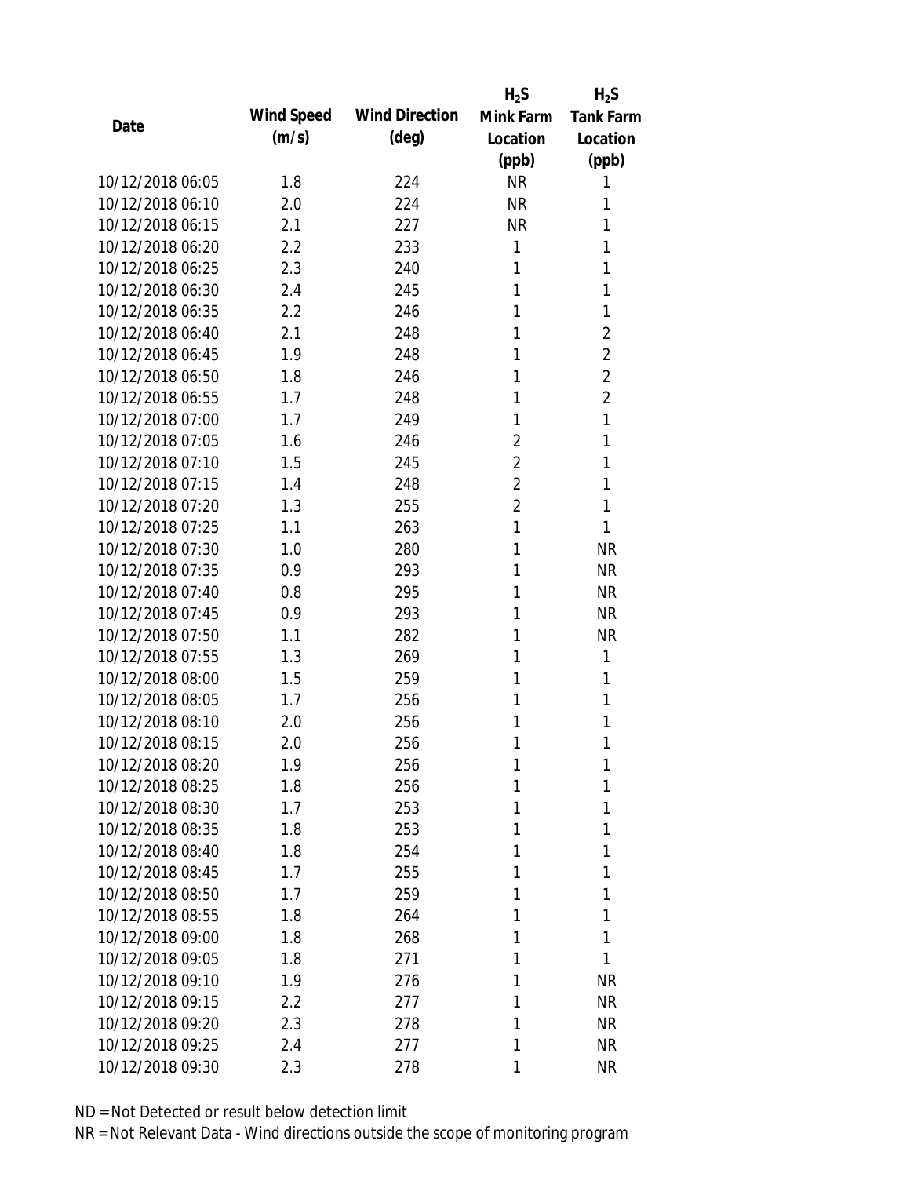| Date | Wind Speed (m/s) | Wind Direction (deg) | $H_2S$ Mink Farm Location (ppb) | $H_2S$ Tank Farm Location (ppb) |
|---|---|---|---|---|
| 10/12/2018 06:05 | 1.8 | 224 | NR | 1 |
| 10/12/2018 06:10 | 2.0 | 224 | NR | 1 |
| 10/12/2018 06:15 | 2.1 | 227 | NR | 1 |
| 10/12/2018 06:20 | 2.2 | 233 | 1 | 1 |
| 10/12/2018 06:25 | 2.3 | 240 | 1 | 1 |
| 10/12/2018 06:30 | 2.4 | 245 | 1 | 1 |
| 10/12/2018 06:35 | 2.2 | 246 | 1 | 1 |
| 10/12/2018 06:40 | 2.1 | 248 | 1 | 2 |
| 10/12/2018 06:45 | 1.9 | 248 | 1 | 2 |
| 10/12/2018 06:50 | 1.8 | 246 | 1 | 2 |
| 10/12/2018 06:55 | 1.7 | 248 | 1 | 2 |
| 10/12/2018 07:00 | 1.7 | 249 | 1 | 1 |
| 10/12/2018 07:05 | 1.6 | 246 | 2 | 1 |
| 10/12/2018 07:10 | 1.5 | 245 | 2 | 1 |
| 10/12/2018 07:15 | 1.4 | 248 | 2 | 1 |
| 10/12/2018 07:20 | 1.3 | 255 | 2 | 1 |
| 10/12/2018 07:25 | 1.1 | 263 | 1 | 1 |
| 10/12/2018 07:30 | 1.0 | 280 | 1 | NR |
| 10/12/2018 07:35 | 0.9 | 293 | 1 | NR |
| 10/12/2018 07:40 | 0.8 | 295 | 1 | NR |
| 10/12/2018 07:45 | 0.9 | 293 | 1 | NR |
| 10/12/2018 07:50 | 1.1 | 282 | 1 | NR |
| 10/12/2018 07:55 | 1.3 | 269 | 1 | 1 |
| 10/12/2018 08:00 | 1.5 | 259 | 1 | 1 |
| 10/12/2018 08:05 | 1.7 | 256 | 1 | 1 |
| 10/12/2018 08:10 | 2.0 | 256 | 1 | 1 |
| 10/12/2018 08:15 | 2.0 | 256 | 1 | 1 |
| 10/12/2018 08:20 | 1.9 | 256 | 1 | 1 |
| 10/12/2018 08:25 | 1.8 | 256 | 1 | 1 |
| 10/12/2018 08:30 | 1.7 | 253 | 1 | 1 |
| 10/12/2018 08:35 | 1.8 | 253 | 1 | 1 |
| 10/12/2018 08:40 | 1.8 | 254 | 1 | 1 |
| 10/12/2018 08:45 | 1.7 | 255 | 1 | 1 |
| 10/12/2018 08:50 | 1.7 | 259 | 1 | 1 |
| 10/12/2018 08:55 | 1.8 | 264 | 1 | 1 |
| 10/12/2018 09:00 | 1.8 | 268 | 1 | 1 |
| 10/12/2018 09:05 | 1.8 | 271 | 1 | 1 |
| 10/12/2018 09:10 | 1.9 | 276 | 1 | NR |
| 10/12/2018 09:15 | 2.2 | 277 | 1 | NR |
| 10/12/2018 09:20 | 2.3 | 278 | 1 | NR |
| 10/12/2018 09:25 | 2.4 | 277 | 1 | NR |
| 10/12/2018 09:30 | 2.3 | 278 | 1 | NR |

ND = Not Detected or result below detection limit
NR = Not Relevant Data - Wind directions outside the scope of monitoring program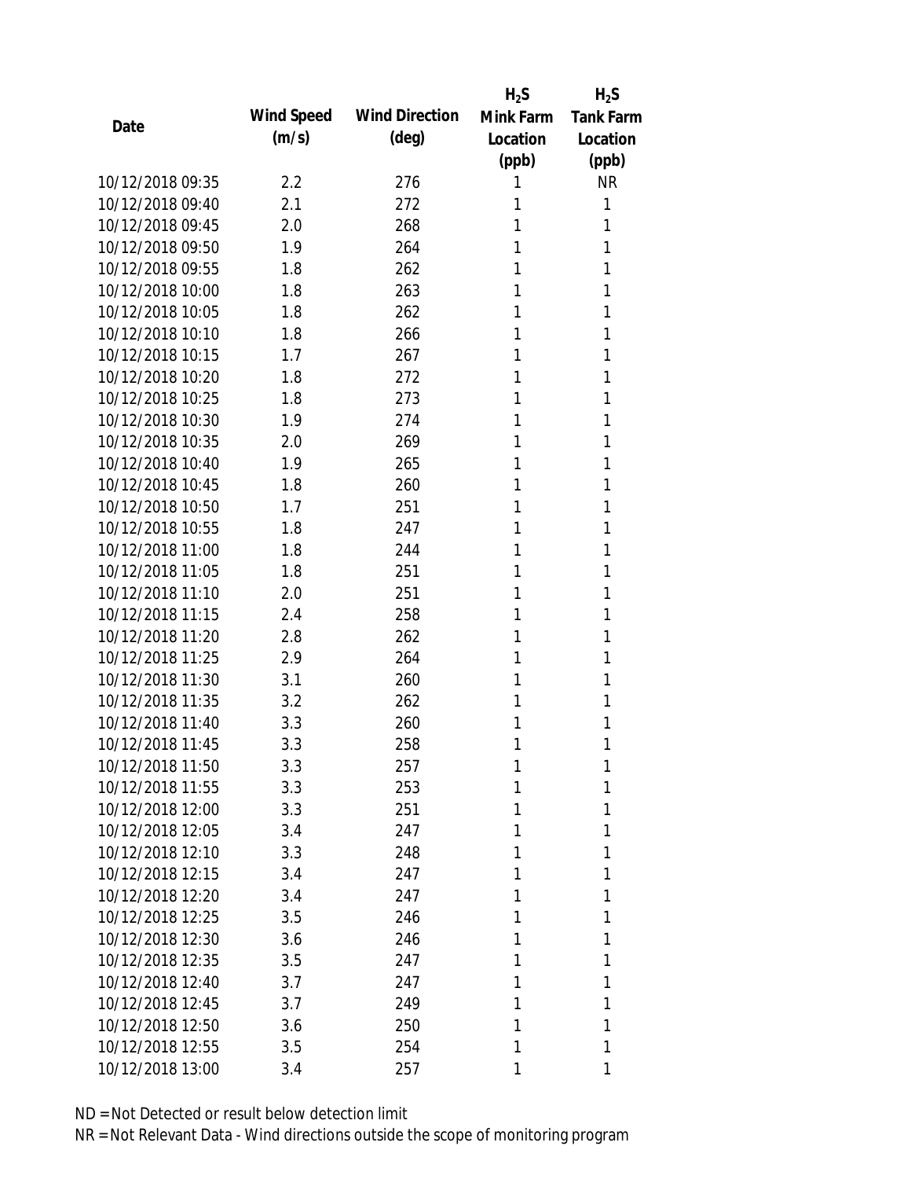| Date | Wind Speed (m/s) | Wind Direction (deg) | $H_2S$ Mink Farm Location (ppb) | $H_2S$ Tank Farm Location (ppb) |
|---|---|---|---|---|
| 10/12/2018 09:35 | 2.2 | 276 | 1 | NR |
| 10/12/2018 09:40 | 2.1 | 272 | 1 | 1 |
| 10/12/2018 09:45 | 2.0 | 268 | 1 | 1 |
| 10/12/2018 09:50 | 1.9 | 264 | 1 | 1 |
| 10/12/2018 09:55 | 1.8 | 262 | 1 | 1 |
| 10/12/2018 10:00 | 1.8 | 263 | 1 | 1 |
| 10/12/2018 10:05 | 1.8 | 262 | 1 | 1 |
| 10/12/2018 10:10 | 1.8 | 266 | 1 | 1 |
| 10/12/2018 10:15 | 1.7 | 267 | 1 | 1 |
| 10/12/2018 10:20 | 1.8 | 272 | 1 | 1 |
| 10/12/2018 10:25 | 1.8 | 273 | 1 | 1 |
| 10/12/2018 10:30 | 1.9 | 274 | 1 | 1 |
| 10/12/2018 10:35 | 2.0 | 269 | 1 | 1 |
| 10/12/2018 10:40 | 1.9 | 265 | 1 | 1 |
| 10/12/2018 10:45 | 1.8 | 260 | 1 | 1 |
| 10/12/2018 10:50 | 1.7 | 251 | 1 | 1 |
| 10/12/2018 10:55 | 1.8 | 247 | 1 | 1 |
| 10/12/2018 11:00 | 1.8 | 244 | 1 | 1 |
| 10/12/2018 11:05 | 1.8 | 251 | 1 | 1 |
| 10/12/2018 11:10 | 2.0 | 251 | 1 | 1 |
| 10/12/2018 11:15 | 2.4 | 258 | 1 | 1 |
| 10/12/2018 11:20 | 2.8 | 262 | 1 | 1 |
| 10/12/2018 11:25 | 2.9 | 264 | 1 | 1 |
| 10/12/2018 11:30 | 3.1 | 260 | 1 | 1 |
| 10/12/2018 11:35 | 3.2 | 262 | 1 | 1 |
| 10/12/2018 11:40 | 3.3 | 260 | 1 | 1 |
| 10/12/2018 11:45 | 3.3 | 258 | 1 | 1 |
| 10/12/2018 11:50 | 3.3 | 257 | 1 | 1 |
| 10/12/2018 11:55 | 3.3 | 253 | 1 | 1 |
| 10/12/2018 12:00 | 3.3 | 251 | 1 | 1 |
| 10/12/2018 12:05 | 3.4 | 247 | 1 | 1 |
| 10/12/2018 12:10 | 3.3 | 248 | 1 | 1 |
| 10/12/2018 12:15 | 3.4 | 247 | 1 | 1 |
| 10/12/2018 12:20 | 3.4 | 247 | 1 | 1 |
| 10/12/2018 12:25 | 3.5 | 246 | 1 | 1 |
| 10/12/2018 12:30 | 3.6 | 246 | 1 | 1 |
| 10/12/2018 12:35 | 3.5 | 247 | 1 | 1 |
| 10/12/2018 12:40 | 3.7 | 247 | 1 | 1 |
| 10/12/2018 12:45 | 3.7 | 249 | 1 | 1 |
| 10/12/2018 12:50 | 3.6 | 250 | 1 | 1 |
| 10/12/2018 12:55 | 3.5 | 254 | 1 | 1 |
| 10/12/2018 13:00 | 3.4 | 257 | 1 | 1 |

ND = Not Detected or result below detection limit

NR = Not Relevant Data - Wind directions outside the scope of monitoring program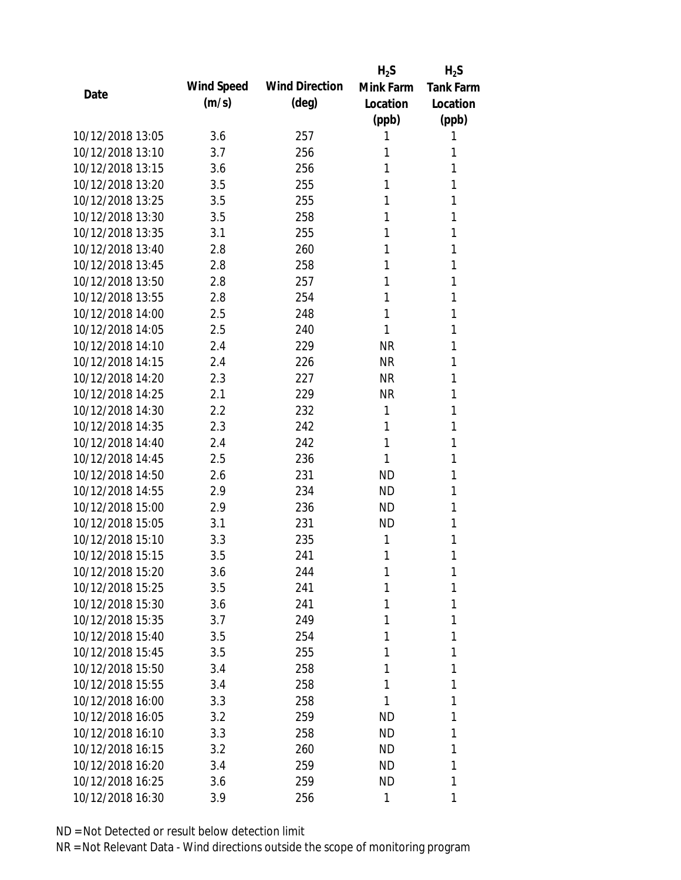| Date | Wind Speed (m/s) | Wind Direction (deg) | $H_2S$ Mink Farm Location (ppb) | $H_2S$ Tank Farm Location (ppb) |
|---|---|---|---|---|
| 10/12/2018 13:05 | 3.6 | 257 | 1 | 1 |
| 10/12/2018 13:10 | 3.7 | 256 | 1 | 1 |
| 10/12/2018 13:15 | 3.6 | 256 | 1 | 1 |
| 10/12/2018 13:20 | 3.5 | 255 | 1 | 1 |
| 10/12/2018 13:25 | 3.5 | 255 | 1 | 1 |
| 10/12/2018 13:30 | 3.5 | 258 | 1 | 1 |
| 10/12/2018 13:35 | 3.1 | 255 | 1 | 1 |
| 10/12/2018 13:40 | 2.8 | 260 | 1 | 1 |
| 10/12/2018 13:45 | 2.8 | 258 | 1 | 1 |
| 10/12/2018 13:50 | 2.8 | 257 | 1 | 1 |
| 10/12/2018 13:55 | 2.8 | 254 | 1 | 1 |
| 10/12/2018 14:00 | 2.5 | 248 | 1 | 1 |
| 10/12/2018 14:05 | 2.5 | 240 | 1 | 1 |
| 10/12/2018 14:10 | 2.4 | 229 | NR | 1 |
| 10/12/2018 14:15 | 2.4 | 226 | NR | 1 |
| 10/12/2018 14:20 | 2.3 | 227 | NR | 1 |
| 10/12/2018 14:25 | 2.1 | 229 | NR | 1 |
| 10/12/2018 14:30 | 2.2 | 232 | 1 | 1 |
| 10/12/2018 14:35 | 2.3 | 242 | 1 | 1 |
| 10/12/2018 14:40 | 2.4 | 242 | 1 | 1 |
| 10/12/2018 14:45 | 2.5 | 236 | 1 | 1 |
| 10/12/2018 14:50 | 2.6 | 231 | ND | 1 |
| 10/12/2018 14:55 | 2.9 | 234 | ND | 1 |
| 10/12/2018 15:00 | 2.9 | 236 | ND | 1 |
| 10/12/2018 15:05 | 3.1 | 231 | ND | 1 |
| 10/12/2018 15:10 | 3.3 | 235 | 1 | 1 |
| 10/12/2018 15:15 | 3.5 | 241 | 1 | 1 |
| 10/12/2018 15:20 | 3.6 | 244 | 1 | 1 |
| 10/12/2018 15:25 | 3.5 | 241 | 1 | 1 |
| 10/12/2018 15:30 | 3.6 | 241 | 1 | 1 |
| 10/12/2018 15:35 | 3.7 | 249 | 1 | 1 |
| 10/12/2018 15:40 | 3.5 | 254 | 1 | 1 |
| 10/12/2018 15:45 | 3.5 | 255 | 1 | 1 |
| 10/12/2018 15:50 | 3.4 | 258 | 1 | 1 |
| 10/12/2018 15:55 | 3.4 | 258 | 1 | 1 |
| 10/12/2018 16:00 | 3.3 | 258 | 1 | 1 |
| 10/12/2018 16:05 | 3.2 | 259 | ND | 1 |
| 10/12/2018 16:10 | 3.3 | 258 | ND | 1 |
| 10/12/2018 16:15 | 3.2 | 260 | ND | 1 |
| 10/12/2018 16:20 | 3.4 | 259 | ND | 1 |
| 10/12/2018 16:25 | 3.6 | 259 | ND | 1 |
| 10/12/2018 16:30 | 3.9 | 256 | 1 | 1 |

ND = Not Detected or result below detection limit

NR = Not Relevant Data - Wind directions outside the scope of monitoring program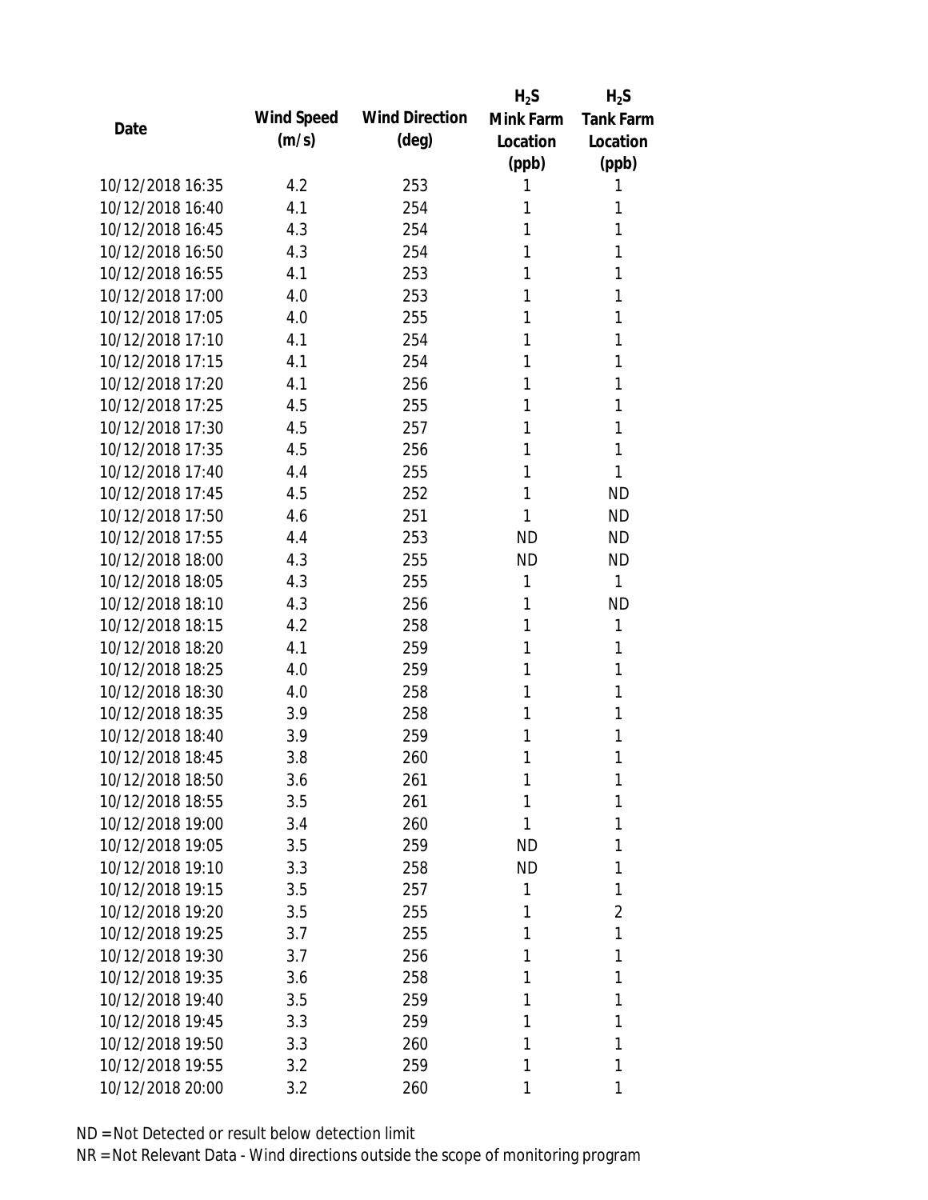| Date | Wind Speed (m/s) | Wind Direction (deg) | $H_2S$ Mink Farm Location (ppb) | $H_2S$ Tank Farm Location (ppb) |
|---|---|---|---|---|
| 10/12/2018 16:35 | 4.2 | 253 | 1 | 1 |
| 10/12/2018 16:40 | 4.1 | 254 | 1 | 1 |
| 10/12/2018 16:45 | 4.3 | 254 | 1 | 1 |
| 10/12/2018 16:50 | 4.3 | 254 | 1 | 1 |
| 10/12/2018 16:55 | 4.1 | 253 | 1 | 1 |
| 10/12/2018 17:00 | 4.0 | 253 | 1 | 1 |
| 10/12/2018 17:05 | 4.0 | 255 | 1 | 1 |
| 10/12/2018 17:10 | 4.1 | 254 | 1 | 1 |
| 10/12/2018 17:15 | 4.1 | 254 | 1 | 1 |
| 10/12/2018 17:20 | 4.1 | 256 | 1 | 1 |
| 10/12/2018 17:25 | 4.5 | 255 | 1 | 1 |
| 10/12/2018 17:30 | 4.5 | 257 | 1 | 1 |
| 10/12/2018 17:35 | 4.5 | 256 | 1 | 1 |
| 10/12/2018 17:40 | 4.4 | 255 | 1 | 1 |
| 10/12/2018 17:45 | 4.5 | 252 | 1 | ND |
| 10/12/2018 17:50 | 4.6 | 251 | 1 | ND |
| 10/12/2018 17:55 | 4.4 | 253 | ND | ND |
| 10/12/2018 18:00 | 4.3 | 255 | ND | ND |
| 10/12/2018 18:05 | 4.3 | 255 | 1 | 1 |
| 10/12/2018 18:10 | 4.3 | 256 | 1 | ND |
| 10/12/2018 18:15 | 4.2 | 258 | 1 | 1 |
| 10/12/2018 18:20 | 4.1 | 259 | 1 | 1 |
| 10/12/2018 18:25 | 4.0 | 259 | 1 | 1 |
| 10/12/2018 18:30 | 4.0 | 258 | 1 | 1 |
| 10/12/2018 18:35 | 3.9 | 258 | 1 | 1 |
| 10/12/2018 18:40 | 3.9 | 259 | 1 | 1 |
| 10/12/2018 18:45 | 3.8 | 260 | 1 | 1 |
| 10/12/2018 18:50 | 3.6 | 261 | 1 | 1 |
| 10/12/2018 18:55 | 3.5 | 261 | 1 | 1 |
| 10/12/2018 19:00 | 3.4 | 260 | 1 | 1 |
| 10/12/2018 19:05 | 3.5 | 259 | ND | 1 |
| 10/12/2018 19:10 | 3.3 | 258 | ND | 1 |
| 10/12/2018 19:15 | 3.5 | 257 | 1 | 1 |
| 10/12/2018 19:20 | 3.5 | 255 | 1 | 2 |
| 10/12/2018 19:25 | 3.7 | 255 | 1 | 1 |
| 10/12/2018 19:30 | 3.7 | 256 | 1 | 1 |
| 10/12/2018 19:35 | 3.6 | 258 | 1 | 1 |
| 10/12/2018 19:40 | 3.5 | 259 | 1 | 1 |
| 10/12/2018 19:45 | 3.3 | 259 | 1 | 1 |
| 10/12/2018 19:50 | 3.3 | 260 | 1 | 1 |
| 10/12/2018 19:55 | 3.2 | 259 | 1 | 1 |
| 10/12/2018 20:00 | 3.2 | 260 | 1 | 1 |

ND = Not Detected or result below detection limit

NR = Not Relevant Data - Wind directions outside the scope of monitoring program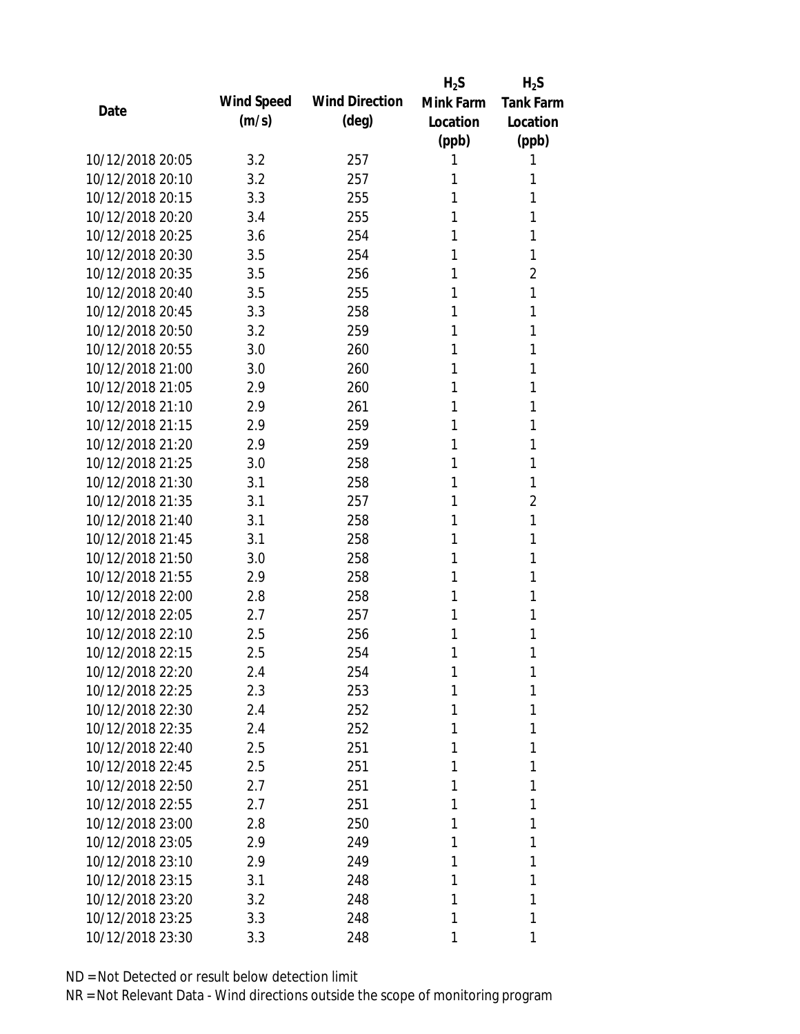| Date | Wind Speed (m/s) | Wind Direction (deg) | $H_2S$ Mink Farm Location (ppb) | $H_2S$ Tank Farm Location (ppb) |
|---|---|---|---|---|
| 10/12/2018 20:05 | 3.2 | 257 | 1 | 1 |
| 10/12/2018 20:10 | 3.2 | 257 | 1 | 1 |
| 10/12/2018 20:15 | 3.3 | 255 | 1 | 1 |
| 10/12/2018 20:20 | 3.4 | 255 | 1 | 1 |
| 10/12/2018 20:25 | 3.6 | 254 | 1 | 1 |
| 10/12/2018 20:30 | 3.5 | 254 | 1 | 1 |
| 10/12/2018 20:35 | 3.5 | 256 | 1 | 2 |
| 10/12/2018 20:40 | 3.5 | 255 | 1 | 1 |
| 10/12/2018 20:45 | 3.3 | 258 | 1 | 1 |
| 10/12/2018 20:50 | 3.2 | 259 | 1 | 1 |
| 10/12/2018 20:55 | 3.0 | 260 | 1 | 1 |
| 10/12/2018 21:00 | 3.0 | 260 | 1 | 1 |
| 10/12/2018 21:05 | 2.9 | 260 | 1 | 1 |
| 10/12/2018 21:10 | 2.9 | 261 | 1 | 1 |
| 10/12/2018 21:15 | 2.9 | 259 | 1 | 1 |
| 10/12/2018 21:20 | 2.9 | 259 | 1 | 1 |
| 10/12/2018 21:25 | 3.0 | 258 | 1 | 1 |
| 10/12/2018 21:30 | 3.1 | 258 | 1 | 1 |
| 10/12/2018 21:35 | 3.1 | 257 | 1 | 2 |
| 10/12/2018 21:40 | 3.1 | 258 | 1 | 1 |
| 10/12/2018 21:45 | 3.1 | 258 | 1 | 1 |
| 10/12/2018 21:50 | 3.0 | 258 | 1 | 1 |
| 10/12/2018 21:55 | 2.9 | 258 | 1 | 1 |
| 10/12/2018 22:00 | 2.8 | 258 | 1 | 1 |
| 10/12/2018 22:05 | 2.7 | 257 | 1 | 1 |
| 10/12/2018 22:10 | 2.5 | 256 | 1 | 1 |
| 10/12/2018 22:15 | 2.5 | 254 | 1 | 1 |
| 10/12/2018 22:20 | 2.4 | 254 | 1 | 1 |
| 10/12/2018 22:25 | 2.3 | 253 | 1 | 1 |
| 10/12/2018 22:30 | 2.4 | 252 | 1 | 1 |
| 10/12/2018 22:35 | 2.4 | 252 | 1 | 1 |
| 10/12/2018 22:40 | 2.5 | 251 | 1 | 1 |
| 10/12/2018 22:45 | 2.5 | 251 | 1 | 1 |
| 10/12/2018 22:50 | 2.7 | 251 | 1 | 1 |
| 10/12/2018 22:55 | 2.7 | 251 | 1 | 1 |
| 10/12/2018 23:00 | 2.8 | 250 | 1 | 1 |
| 10/12/2018 23:05 | 2.9 | 249 | 1 | 1 |
| 10/12/2018 23:10 | 2.9 | 249 | 1 | 1 |
| 10/12/2018 23:15 | 3.1 | 248 | 1 | 1 |
| 10/12/2018 23:20 | 3.2 | 248 | 1 | 1 |
| 10/12/2018 23:25 | 3.3 | 248 | 1 | 1 |
| 10/12/2018 23:30 | 3.3 | 248 | 1 | 1 |

ND = Not Detected or result below detection limit

NR = Not Relevant Data - Wind directions outside the scope of monitoring program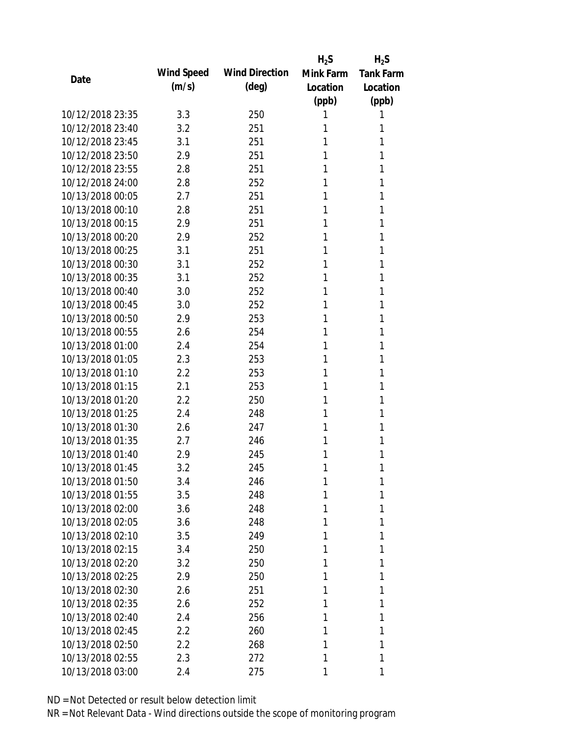| Date | Wind Speed (m/s) | Wind Direction (deg) | $H_2S$ Mink Farm Location (ppb) | $H_2S$ Tank Farm Location (ppb) |
|---|---|---|---|---|
| 10/12/2018 23:35 | 3.3 | 250 | 1 | 1 |
| 10/12/2018 23:40 | 3.2 | 251 | 1 | 1 |
| 10/12/2018 23:45 | 3.1 | 251 | 1 | 1 |
| 10/12/2018 23:50 | 2.9 | 251 | 1 | 1 |
| 10/12/2018 23:55 | 2.8 | 251 | 1 | 1 |
| 10/12/2018 24:00 | 2.8 | 252 | 1 | 1 |
| 10/13/2018 00:05 | 2.7 | 251 | 1 | 1 |
| 10/13/2018 00:10 | 2.8 | 251 | 1 | 1 |
| 10/13/2018 00:15 | 2.9 | 251 | 1 | 1 |
| 10/13/2018 00:20 | 2.9 | 252 | 1 | 1 |
| 10/13/2018 00:25 | 3.1 | 251 | 1 | 1 |
| 10/13/2018 00:30 | 3.1 | 252 | 1 | 1 |
| 10/13/2018 00:35 | 3.1 | 252 | 1 | 1 |
| 10/13/2018 00:40 | 3.0 | 252 | 1 | 1 |
| 10/13/2018 00:45 | 3.0 | 252 | 1 | 1 |
| 10/13/2018 00:50 | 2.9 | 253 | 1 | 1 |
| 10/13/2018 00:55 | 2.6 | 254 | 1 | 1 |
| 10/13/2018 01:00 | 2.4 | 254 | 1 | 1 |
| 10/13/2018 01:05 | 2.3 | 253 | 1 | 1 |
| 10/13/2018 01:10 | 2.2 | 253 | 1 | 1 |
| 10/13/2018 01:15 | 2.1 | 253 | 1 | 1 |
| 10/13/2018 01:20 | 2.2 | 250 | 1 | 1 |
| 10/13/2018 01:25 | 2.4 | 248 | 1 | 1 |
| 10/13/2018 01:30 | 2.6 | 247 | 1 | 1 |
| 10/13/2018 01:35 | 2.7 | 246 | 1 | 1 |
| 10/13/2018 01:40 | 2.9 | 245 | 1 | 1 |
| 10/13/2018 01:45 | 3.2 | 245 | 1 | 1 |
| 10/13/2018 01:50 | 3.4 | 246 | 1 | 1 |
| 10/13/2018 01:55 | 3.5 | 248 | 1 | 1 |
| 10/13/2018 02:00 | 3.6 | 248 | 1 | 1 |
| 10/13/2018 02:05 | 3.6 | 248 | 1 | 1 |
| 10/13/2018 02:10 | 3.5 | 249 | 1 | 1 |
| 10/13/2018 02:15 | 3.4 | 250 | 1 | 1 |
| 10/13/2018 02:20 | 3.2 | 250 | 1 | 1 |
| 10/13/2018 02:25 | 2.9 | 250 | 1 | 1 |
| 10/13/2018 02:30 | 2.6 | 251 | 1 | 1 |
| 10/13/2018 02:35 | 2.6 | 252 | 1 | 1 |
| 10/13/2018 02:40 | 2.4 | 256 | 1 | 1 |
| 10/13/2018 02:45 | 2.2 | 260 | 1 | 1 |
| 10/13/2018 02:50 | 2.2 | 268 | 1 | 1 |
| 10/13/2018 02:55 | 2.3 | 272 | 1 | 1 |
| 10/13/2018 03:00 | 2.4 | 275 | 1 | 1 |

ND = Not Detected or result below detection limit

NR = Not Relevant Data - Wind directions outside the scope of monitoring program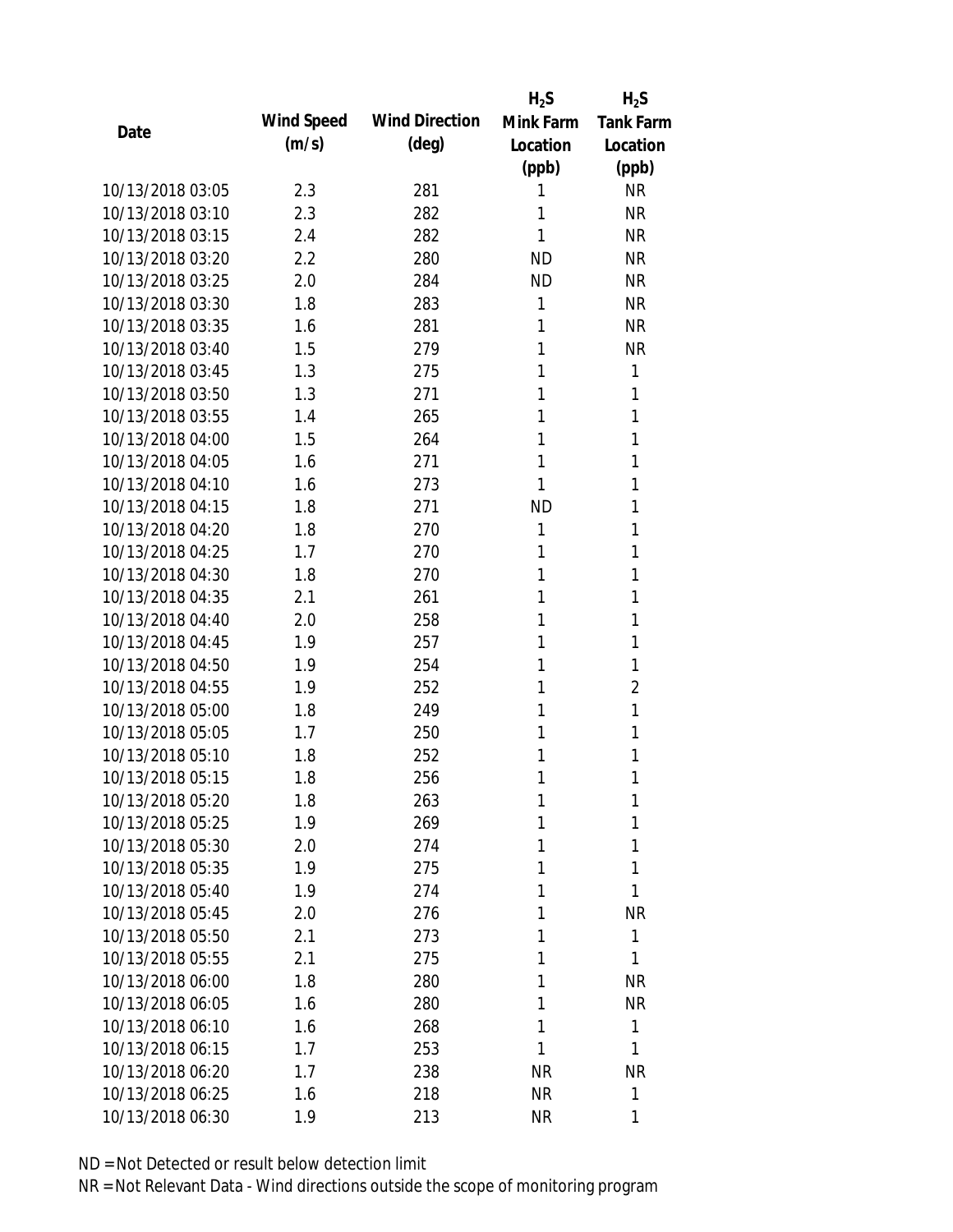| Date | Wind Speed (m/s) | Wind Direction (deg) | $H_2S$ Mink Farm Location (ppb) | $H_2S$ Tank Farm Location (ppb) |
|---|---|---|---|---|
| 10/13/2018 03:05 | 2.3 | 281 | 1 | NR |
| 10/13/2018 03:10 | 2.3 | 282 | 1 | NR |
| 10/13/2018 03:15 | 2.4 | 282 | 1 | NR |
| 10/13/2018 03:20 | 2.2 | 280 | ND | NR |
| 10/13/2018 03:25 | 2.0 | 284 | ND | NR |
| 10/13/2018 03:30 | 1.8 | 283 | 1 | NR |
| 10/13/2018 03:35 | 1.6 | 281 | 1 | NR |
| 10/13/2018 03:40 | 1.5 | 279 | 1 | NR |
| 10/13/2018 03:45 | 1.3 | 275 | 1 | 1 |
| 10/13/2018 03:50 | 1.3 | 271 | 1 | 1 |
| 10/13/2018 03:55 | 1.4 | 265 | 1 | 1 |
| 10/13/2018 04:00 | 1.5 | 264 | 1 | 1 |
| 10/13/2018 04:05 | 1.6 | 271 | 1 | 1 |
| 10/13/2018 04:10 | 1.6 | 273 | 1 | 1 |
| 10/13/2018 04:15 | 1.8 | 271 | ND | 1 |
| 10/13/2018 04:20 | 1.8 | 270 | 1 | 1 |
| 10/13/2018 04:25 | 1.7 | 270 | 1 | 1 |
| 10/13/2018 04:30 | 1.8 | 270 | 1 | 1 |
| 10/13/2018 04:35 | 2.1 | 261 | 1 | 1 |
| 10/13/2018 04:40 | 2.0 | 258 | 1 | 1 |
| 10/13/2018 04:45 | 1.9 | 257 | 1 | 1 |
| 10/13/2018 04:50 | 1.9 | 254 | 1 | 1 |
| 10/13/2018 04:55 | 1.9 | 252 | 1 | 2 |
| 10/13/2018 05:00 | 1.8 | 249 | 1 | 1 |
| 10/13/2018 05:05 | 1.7 | 250 | 1 | 1 |
| 10/13/2018 05:10 | 1.8 | 252 | 1 | 1 |
| 10/13/2018 05:15 | 1.8 | 256 | 1 | 1 |
| 10/13/2018 05:20 | 1.8 | 263 | 1 | 1 |
| 10/13/2018 05:25 | 1.9 | 269 | 1 | 1 |
| 10/13/2018 05:30 | 2.0 | 274 | 1 | 1 |
| 10/13/2018 05:35 | 1.9 | 275 | 1 | 1 |
| 10/13/2018 05:40 | 1.9 | 274 | 1 | 1 |
| 10/13/2018 05:45 | 2.0 | 276 | 1 | NR |
| 10/13/2018 05:50 | 2.1 | 273 | 1 | 1 |
| 10/13/2018 05:55 | 2.1 | 275 | 1 | 1 |
| 10/13/2018 06:00 | 1.8 | 280 | 1 | NR |
| 10/13/2018 06:05 | 1.6 | 280 | 1 | NR |
| 10/13/2018 06:10 | 1.6 | 268 | 1 | 1 |
| 10/13/2018 06:15 | 1.7 | 253 | 1 | 1 |
| 10/13/2018 06:20 | 1.7 | 238 | NR | NR |
| 10/13/2018 06:25 | 1.6 | 218 | NR | 1 |
| 10/13/2018 06:30 | 1.9 | 213 | NR | 1 |

ND = Not Detected or result below detection limit

NR = Not Relevant Data - Wind directions outside the scope of monitoring program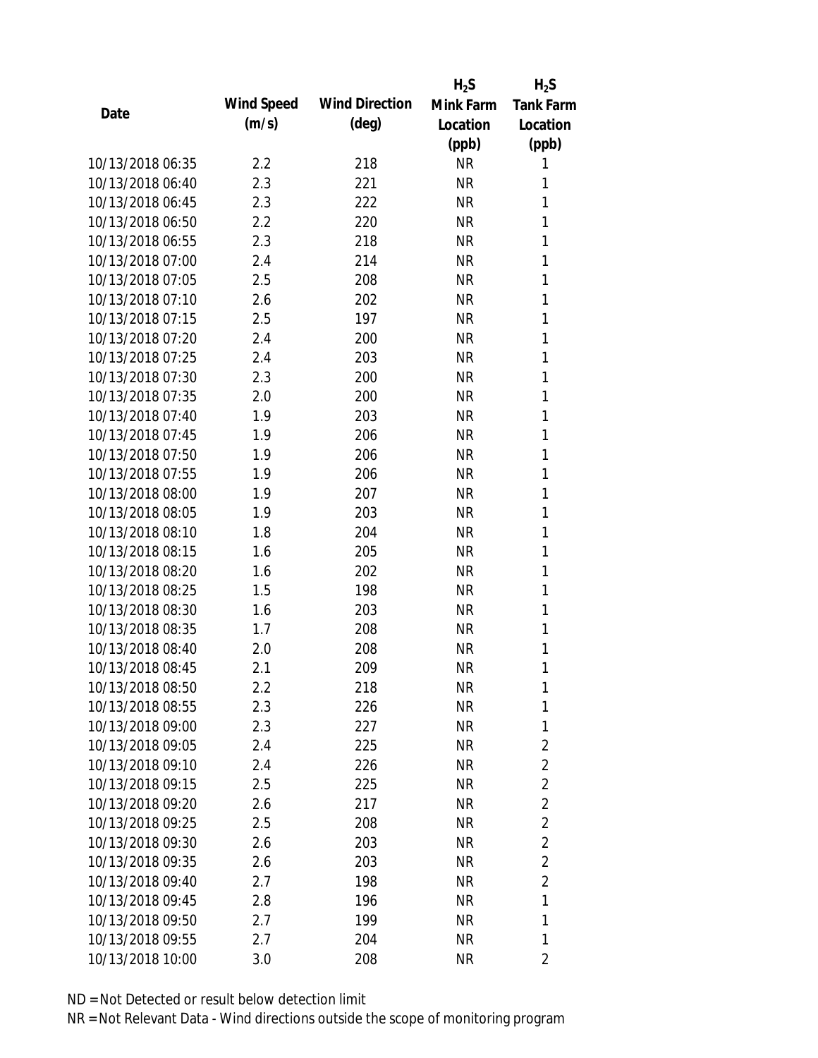| Date | Wind Speed (m/s) | Wind Direction (deg) | $H_2S$ Mink Farm Location (ppb) | $H_2S$ Tank Farm Location (ppb) |
|---|---|---|---|---|
| 10/13/2018 06:35 | 2.2 | 218 | NR | 1 |
| 10/13/2018 06:40 | 2.3 | 221 | NR | 1 |
| 10/13/2018 06:45 | 2.3 | 222 | NR | 1 |
| 10/13/2018 06:50 | 2.2 | 220 | NR | 1 |
| 10/13/2018 06:55 | 2.3 | 218 | NR | 1 |
| 10/13/2018 07:00 | 2.4 | 214 | NR | 1 |
| 10/13/2018 07:05 | 2.5 | 208 | NR | 1 |
| 10/13/2018 07:10 | 2.6 | 202 | NR | 1 |
| 10/13/2018 07:15 | 2.5 | 197 | NR | 1 |
| 10/13/2018 07:20 | 2.4 | 200 | NR | 1 |
| 10/13/2018 07:25 | 2.4 | 203 | NR | 1 |
| 10/13/2018 07:30 | 2.3 | 200 | NR | 1 |
| 10/13/2018 07:35 | 2.0 | 200 | NR | 1 |
| 10/13/2018 07:40 | 1.9 | 203 | NR | 1 |
| 10/13/2018 07:45 | 1.9 | 206 | NR | 1 |
| 10/13/2018 07:50 | 1.9 | 206 | NR | 1 |
| 10/13/2018 07:55 | 1.9 | 206 | NR | 1 |
| 10/13/2018 08:00 | 1.9 | 207 | NR | 1 |
| 10/13/2018 08:05 | 1.9 | 203 | NR | 1 |
| 10/13/2018 08:10 | 1.8 | 204 | NR | 1 |
| 10/13/2018 08:15 | 1.6 | 205 | NR | 1 |
| 10/13/2018 08:20 | 1.6 | 202 | NR | 1 |
| 10/13/2018 08:25 | 1.5 | 198 | NR | 1 |
| 10/13/2018 08:30 | 1.6 | 203 | NR | 1 |
| 10/13/2018 08:35 | 1.7 | 208 | NR | 1 |
| 10/13/2018 08:40 | 2.0 | 208 | NR | 1 |
| 10/13/2018 08:45 | 2.1 | 209 | NR | 1 |
| 10/13/2018 08:50 | 2.2 | 218 | NR | 1 |
| 10/13/2018 08:55 | 2.3 | 226 | NR | 1 |
| 10/13/2018 09:00 | 2.3 | 227 | NR | 1 |
| 10/13/2018 09:05 | 2.4 | 225 | NR | 2 |
| 10/13/2018 09:10 | 2.4 | 226 | NR | 2 |
| 10/13/2018 09:15 | 2.5 | 225 | NR | 2 |
| 10/13/2018 09:20 | 2.6 | 217 | NR | 2 |
| 10/13/2018 09:25 | 2.5 | 208 | NR | 2 |
| 10/13/2018 09:30 | 2.6 | 203 | NR | 2 |
| 10/13/2018 09:35 | 2.6 | 203 | NR | 2 |
| 10/13/2018 09:40 | 2.7 | 198 | NR | 2 |
| 10/13/2018 09:45 | 2.8 | 196 | NR | 1 |
| 10/13/2018 09:50 | 2.7 | 199 | NR | 1 |
| 10/13/2018 09:55 | 2.7 | 204 | NR | 1 |
| 10/13/2018 10:00 | 3.0 | 208 | NR | 2 |

ND = Not Detected or result below detection limit

NR = Not Relevant Data - Wind directions outside the scope of monitoring program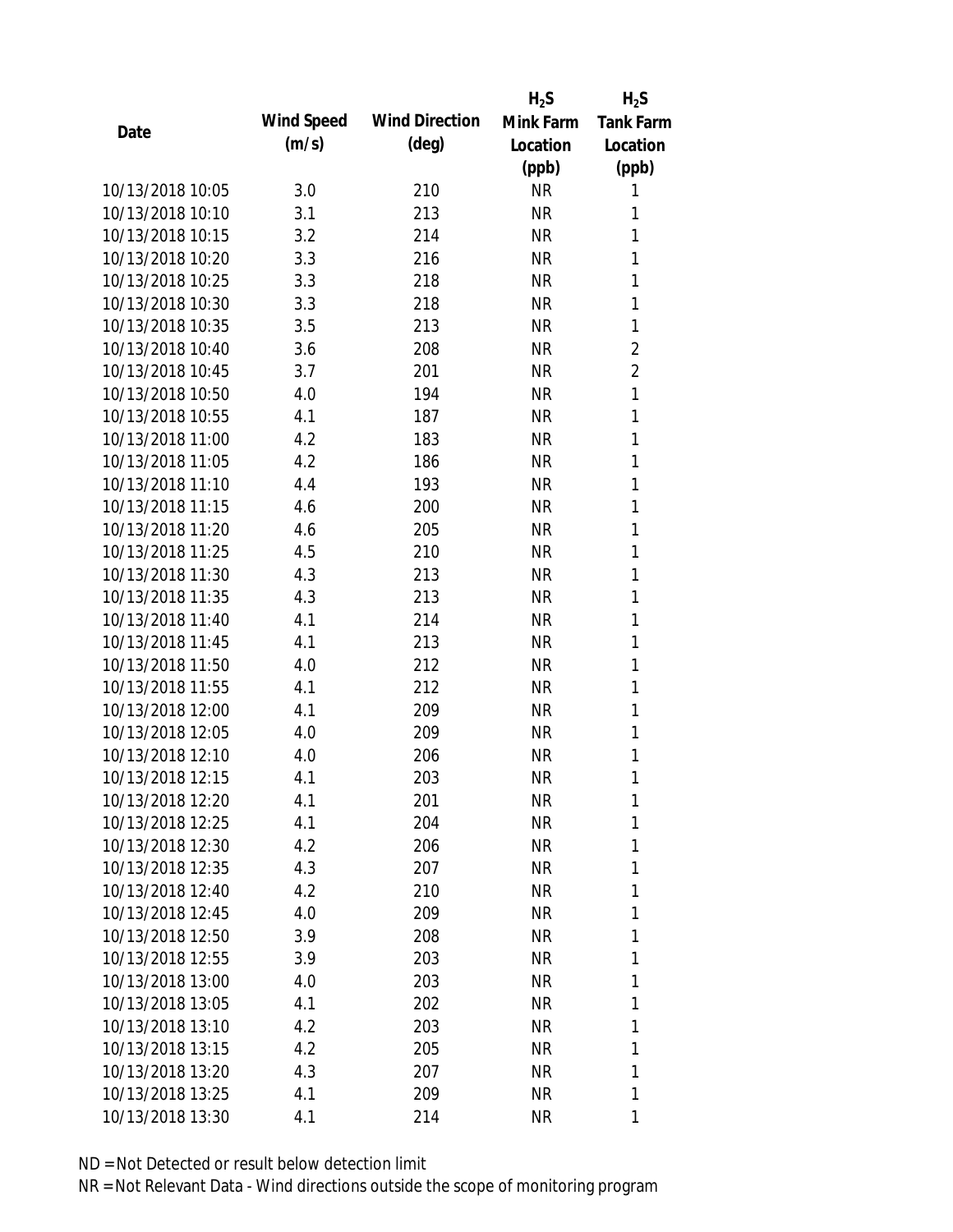| Date | Wind Speed (m/s) | Wind Direction (deg) | $H_2S$ Mink Farm Location (ppb) | $H_2S$ Tank Farm Location (ppb) |
|---|---|---|---|---|
| 10/13/2018 10:05 | 3.0 | 210 | NR | 1 |
| 10/13/2018 10:10 | 3.1 | 213 | NR | 1 |
| 10/13/2018 10:15 | 3.2 | 214 | NR | 1 |
| 10/13/2018 10:20 | 3.3 | 216 | NR | 1 |
| 10/13/2018 10:25 | 3.3 | 218 | NR | 1 |
| 10/13/2018 10:30 | 3.3 | 218 | NR | 1 |
| 10/13/2018 10:35 | 3.5 | 213 | NR | 1 |
| 10/13/2018 10:40 | 3.6 | 208 | NR | 2 |
| 10/13/2018 10:45 | 3.7 | 201 | NR | 2 |
| 10/13/2018 10:50 | 4.0 | 194 | NR | 1 |
| 10/13/2018 10:55 | 4.1 | 187 | NR | 1 |
| 10/13/2018 11:00 | 4.2 | 183 | NR | 1 |
| 10/13/2018 11:05 | 4.2 | 186 | NR | 1 |
| 10/13/2018 11:10 | 4.4 | 193 | NR | 1 |
| 10/13/2018 11:15 | 4.6 | 200 | NR | 1 |
| 10/13/2018 11:20 | 4.6 | 205 | NR | 1 |
| 10/13/2018 11:25 | 4.5 | 210 | NR | 1 |
| 10/13/2018 11:30 | 4.3 | 213 | NR | 1 |
| 10/13/2018 11:35 | 4.3 | 213 | NR | 1 |
| 10/13/2018 11:40 | 4.1 | 214 | NR | 1 |
| 10/13/2018 11:45 | 4.1 | 213 | NR | 1 |
| 10/13/2018 11:50 | 4.0 | 212 | NR | 1 |
| 10/13/2018 11:55 | 4.1 | 212 | NR | 1 |
| 10/13/2018 12:00 | 4.1 | 209 | NR | 1 |
| 10/13/2018 12:05 | 4.0 | 209 | NR | 1 |
| 10/13/2018 12:10 | 4.0 | 206 | NR | 1 |
| 10/13/2018 12:15 | 4.1 | 203 | NR | 1 |
| 10/13/2018 12:20 | 4.1 | 201 | NR | 1 |
| 10/13/2018 12:25 | 4.1 | 204 | NR | 1 |
| 10/13/2018 12:30 | 4.2 | 206 | NR | 1 |
| 10/13/2018 12:35 | 4.3 | 207 | NR | 1 |
| 10/13/2018 12:40 | 4.2 | 210 | NR | 1 |
| 10/13/2018 12:45 | 4.0 | 209 | NR | 1 |
| 10/13/2018 12:50 | 3.9 | 208 | NR | 1 |
| 10/13/2018 12:55 | 3.9 | 203 | NR | 1 |
| 10/13/2018 13:00 | 4.0 | 203 | NR | 1 |
| 10/13/2018 13:05 | 4.1 | 202 | NR | 1 |
| 10/13/2018 13:10 | 4.2 | 203 | NR | 1 |
| 10/13/2018 13:15 | 4.2 | 205 | NR | 1 |
| 10/13/2018 13:20 | 4.3 | 207 | NR | 1 |
| 10/13/2018 13:25 | 4.1 | 209 | NR | 1 |
| 10/13/2018 13:30 | 4.1 | 214 | NR | 1 |

ND = Not Detected or result below detection limit

NR = Not Relevant Data - Wind directions outside the scope of monitoring program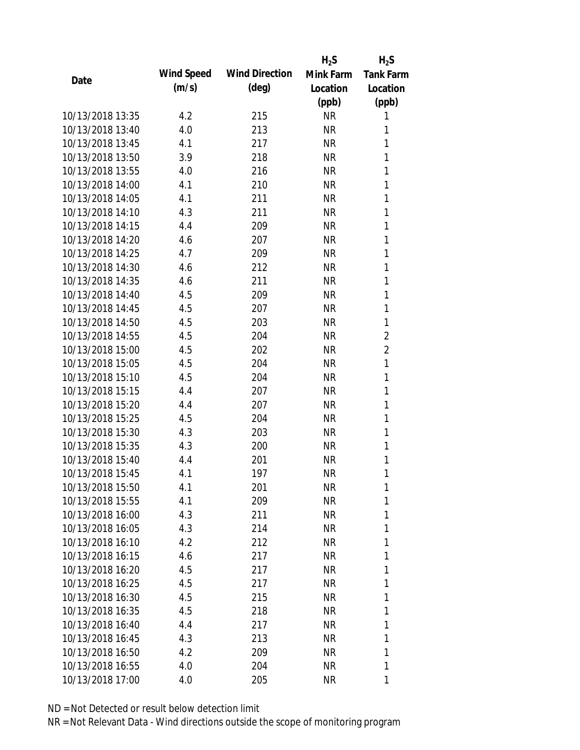| Date | Wind Speed (m/s) | Wind Direction (deg) | $H_2S$ Mink Farm Location (ppb) | $H_2S$ Tank Farm Location (ppb) |
|---|---|---|---|---|
| 10/13/2018 13:35 | 4.2 | 215 | NR | 1 |
| 10/13/2018 13:40 | 4.0 | 213 | NR | 1 |
| 10/13/2018 13:45 | 4.1 | 217 | NR | 1 |
| 10/13/2018 13:50 | 3.9 | 218 | NR | 1 |
| 10/13/2018 13:55 | 4.0 | 216 | NR | 1 |
| 10/13/2018 14:00 | 4.1 | 210 | NR | 1 |
| 10/13/2018 14:05 | 4.1 | 211 | NR | 1 |
| 10/13/2018 14:10 | 4.3 | 211 | NR | 1 |
| 10/13/2018 14:15 | 4.4 | 209 | NR | 1 |
| 10/13/2018 14:20 | 4.6 | 207 | NR | 1 |
| 10/13/2018 14:25 | 4.7 | 209 | NR | 1 |
| 10/13/2018 14:30 | 4.6 | 212 | NR | 1 |
| 10/13/2018 14:35 | 4.6 | 211 | NR | 1 |
| 10/13/2018 14:40 | 4.5 | 209 | NR | 1 |
| 10/13/2018 14:45 | 4.5 | 207 | NR | 1 |
| 10/13/2018 14:50 | 4.5 | 203 | NR | 1 |
| 10/13/2018 14:55 | 4.5 | 204 | NR | 2 |
| 10/13/2018 15:00 | 4.5 | 202 | NR | 2 |
| 10/13/2018 15:05 | 4.5 | 204 | NR | 1 |
| 10/13/2018 15:10 | 4.5 | 204 | NR | 1 |
| 10/13/2018 15:15 | 4.4 | 207 | NR | 1 |
| 10/13/2018 15:20 | 4.4 | 207 | NR | 1 |
| 10/13/2018 15:25 | 4.5 | 204 | NR | 1 |
| 10/13/2018 15:30 | 4.3 | 203 | NR | 1 |
| 10/13/2018 15:35 | 4.3 | 200 | NR | 1 |
| 10/13/2018 15:40 | 4.4 | 201 | NR | 1 |
| 10/13/2018 15:45 | 4.1 | 197 | NR | 1 |
| 10/13/2018 15:50 | 4.1 | 201 | NR | 1 |
| 10/13/2018 15:55 | 4.1 | 209 | NR | 1 |
| 10/13/2018 16:00 | 4.3 | 211 | NR | 1 |
| 10/13/2018 16:05 | 4.3 | 214 | NR | 1 |
| 10/13/2018 16:10 | 4.2 | 212 | NR | 1 |
| 10/13/2018 16:15 | 4.6 | 217 | NR | 1 |
| 10/13/2018 16:20 | 4.5 | 217 | NR | 1 |
| 10/13/2018 16:25 | 4.5 | 217 | NR | 1 |
| 10/13/2018 16:30 | 4.5 | 215 | NR | 1 |
| 10/13/2018 16:35 | 4.5 | 218 | NR | 1 |
| 10/13/2018 16:40 | 4.4 | 217 | NR | 1 |
| 10/13/2018 16:45 | 4.3 | 213 | NR | 1 |
| 10/13/2018 16:50 | 4.2 | 209 | NR | 1 |
| 10/13/2018 16:55 | 4.0 | 204 | NR | 1 |
| 10/13/2018 17:00 | 4.0 | 205 | NR | 1 |

ND = Not Detected or result below detection limit

NR = Not Relevant Data - Wind directions outside the scope of monitoring program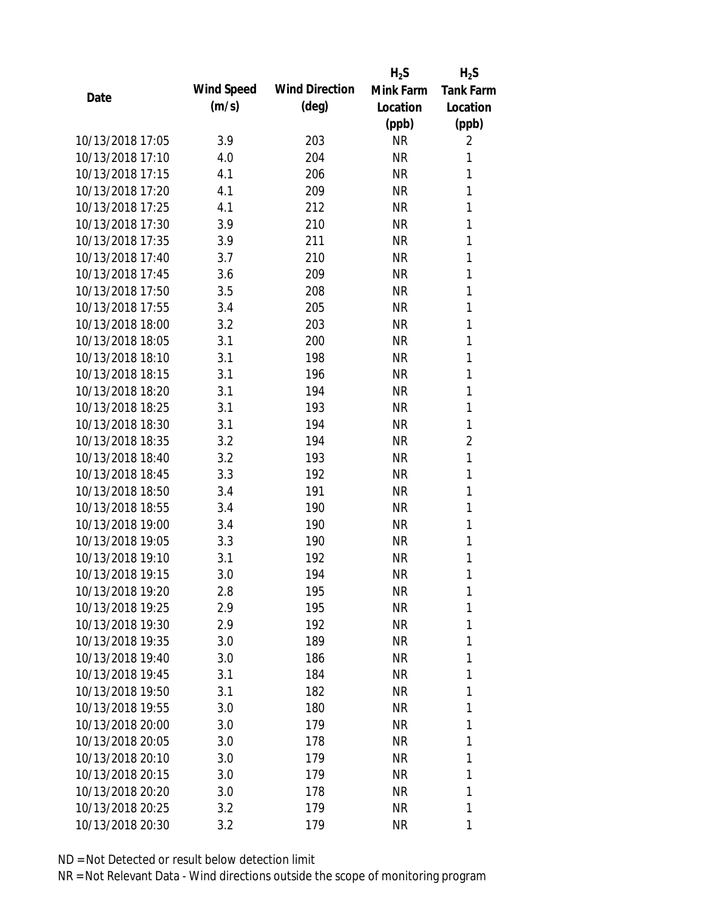| Date | Wind Speed (m/s) | Wind Direction (deg) | $H_2S$ Mink Farm Location (ppb) | $H_2S$ Tank Farm Location (ppb) |
|---|---|---|---|---|
| 10/13/2018 17:05 | 3.9 | 203 | NR | 2 |
| 10/13/2018 17:10 | 4.0 | 204 | NR | 1 |
| 10/13/2018 17:15 | 4.1 | 206 | NR | 1 |
| 10/13/2018 17:20 | 4.1 | 209 | NR | 1 |
| 10/13/2018 17:25 | 4.1 | 212 | NR | 1 |
| 10/13/2018 17:30 | 3.9 | 210 | NR | 1 |
| 10/13/2018 17:35 | 3.9 | 211 | NR | 1 |
| 10/13/2018 17:40 | 3.7 | 210 | NR | 1 |
| 10/13/2018 17:45 | 3.6 | 209 | NR | 1 |
| 10/13/2018 17:50 | 3.5 | 208 | NR | 1 |
| 10/13/2018 17:55 | 3.4 | 205 | NR | 1 |
| 10/13/2018 18:00 | 3.2 | 203 | NR | 1 |
| 10/13/2018 18:05 | 3.1 | 200 | NR | 1 |
| 10/13/2018 18:10 | 3.1 | 198 | NR | 1 |
| 10/13/2018 18:15 | 3.1 | 196 | NR | 1 |
| 10/13/2018 18:20 | 3.1 | 194 | NR | 1 |
| 10/13/2018 18:25 | 3.1 | 193 | NR | 1 |
| 10/13/2018 18:30 | 3.1 | 194 | NR | 1 |
| 10/13/2018 18:35 | 3.2 | 194 | NR | 2 |
| 10/13/2018 18:40 | 3.2 | 193 | NR | 1 |
| 10/13/2018 18:45 | 3.3 | 192 | NR | 1 |
| 10/13/2018 18:50 | 3.4 | 191 | NR | 1 |
| 10/13/2018 18:55 | 3.4 | 190 | NR | 1 |
| 10/13/2018 19:00 | 3.4 | 190 | NR | 1 |
| 10/13/2018 19:05 | 3.3 | 190 | NR | 1 |
| 10/13/2018 19:10 | 3.1 | 192 | NR | 1 |
| 10/13/2018 19:15 | 3.0 | 194 | NR | 1 |
| 10/13/2018 19:20 | 2.8 | 195 | NR | 1 |
| 10/13/2018 19:25 | 2.9 | 195 | NR | 1 |
| 10/13/2018 19:30 | 2.9 | 192 | NR | 1 |
| 10/13/2018 19:35 | 3.0 | 189 | NR | 1 |
| 10/13/2018 19:40 | 3.0 | 186 | NR | 1 |
| 10/13/2018 19:45 | 3.1 | 184 | NR | 1 |
| 10/13/2018 19:50 | 3.1 | 182 | NR | 1 |
| 10/13/2018 19:55 | 3.0 | 180 | NR | 1 |
| 10/13/2018 20:00 | 3.0 | 179 | NR | 1 |
| 10/13/2018 20:05 | 3.0 | 178 | NR | 1 |
| 10/13/2018 20:10 | 3.0 | 179 | NR | 1 |
| 10/13/2018 20:15 | 3.0 | 179 | NR | 1 |
| 10/13/2018 20:20 | 3.0 | 178 | NR | 1 |
| 10/13/2018 20:25 | 3.2 | 179 | NR | 1 |
| 10/13/2018 20:30 | 3.2 | 179 | NR | 1 |

ND = Not Detected or result below detection limit

NR = Not Relevant Data - Wind directions outside the scope of monitoring program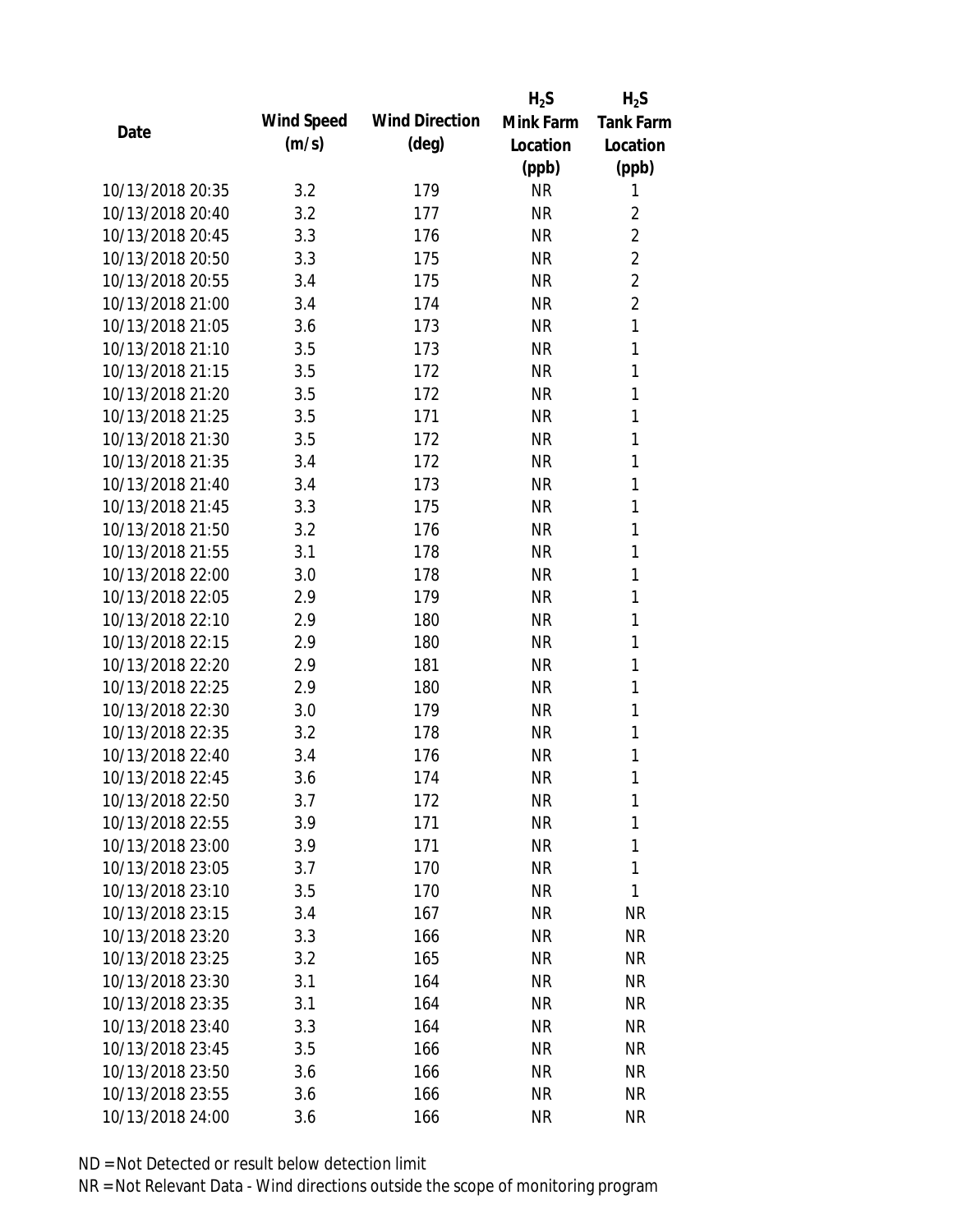| Date | Wind Speed (m/s) | Wind Direction (deg) | $H_2S$ Mink Farm Location (ppb) | $H_2S$ Tank Farm Location (ppb) |
|---|---|---|---|---|
| 10/13/2018 20:35 | 3.2 | 179 | NR | 1 |
| 10/13/2018 20:40 | 3.2 | 177 | NR | 2 |
| 10/13/2018 20:45 | 3.3 | 176 | NR | 2 |
| 10/13/2018 20:50 | 3.3 | 175 | NR | 2 |
| 10/13/2018 20:55 | 3.4 | 175 | NR | 2 |
| 10/13/2018 21:00 | 3.4 | 174 | NR | 2 |
| 10/13/2018 21:05 | 3.6 | 173 | NR | 1 |
| 10/13/2018 21:10 | 3.5 | 173 | NR | 1 |
| 10/13/2018 21:15 | 3.5 | 172 | NR | 1 |
| 10/13/2018 21:20 | 3.5 | 172 | NR | 1 |
| 10/13/2018 21:25 | 3.5 | 171 | NR | 1 |
| 10/13/2018 21:30 | 3.5 | 172 | NR | 1 |
| 10/13/2018 21:35 | 3.4 | 172 | NR | 1 |
| 10/13/2018 21:40 | 3.4 | 173 | NR | 1 |
| 10/13/2018 21:45 | 3.3 | 175 | NR | 1 |
| 10/13/2018 21:50 | 3.2 | 176 | NR | 1 |
| 10/13/2018 21:55 | 3.1 | 178 | NR | 1 |
| 10/13/2018 22:00 | 3.0 | 178 | NR | 1 |
| 10/13/2018 22:05 | 2.9 | 179 | NR | 1 |
| 10/13/2018 22:10 | 2.9 | 180 | NR | 1 |
| 10/13/2018 22:15 | 2.9 | 180 | NR | 1 |
| 10/13/2018 22:20 | 2.9 | 181 | NR | 1 |
| 10/13/2018 22:25 | 2.9 | 180 | NR | 1 |
| 10/13/2018 22:30 | 3.0 | 179 | NR | 1 |
| 10/13/2018 22:35 | 3.2 | 178 | NR | 1 |
| 10/13/2018 22:40 | 3.4 | 176 | NR | 1 |
| 10/13/2018 22:45 | 3.6 | 174 | NR | 1 |
| 10/13/2018 22:50 | 3.7 | 172 | NR | 1 |
| 10/13/2018 22:55 | 3.9 | 171 | NR | 1 |
| 10/13/2018 23:00 | 3.9 | 171 | NR | 1 |
| 10/13/2018 23:05 | 3.7 | 170 | NR | 1 |
| 10/13/2018 23:10 | 3.5 | 170 | NR | 1 |
| 10/13/2018 23:15 | 3.4 | 167 | NR | NR |
| 10/13/2018 23:20 | 3.3 | 166 | NR | NR |
| 10/13/2018 23:25 | 3.2 | 165 | NR | NR |
| 10/13/2018 23:30 | 3.1 | 164 | NR | NR |
| 10/13/2018 23:35 | 3.1 | 164 | NR | NR |
| 10/13/2018 23:40 | 3.3 | 164 | NR | NR |
| 10/13/2018 23:45 | 3.5 | 166 | NR | NR |
| 10/13/2018 23:50 | 3.6 | 166 | NR | NR |
| 10/13/2018 23:55 | 3.6 | 166 | NR | NR |
| 10/13/2018 24:00 | 3.6 | 166 | NR | NR |

ND = Not Detected or result below detection limit

NR = Not Relevant Data - Wind directions outside the scope of monitoring program